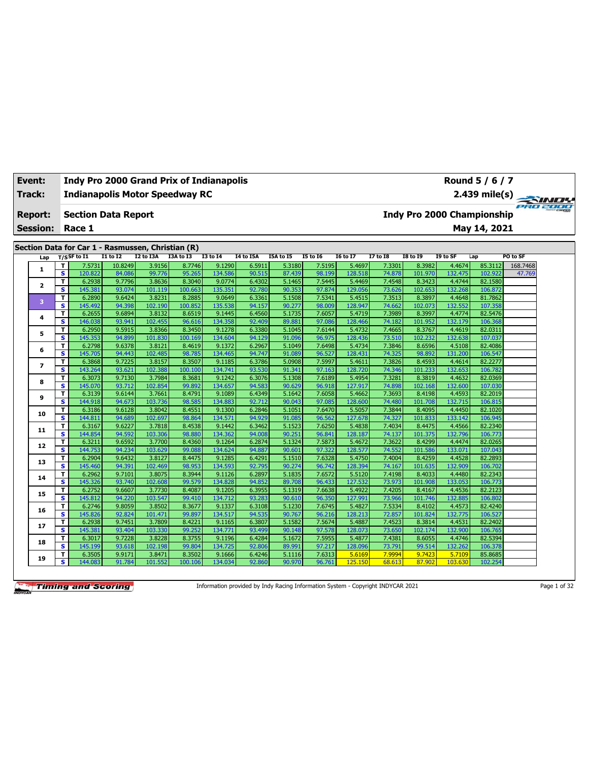| | | | |
|---|---|---|---|
| **Event:** | **Indy Pro 2000 Grand Prix of Indianapolis** | | **Round 5 / 6 / 7** |
| **Track:** | **Indianapolis Motor Speedway RC** | | **2.439 mile(s)** |
| **Report:** | **Section Data Report** | | **Indy Pro 2000 Championship** |
| **Session:** | **Race 1** | | **May 14, 2021** |

## Section Data for Car 1 - Rasmussen, Christian (R)

| Lap | T/S | SF to I1 | I1 to I2 | I2 to I3A | I3A to I3 | I3 to I4 | I4 to I5A | I5A to I5 | I5 to I6 | I6 to I7 | I7 to I8 | I8 to I9 | I9 to SF | Lap | PO to SF |
|---|---|---|---|---|---|---|---|---|---|---|---|---|---|---|---|
| 1 | T | 7.5731 | 10.8249 | 3.9156 | 8.7746 | 9.1290 | 6.5911 | 5.3180 | 7.5195 | 5.4697 | 7.3301 | 8.3982 | 4.4674 | 85.3112 | 168.7468 |
| | S | 120.822 | 84.086 | 99.776 | 95.265 | 134.586 | 90.515 | 87.439 | 98.199 | 128.518 | 74.878 | 101.970 | 132.475 | 102.922 | 47.769 |
| 2 | T | 6.2938 | 9.7796 | 3.8636 | 8.3040 | 9.0774 | 6.4302 | 5.1465 | 7.5445 | 5.4469 | 7.4548 | 8.3423 | 4.4744 | 82.1580 | |
| | S | 145.381 | 93.074 | 101.119 | 100.663 | 135.351 | 92.780 | 90.353 | 97.874 | 129.056 | 73.626 | 102.653 | 132.268 | 106.872 | |
| 3 | T | 6.2890 | 9.6424 | 3.8231 | 8.2885 | 9.0649 | 6.3361 | 5.1508 | 7.5341 | 5.4515 | 7.3513 | 8.3897 | 4.4648 | 81.7862 | |
| | S | 145.492 | 94.398 | 102.190 | 100.852 | 135.538 | 94.157 | 90.277 | 98.009 | 128.947 | 74.662 | 102.073 | 132.552 | 107.358 | |
| 4 | T | 6.2655 | 9.6894 | 3.8132 | 8.6519 | 9.1445 | 6.4560 | 5.1735 | 7.6057 | 5.4719 | 7.3989 | 8.3997 | 4.4774 | 82.5476 | |
| | S | 146.038 | 93.941 | 102.455 | 96.616 | 134.358 | 92.409 | 89.881 | 97.086 | 128.466 | 74.182 | 101.952 | 132.179 | 106.368 | |
| 5 | T | 6.2950 | 9.5915 | 3.8366 | 8.3450 | 9.1278 | 6.3380 | 5.1045 | 7.6144 | 5.4732 | 7.4665 | 8.3767 | 4.4619 | 82.0311 | |
| | S | 145.353 | 94.899 | 101.830 | 100.169 | 134.604 | 94.129 | 91.096 | 96.975 | 128.436 | 73.510 | 102.232 | 132.638 | 107.037 | |
| 6 | T | 6.2798 | 9.6378 | 3.8121 | 8.4619 | 9.1372 | 6.2967 | 5.1049 | 7.6498 | 5.4734 | 7.3846 | 8.6596 | 4.5108 | 82.4086 | |
| | S | 145.705 | 94.443 | 102.485 | 98.785 | 134.465 | 94.747 | 91.089 | 96.527 | 128.431 | 74.325 | 98.892 | 131.200 | 106.547 | |
| 7 | T | 6.3868 | 9.7225 | 3.8157 | 8.3507 | 9.1185 | 6.3786 | 5.0908 | 7.5997 | 5.4611 | 7.3826 | 8.4593 | 4.4614 | 82.2277 | |
| | S | 143.264 | 93.621 | 102.388 | 100.100 | 134.741 | 93.530 | 91.341 | 97.163 | 128.720 | 74.346 | 101.233 | 132.653 | 106.782 | |
| 8 | T | 6.3073 | 9.7130 | 3.7984 | 8.3681 | 9.1242 | 6.3076 | 5.1308 | 7.6189 | 5.4954 | 7.3281 | 8.3819 | 4.4632 | 82.0369 | |
| | S | 145.070 | 93.712 | 102.854 | 99.892 | 134.657 | 94.583 | 90.629 | 96.918 | 127.917 | 74.898 | 102.168 | 132.600 | 107.030 | |
| 9 | T | 6.3139 | 9.6144 | 3.7661 | 8.4791 | 9.1089 | 6.4349 | 5.1642 | 7.6058 | 5.4662 | 7.3693 | 8.4198 | 4.4593 | 82.2019 | |
| | S | 144.918 | 94.673 | 103.736 | 98.585 | 134.883 | 92.712 | 90.043 | 97.085 | 128.600 | 74.480 | 101.708 | 132.715 | 106.815 | |
| 10 | T | 6.3186 | 9.6128 | 3.8042 | 8.4551 | 9.1300 | 6.2846 | 5.1051 | 7.6470 | 5.5057 | 7.3844 | 8.4095 | 4.4450 | 82.1020 | |
| | S | 144.811 | 94.689 | 102.697 | 98.864 | 134.571 | 94.929 | 91.085 | 96.562 | 127.678 | 74.327 | 101.833 | 133.142 | 106.945 | |
| 11 | T | 6.3167 | 9.6227 | 3.7818 | 8.4538 | 9.1442 | 6.3462 | 5.1523 | 7.6250 | 5.4838 | 7.4034 | 8.4475 | 4.4566 | 82.2340 | |
| | S | 144.854 | 94.592 | 103.306 | 98.880 | 134.362 | 94.008 | 90.251 | 96.841 | 128.187 | 74.137 | 101.375 | 132.796 | 106.773 | |
| 12 | T | 6.3211 | 9.6592 | 3.7700 | 8.4360 | 9.1264 | 6.2874 | 5.1324 | 7.5873 | 5.4672 | 7.3622 | 8.4299 | 4.4474 | 82.0265 | |
| | S | 144.753 | 94.234 | 103.629 | 99.088 | 134.624 | 94.887 | 90.601 | 97.322 | 128.577 | 74.552 | 101.586 | 133.071 | 107.043 | |
| 13 | T | 6.2904 | 9.6432 | 3.8127 | 8.4475 | 9.1285 | 6.4291 | 5.1510 | 7.6328 | 5.4750 | 7.4004 | 8.4259 | 4.4528 | 82.2893 | |
| | S | 145.460 | 94.391 | 102.469 | 98.953 | 134.593 | 92.795 | 90.274 | 96.742 | 128.394 | 74.167 | 101.635 | 132.909 | 106.702 | |
| 14 | T | 6.2962 | 9.7101 | 3.8075 | 8.3944 | 9.1126 | 6.2897 | 5.1835 | 7.6572 | 5.5120 | 7.4198 | 8.4033 | 4.4480 | 82.2343 | |
| | S | 145.326 | 93.740 | 102.608 | 99.579 | 134.828 | 94.852 | 89.708 | 96.433 | 127.532 | 73.973 | 101.908 | 133.053 | 106.773 | |
| 15 | T | 6.2752 | 9.6607 | 3.7730 | 8.4087 | 9.1205 | 6.3955 | 5.1319 | 7.6638 | 5.4922 | 7.4205 | 8.4167 | 4.4536 | 82.2123 | |
| | S | 145.812 | 94.220 | 103.547 | 99.410 | 134.712 | 93.283 | 90.610 | 96.350 | 127.991 | 73.966 | 101.746 | 132.885 | 106.802 | |
| 16 | T | 6.2746 | 9.8059 | 3.8502 | 8.3677 | 9.1337 | 6.3108 | 5.1230 | 7.6745 | 5.4827 | 7.5334 | 8.4102 | 4.4573 | 82.4240 | |
| | S | 145.826 | 92.824 | 101.471 | 99.897 | 134.517 | 94.535 | 90.767 | 96.216 | 128.213 | 72.857 | 101.824 | 132.775 | 106.527 | |
| 17 | T | 6.2938 | 9.7451 | 3.7809 | 8.4221 | 9.1165 | 6.3807 | 5.1582 | 7.5674 | 5.4887 | 7.4523 | 8.3814 | 4.4531 | 82.2402 | |
| | S | 145.381 | 93.404 | 103.330 | 99.252 | 134.771 | 93.499 | 90.148 | 97.578 | 128.073 | 73.650 | 102.174 | 132.900 | 106.765 | |
| 18 | T | 6.3017 | 9.7228 | 3.8228 | 8.3755 | 9.1196 | 6.4284 | 5.1672 | 7.5955 | 5.4877 | 7.4381 | 8.6055 | 4.4746 | 82.5394 | |
| | S | 145.199 | 93.618 | 102.198 | 99.804 | 134.725 | 92.806 | 89.991 | 97.217 | 128.096 | 73.791 | 99.514 | 132.262 | 106.378 | |
| 19 | T | 6.3505 | 9.9171 | 3.8471 | 8.3502 | 9.1666 | 6.4246 | 5.1116 | 7.6313 | 5.6169 | 7.9994 | 9.7423 | 5.7109 | 85.8685 | |
| | S | 144.083 | 91.784 | 101.552 | 100.106 | 134.034 | 92.860 | 90.970 | 96.761 | 125.150 | 68.613 | 87.902 | 103.630 | 102.254 | |

Information provided by Indy Racing Information System - Copyright INDYCAR 2021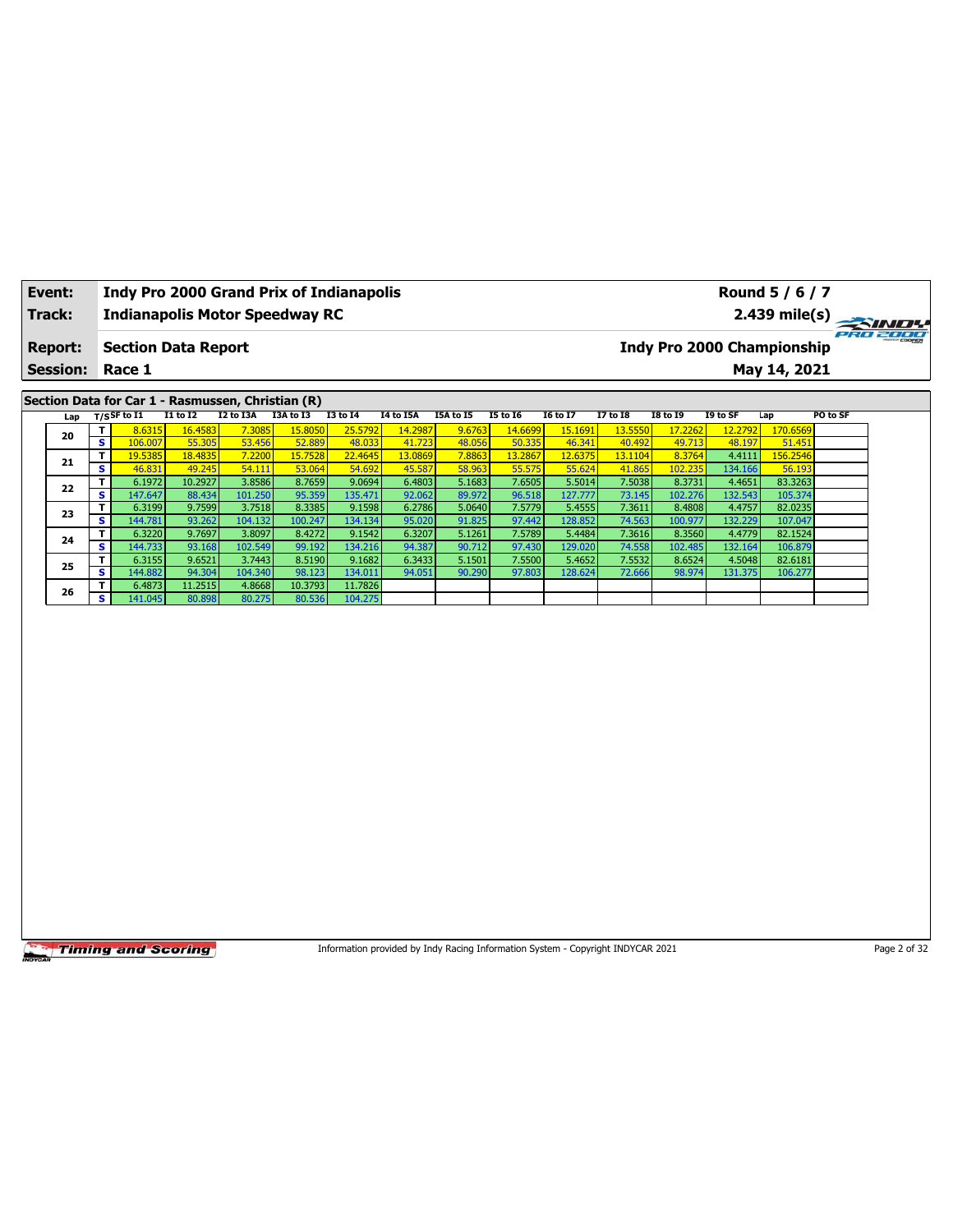| Event: | Indy Pro 2000 Grand Prix of Indianapolis | Round 5 / 6 / 7 |
|---|---|---|
| Track: | Indianapolis Motor Speedway RC | 2.439 mile(s) |
| Report: | Section Data Report | Indy Pro 2000 Championship |
| Session: | Race 1 | May 14, 2021 |

## Section Data for Car 1 - Rasmussen, Christian (R)

| Lap | T/S | SF to I1 | I1 to I2 | I2 to I3A | I3A to I3 | I3 to I4 | I4 to I5A | I5A to I5 | I5 to I6 | I6 to I7 | I7 to I8 | I8 to I9 | I9 to SF | Lap | PO to SF |
|---|---|---|---|---|---|---|---|---|---|---|---|---|---|---|---|
| 20 | T | 8.6315 | 16.4583 | 7.3085 | 15.8050 | 25.5792 | 14.2987 | 9.6763 | 14.6699 | 15.1691 | 13.5550 | 17.2262 | 12.2792 | 170.6569 | |
| | S | 106.007 | 55.305 | 53.456 | 52.889 | 48.033 | 41.723 | 48.056 | 50.335 | 46.341 | 40.492 | 49.713 | 48.197 | 51.451 | |
| 21 | T | 19.5385 | 18.4835 | 7.2200 | 15.7528 | 22.4645 | 13.0869 | 7.8863 | 13.2867 | 12.6375 | 13.1104 | 8.3764 | 4.4111 | 156.2546 | |
| | S | 46.831 | 49.245 | 54.111 | 53.064 | 54.692 | 45.587 | 58.963 | 55.575 | 55.624 | 41.865 | 102.235 | 134.166 | 56.193 | |
| 22 | T | 6.1972 | 10.2927 | 3.8586 | 8.7659 | 9.0694 | 6.4803 | 5.1683 | 7.6505 | 5.5014 | 7.5038 | 8.3731 | 4.4651 | 83.3263 | |
| | S | 147.647 | 88.434 | 101.250 | 95.359 | 135.471 | 92.062 | 89.972 | 96.518 | 127.777 | 73.145 | 102.276 | 132.543 | 105.374 | |
| 23 | T | 6.3199 | 9.7599 | 3.7518 | 8.3385 | 9.1598 | 6.2786 | 5.0640 | 7.5779 | 5.4555 | 7.3611 | 8.4808 | 4.4757 | 82.0235 | |
| | S | 144.781 | 93.262 | 104.132 | 100.247 | 134.134 | 95.020 | 91.825 | 97.442 | 128.852 | 74.563 | 100.977 | 132.229 | 107.047 | |
| 24 | T | 6.3220 | 9.7697 | 3.8097 | 8.4272 | 9.1542 | 6.3207 | 5.1261 | 7.5789 | 5.4484 | 7.3616 | 8.3560 | 4.4779 | 82.1524 | |
| | S | 144.733 | 93.168 | 102.549 | 99.192 | 134.216 | 94.387 | 90.712 | 97.430 | 129.020 | 74.558 | 102.485 | 132.164 | 106.879 | |
| 25 | T | 6.3155 | 9.6521 | 3.7443 | 8.5190 | 9.1682 | 6.3433 | 5.1501 | 7.5500 | 5.4652 | 7.5532 | 8.6524 | 4.5048 | 82.6181 | |
| | S | 144.882 | 94.304 | 104.340 | 98.123 | 134.011 | 94.051 | 90.290 | 97.803 | 128.624 | 72.666 | 98.974 | 131.375 | 106.277 | |
| 26 | T | 6.4873 | 11.2515 | 4.8668 | 10.3793 | 11.7826 | | | | | | | | | |
| | S | 141.045 | 80.898 | 80.275 | 80.536 | 104.275 | | | | | | | | | |

Timing and Scoring

Information provided by Indy Racing Information System - Copyright INDYCAR 2021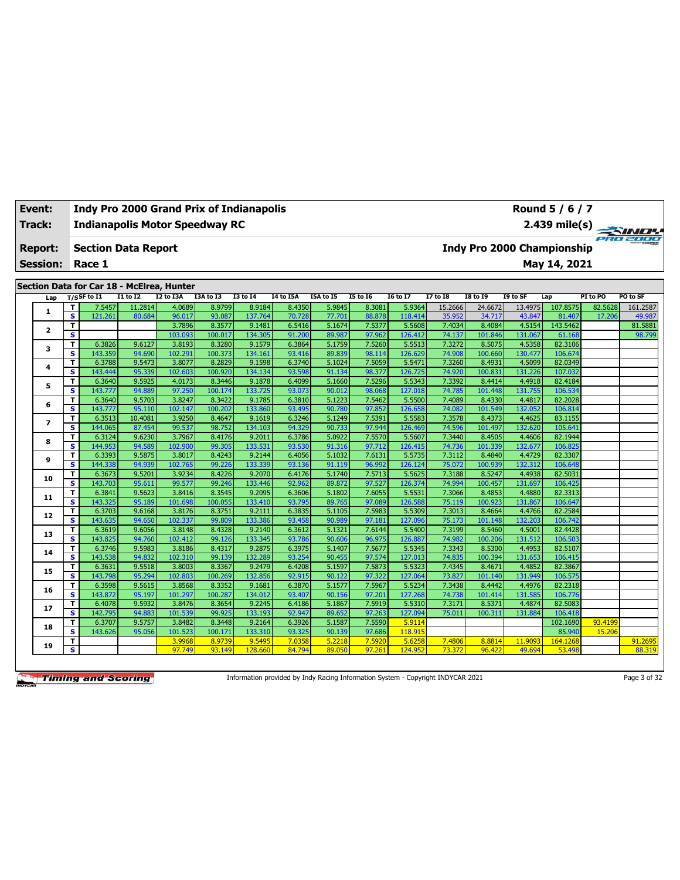| Event: | Indy Pro 2000 Grand Prix of Indianapolis | Round 5 / 6 / 7 |
|---|---|---|
| Track: | Indianapolis Motor Speedway RC | 2.439 mile(s) |
| Report: | Section Data Report | Indy Pro 2000 Championship |
| Session: | Race 1 | May 14, 2021 |

## Section Data for Car 18 - McElrea, Hunter

| Lap | T/S | SF to I1 | I1 to I2 | I2 to I3A | I3A to I3 | I3 to I4 | I4 to I5A | I5A to I5 | I5 to I6 | I6 to I7 | I7 to I8 | I8 to I9 | I9 to SF | Lap | PI to PO | PO to SF |
|---|---|---|---|---|---|---|---|---|---|---|---|---|---|---|---|---|
| 1 | T | 7.5457 | 11.2814 | 4.0689 | 8.9799 | 8.9184 | 8.4350 | 5.9845 | 8.3081 | 5.9364 | 15.2666 | 24.6672 | 13.4975 | 107.8575 | 82.5628 | 161.2587 |
| | S | 121.261 | 80.684 | 96.017 | 93.087 | 137.764 | 70.728 | 77.701 | 88.878 | 118.414 | 35.952 | 34.717 | 43.847 | 81.407 | 17.206 | 49.987 |
| 2 | T | | | 3.7896 | 8.3577 | 9.1481 | 6.5416 | 5.1674 | 7.5377 | 5.5608 | 7.4034 | 8.4084 | 4.5154 | 143.5462 | | 81.5881 |
| | S | | | 103.093 | 100.017 | 134.305 | 91.200 | 89.987 | 97.962 | 126.412 | 74.137 | 101.846 | 131.067 | 61.168 | | 98.799 |
| 3 | T | 6.3826 | 9.6127 | 3.8193 | 8.3280 | 9.1579 | 6.3864 | 5.1759 | 7.5260 | 5.5513 | 7.3272 | 8.5075 | 4.5358 | 82.3106 | | |
| | S | 143.359 | 94.690 | 102.291 | 100.373 | 134.161 | 93.416 | 89.839 | 98.114 | 126.629 | 74.908 | 100.660 | 130.477 | 106.674 | | |
| 4 | T | 6.3788 | 9.5473 | 3.8077 | 8.2829 | 9.1598 | 6.3740 | 5.1024 | 7.5059 | 5.5471 | 7.3260 | 8.4931 | 4.5099 | 82.0349 | | |
| | S | 143.444 | 95.339 | 102.603 | 100.920 | 134.134 | 93.598 | 91.134 | 98.377 | 126.725 | 74.920 | 100.831 | 131.226 | 107.032 | | |
| 5 | T | 6.3640 | 9.5925 | 4.0173 | 8.3446 | 9.1878 | 6.4099 | 5.1660 | 7.5296 | 5.5343 | 7.3392 | 8.4414 | 4.4918 | 82.4184 | | |
| | S | 143.777 | 94.889 | 97.250 | 100.174 | 133.725 | 93.073 | 90.012 | 98.068 | 127.018 | 74.785 | 101.448 | 131.755 | 106.534 | | |
| 6 | T | 6.3640 | 9.5703 | 3.8247 | 8.3422 | 9.1785 | 6.3810 | 5.1223 | 7.5462 | 5.5500 | 7.4089 | 8.4330 | 4.4817 | 82.2028 | | |
| | S | 143.777 | 95.110 | 102.147 | 100.202 | 133.860 | 93.495 | 90.780 | 97.852 | 126.658 | 74.082 | 101.549 | 132.052 | 106.814 | | |
| 7 | T | 6.3513 | 10.4081 | 3.9250 | 8.4647 | 9.1619 | 6.3246 | 5.1249 | 7.5391 | 5.5583 | 7.3578 | 8.4373 | 4.4625 | 83.1155 | | |
| | S | 144.065 | 87.454 | 99.537 | 98.752 | 134.103 | 94.329 | 90.733 | 97.944 | 126.469 | 74.596 | 101.497 | 132.620 | 105.641 | | |
| 8 | T | 6.3124 | 9.6230 | 3.7967 | 8.4176 | 9.2011 | 6.3786 | 5.0922 | 7.5570 | 5.5607 | 7.3440 | 8.4505 | 4.4606 | 82.1944 | | |
| | S | 144.953 | 94.589 | 102.900 | 99.305 | 133.531 | 93.530 | 91.316 | 97.712 | 126.415 | 74.736 | 101.339 | 132.677 | 106.825 | | |
| 9 | T | 6.3393 | 9.5875 | 3.8017 | 8.4243 | 9.2144 | 6.4056 | 5.1032 | 7.6131 | 5.5735 | 7.3112 | 8.4840 | 4.4729 | 82.3307 | | |
| | S | 144.338 | 94.939 | 102.765 | 99.226 | 133.339 | 93.136 | 91.119 | 96.992 | 126.124 | 75.072 | 100.939 | 132.312 | 106.648 | | |
| 10 | T | 6.3673 | 9.5201 | 3.9234 | 8.4226 | 9.2070 | 6.4176 | 5.1740 | 7.5713 | 5.5625 | 7.3188 | 8.5247 | 4.4938 | 82.5031 | | |
| | S | 143.703 | 95.611 | 99.577 | 99.246 | 133.446 | 92.962 | 89.872 | 97.527 | 126.374 | 74.994 | 100.457 | 131.697 | 106.425 | | |
| 11 | T | 6.3841 | 9.5623 | 3.8416 | 8.3545 | 9.2095 | 6.3606 | 5.1802 | 7.6055 | 5.5531 | 7.3066 | 8.4853 | 4.4880 | 82.3313 | | |
| | S | 143.325 | 95.189 | 101.698 | 100.055 | 133.410 | 93.795 | 89.765 | 97.089 | 126.588 | 75.119 | 100.923 | 131.867 | 106.647 | | |
| 12 | T | 6.3703 | 9.6168 | 3.8176 | 8.3751 | 9.2111 | 6.3835 | 5.1105 | 7.5983 | 5.5309 | 7.3013 | 8.4664 | 4.4766 | 82.2584 | | |
| | S | 143.635 | 94.650 | 102.337 | 99.809 | 133.386 | 93.458 | 90.989 | 97.181 | 127.096 | 75.173 | 101.148 | 132.203 | 106.742 | | |
| 13 | T | 6.3619 | 9.6056 | 3.8148 | 8.4328 | 9.2140 | 6.3612 | 5.1321 | 7.6144 | 5.5400 | 7.3199 | 8.5460 | 4.5001 | 82.4428 | | |
| | S | 143.825 | 94.760 | 102.412 | 99.126 | 133.345 | 93.786 | 90.606 | 96.975 | 126.887 | 74.982 | 100.206 | 131.512 | 106.503 | | |
| 14 | T | 6.3746 | 9.5983 | 3.8186 | 8.4317 | 9.2875 | 6.3975 | 5.1407 | 7.5677 | 5.5345 | 7.3343 | 8.5300 | 4.4953 | 82.5107 | | |
| | S | 143.538 | 94.832 | 102.310 | 99.139 | 132.289 | 93.254 | 90.455 | 97.574 | 127.013 | 74.835 | 100.394 | 131.653 | 106.415 | | |
| 15 | T | 6.3631 | 9.5518 | 3.8003 | 8.3367 | 9.2479 | 6.4208 | 5.1597 | 7.5873 | 5.5323 | 7.4345 | 8.4671 | 4.4852 | 82.3867 | | |
| | S | 143.798 | 95.294 | 102.803 | 100.269 | 132.856 | 92.915 | 90.122 | 97.322 | 127.064 | 73.827 | 101.140 | 131.949 | 106.575 | | |
| 16 | T | 6.3598 | 9.5615 | 3.8568 | 8.3352 | 9.1681 | 6.3870 | 5.1577 | 7.5967 | 5.5234 | 7.3438 | 8.4442 | 4.4976 | 82.2318 | | |
| | S | 143.872 | 95.197 | 101.297 | 100.287 | 134.012 | 93.407 | 90.156 | 97.201 | 127.268 | 74.738 | 101.414 | 131.585 | 106.776 | | |
| 17 | T | 6.4078 | 9.5932 | 3.8476 | 8.3654 | 9.2245 | 6.4186 | 5.1867 | 7.5919 | 5.5310 | 7.3171 | 8.5371 | 4.4874 | 82.5083 | | |
| | S | 142.795 | 94.883 | 101.539 | 99.925 | 133.193 | 92.947 | 89.652 | 97.263 | 127.094 | 75.011 | 100.311 | 131.884 | 106.418 | | |
| 18 | T | 6.3707 | 9.5757 | 3.8482 | 8.3448 | 9.2164 | 6.3926 | 5.1587 | 7.5590 | 5.9114 | | | | 102.1690 | 93.4199 | |
| | S | 143.626 | 95.056 | 101.523 | 100.171 | 133.310 | 93.325 | 90.139 | 97.686 | 118.915 | | | | 85.940 | 15.206 | |
| 19 | T | | | 3.9968 | 8.9739 | 9.5495 | 7.0358 | 5.2218 | 7.5920 | 5.6258 | 7.4806 | 8.8814 | 11.9093 | 164.1268 | | 91.2695 |
| | S | | | 97.749 | 93.149 | 128.660 | 84.794 | 89.050 | 97.261 | 124.952 | 73.372 | 96.422 | 49.694 | 53.498 | | 88.319 |

Information provided by Indy Racing Information System - Copyright INDYCAR 2021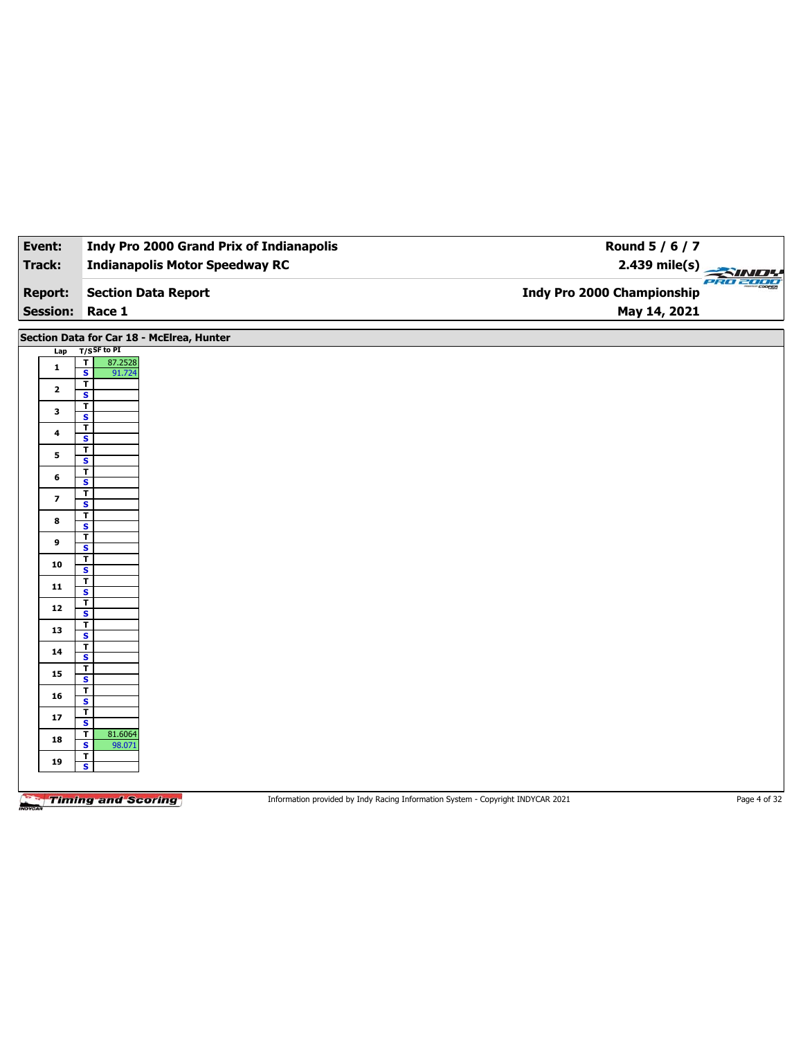| Event: | Indy Pro 2000 Grand Prix of Indianapolis | Round 5 / 6 / 7 |
|---|---|---|
| Track: | Indianapolis Motor Speedway RC | 2.439 mile(s) |
| Report: | Section Data Report | Indy Pro 2000 Championship |
| Session: | Race 1 | May 14, 2021 |

## Section Data for Car 18 - McElrea, Hunter

| Lap | T/S | SF to PI |
|---|---|---|
| 1 | T | 87.2528 |
| | S | 91.724 |
| 2 | T | |
| | S | |
| 3 | T | |
| | S | |
| 4 | T | |
| | S | |
| 5 | T | |
| | S | |
| 6 | T | |
| | S | |
| 7 | T | |
| | S | |
| 8 | T | |
| | S | |
| 9 | T | |
| | S | |
| 10 | T | |
| | S | |
| 11 | T | |
| | S | |
| 12 | T | |
| | S | |
| 13 | T | |
| | S | |
| 14 | T | |
| | S | |
| 15 | T | |
| | S | |
| 16 | T | |
| | S | |
| 17 | T | |
| | S | |
| 18 | T | 81.6064 |
| | S | 98.071 |
| 19 | T | |
| | S | |

Information provided by Indy Racing Information System - Copyright INDYCAR 2021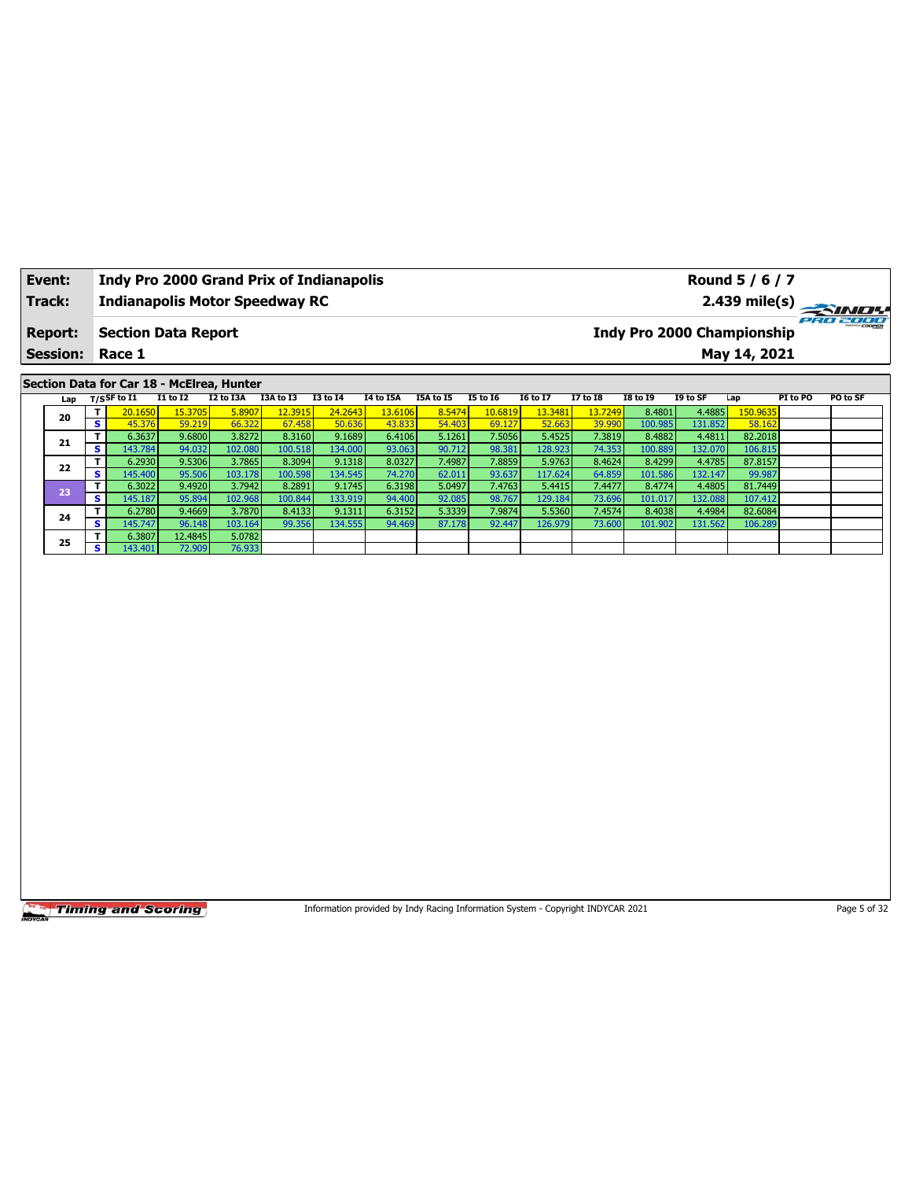| Event: | Indy Pro 2000 Grand Prix of Indianapolis | Round 5 / 6 / 7 |
|---|---|---|
| Track: | Indianapolis Motor Speedway RC | 2.439 mile(s) |
| Report: | Section Data Report | Indy Pro 2000 Championship |
| Session: | Race 1 | May 14, 2021 |

## Section Data for Car 18 - McElrea, Hunter

| Lap | T/S | SF to I1 | I1 to I2 | I2 to I3A | I3A to I3 | I3 to I4 | I4 to I5A | I5A to I5 | I5 to I6 | I6 to I7 | I7 to I8 | I8 to I9 | I9 to SF | Lap | PI to PO | PO to SF |
|---|---|---|---|---|---|---|---|---|---|---|---|---|---|---|---|---|
| 20 | T | 20.1650 | 15.3705 | 5.8907 | 12.3915 | 24.2643 | 13.6106 | 8.5474 | 10.6819 | 13.3481 | 13.7249 | 8.4801 | 4.4885 | 150.9635 | | |
| | S | 45.376 | 59.219 | 66.322 | 67.458 | 50.636 | 43.833 | 54.403 | 69.127 | 52.663 | 39.990 | 100.985 | 131.852 | 58.162 | | |
| 21 | T | 6.3637 | 9.6800 | 3.8272 | 8.3160 | 9.1689 | 6.4106 | 5.1261 | 7.5056 | 5.4525 | 7.3819 | 8.4882 | 4.4811 | 82.2018 | | |
| | S | 143.784 | 94.032 | 102.080 | 100.518 | 134.000 | 93.063 | 90.712 | 98.381 | 128.923 | 74.353 | 100.889 | 132.070 | 106.815 | | |
| 22 | T | 6.2930 | 9.5306 | 3.7865 | 8.3094 | 9.1318 | 8.0327 | 7.4987 | 7.8859 | 5.9763 | 8.4624 | 8.4299 | 4.4785 | 87.8157 | | |
| | S | 145.400 | 95.506 | 103.178 | 100.598 | 134.545 | 74.270 | 62.011 | 93.637 | 117.624 | 64.859 | 101.586 | 132.147 | 99.987 | | |
| 23 | T | 6.3022 | 9.4920 | 3.7942 | 8.2891 | 9.1745 | 6.3198 | 5.0497 | 7.4763 | 5.4415 | 7.4477 | 8.4774 | 4.4805 | 81.7449 | | |
| | S | 145.187 | 95.894 | 102.968 | 100.844 | 133.919 | 94.400 | 92.085 | 98.767 | 129.184 | 73.696 | 101.017 | 132.088 | 107.412 | | |
| 24 | T | 6.2780 | 9.4669 | 3.7870 | 8.4133 | 9.1311 | 6.3152 | 5.3339 | 7.9874 | 5.5360 | 7.4574 | 8.4038 | 4.4984 | 82.6084 | | |
| | S | 145.747 | 96.148 | 103.164 | 99.356 | 134.555 | 94.469 | 87.178 | 92.447 | 126.979 | 73.600 | 101.902 | 131.562 | 106.289 | | |
| 25 | T | 6.3807 | 12.4845 | 5.0782 | | | | | | | | | | | | |
| | S | 143.401 | 72.909 | 76.933 | | | | | | | | | | | | |

Information provided by Indy Racing Information System - Copyright INDYCAR 2021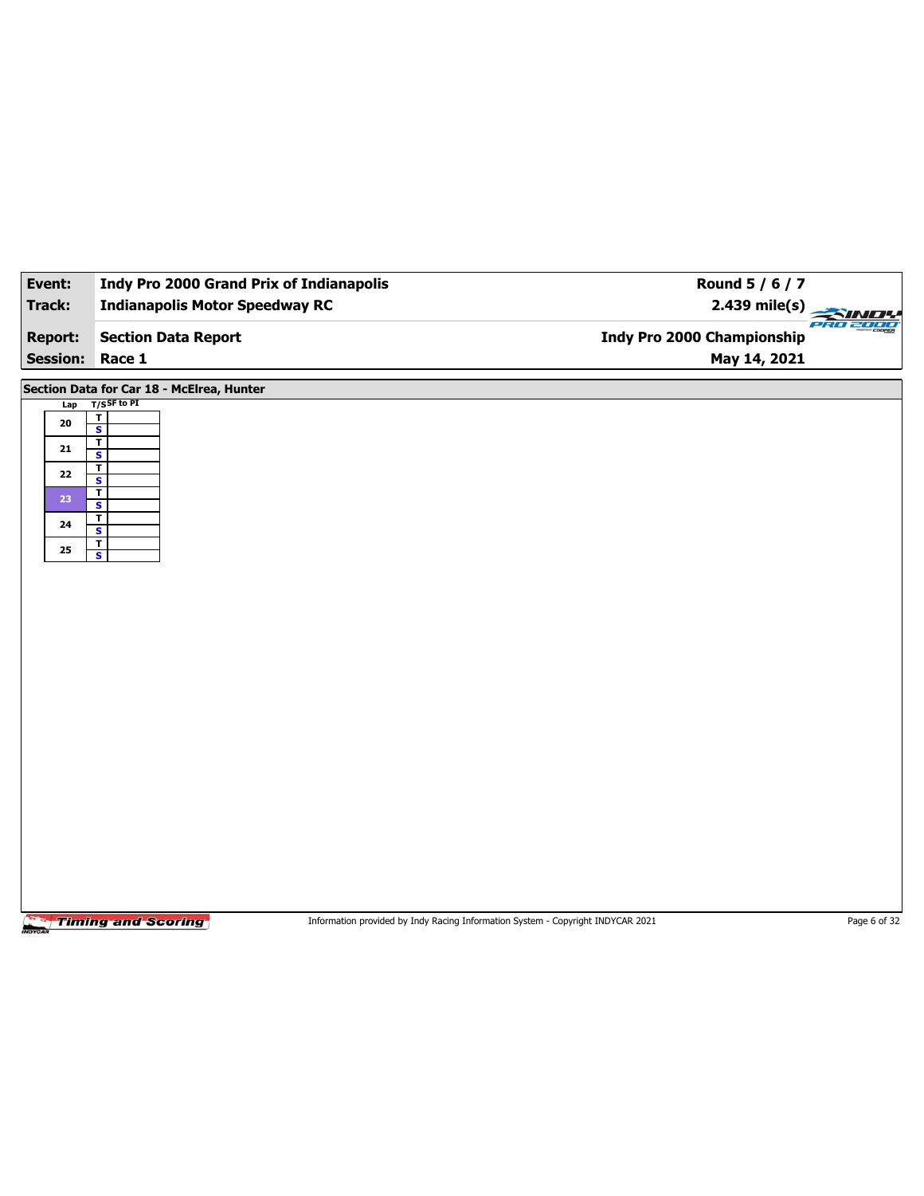| Event: | Indy Pro 2000 Grand Prix of Indianapolis | Round 5 / 6 / 7 |
|---|---|---|
| Track: | Indianapolis Motor Speedway RC | 2.439 mile(s) |
| Report: | Section Data Report | Indy Pro 2000 Championship |
| Session: | Race 1 | May 14, 2021 |

## Section Data for Car 18 - McElrea, Hunter

| Lap | T/S | SF to PI |
|---|---|---|
| 20 | T | |
| | S | |
| 21 | T | |
| | S | |
| 22 | T | |
| | S | |
| 23 | T | |
| | S | |
| 24 | T | |
| | S | |
| 25 | T | |
| | S | |

Information provided by Indy Racing Information System - Copyright INDYCAR 2021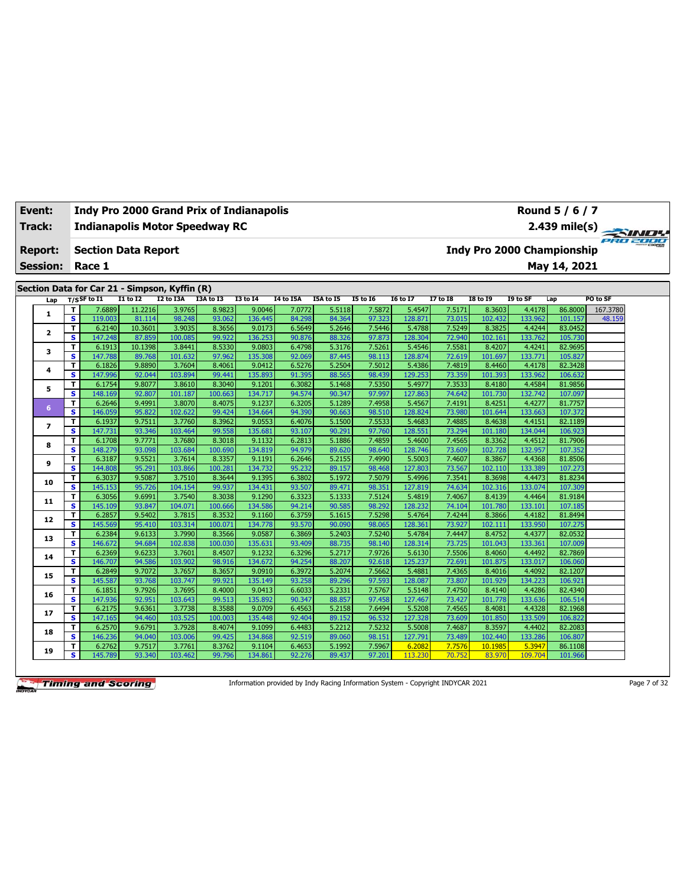| Event: | Indy Pro 2000 Grand Prix of Indianapolis | Round 5 / 6 / 7 |
|---|---|---|
| Track: | Indianapolis Motor Speedway RC | 2.439 mile(s) |
| Report: | Section Data Report | Indy Pro 2000 Championship |
| Session: | Race 1 | May 14, 2021 |

## Section Data for Car 21 - Simpson, Kyffin (R)

| Lap | T/S | SF to I1 | I1 to I2 | I2 to I3A | I3A to I3 | I3 to I4 | I4 to I5A | I5A to I5 | I5 to I6 | I6 to I7 | I7 to I8 | I8 to I9 | I9 to SF | Lap | PO to SF |
|---|---|---|---|---|---|---|---|---|---|---|---|---|---|---|---|
| 1 | T | 7.6889 | 11.2216 | 3.9765 | 8.9823 | 9.0046 | 7.0772 | 5.5118 | 7.5872 | 5.4547 | 7.5171 | 8.3603 | 4.4178 | 86.8000 | 167.3780 |
| | S | 119.003 | 81.114 | 98.248 | 93.062 | 136.445 | 84.298 | 84.364 | 97.323 | 128.871 | 73.015 | 102.432 | 133.962 | 101.157 | 48.159 |
| 2 | T | 6.2140 | 10.3601 | 3.9035 | 8.3656 | 9.0173 | 6.5649 | 5.2646 | 7.5446 | 5.4788 | 7.5249 | 8.3825 | 4.4244 | 83.0452 | |
| | S | 147.248 | 87.859 | 100.085 | 99.922 | 136.253 | 90.876 | 88.326 | 97.873 | 128.304 | 72.940 | 102.161 | 133.762 | 105.730 | |
| 3 | T | 6.1913 | 10.1398 | 3.8441 | 8.5330 | 9.0803 | 6.4798 | 5.3176 | 7.5261 | 5.4546 | 7.5581 | 8.4207 | 4.4241 | 82.9695 | |
| | S | 147.788 | 89.768 | 101.632 | 97.962 | 135.308 | 92.069 | 87.445 | 98.113 | 128.874 | 72.619 | 101.697 | 133.771 | 105.827 | |
| 4 | T | 6.1826 | 9.8890 | 3.7604 | 8.4061 | 9.0412 | 6.5276 | 5.2504 | 7.5012 | 5.4386 | 7.4819 | 8.4460 | 4.4178 | 82.3428 | |
| | S | 147.996 | 92.044 | 103.894 | 99.441 | 135.893 | 91.395 | 88.565 | 98.439 | 129.253 | 73.359 | 101.393 | 133.962 | 106.632 | |
| 5 | T | 6.1754 | 9.8077 | 3.8610 | 8.3040 | 9.1201 | 6.3082 | 5.1468 | 7.5350 | 5.4977 | 7.3533 | 8.4180 | 4.4584 | 81.9856 | |
| | S | 148.169 | 92.807 | 101.187 | 100.663 | 134.717 | 94.574 | 90.347 | 97.997 | 127.863 | 74.642 | 101.730 | 132.742 | 107.097 | |
| 6 | T | 6.2646 | 9.4991 | 3.8070 | 8.4075 | 9.1237 | 6.3205 | 5.1289 | 7.4958 | 5.4567 | 7.4191 | 8.4251 | 4.4277 | 81.7757 | |
| | S | 146.059 | 95.822 | 102.622 | 99.424 | 134.664 | 94.390 | 90.663 | 98.510 | 128.824 | 73.980 | 101.644 | 133.663 | 107.372 | |
| 7 | T | 6.1937 | 9.7511 | 3.7760 | 8.3962 | 9.0553 | 6.4076 | 5.1500 | 7.5533 | 5.4683 | 7.4885 | 8.4638 | 4.4151 | 82.1189 | |
| | S | 147.731 | 93.346 | 103.464 | 99.558 | 135.681 | 93.107 | 90.291 | 97.760 | 128.551 | 73.294 | 101.180 | 134.044 | 106.923 | |
| 8 | T | 6.1708 | 9.7771 | 3.7680 | 8.3018 | 9.1132 | 6.2813 | 5.1886 | 7.4859 | 5.4600 | 7.4565 | 8.3362 | 4.4512 | 81.7906 | |
| | S | 148.279 | 93.098 | 103.684 | 100.690 | 134.819 | 94.979 | 89.620 | 98.640 | 128.746 | 73.609 | 102.728 | 132.957 | 107.352 | |
| 9 | T | 6.3187 | 9.5521 | 3.7614 | 8.3357 | 9.1191 | 6.2646 | 5.2155 | 7.4990 | 5.5003 | 7.4607 | 8.3867 | 4.4368 | 81.8506 | |
| | S | 144.808 | 95.291 | 103.866 | 100.281 | 134.732 | 95.232 | 89.157 | 98.468 | 127.803 | 73.567 | 102.110 | 133.389 | 107.273 | |
| 10 | T | 6.3037 | 9.5087 | 3.7510 | 8.3644 | 9.1395 | 6.3802 | 5.1972 | 7.5079 | 5.4996 | 7.3541 | 8.3698 | 4.4473 | 81.8234 | |
| | S | 145.153 | 95.726 | 104.154 | 99.937 | 134.431 | 93.507 | 89.471 | 98.351 | 127.819 | 74.634 | 102.316 | 133.074 | 107.309 | |
| 11 | T | 6.3056 | 9.6991 | 3.7540 | 8.3038 | 9.1290 | 6.3323 | 5.1333 | 7.5124 | 5.4819 | 7.4067 | 8.4139 | 4.4464 | 81.9184 | |
| | S | 145.109 | 93.847 | 104.071 | 100.666 | 134.586 | 94.214 | 90.585 | 98.292 | 128.232 | 74.104 | 101.780 | 133.101 | 107.185 | |
| 12 | T | 6.2857 | 9.5402 | 3.7815 | 8.3532 | 9.1160 | 6.3759 | 5.1615 | 7.5298 | 5.4764 | 7.4244 | 8.3866 | 4.4182 | 81.8494 | |
| | S | 145.569 | 95.410 | 103.314 | 100.071 | 134.778 | 93.570 | 90.090 | 98.065 | 128.361 | 73.927 | 102.111 | 133.950 | 107.275 | |
| 13 | T | 6.2384 | 9.6133 | 3.7990 | 8.3566 | 9.0587 | 6.3869 | 5.2403 | 7.5240 | 5.4784 | 7.4447 | 8.4752 | 4.4377 | 82.0532 | |
| | S | 146.672 | 94.684 | 102.838 | 100.030 | 135.631 | 93.409 | 88.735 | 98.140 | 128.314 | 73.725 | 101.043 | 133.361 | 107.009 | |
| 14 | T | 6.2369 | 9.6233 | 3.7601 | 8.4507 | 9.1232 | 6.3296 | 5.2717 | 7.9726 | 5.6130 | 7.5506 | 8.4060 | 4.4492 | 82.7869 | |
| | S | 146.707 | 94.586 | 103.902 | 98.916 | 134.672 | 94.254 | 88.207 | 92.618 | 125.237 | 72.691 | 101.875 | 133.017 | 106.060 | |
| 15 | T | 6.2849 | 9.7072 | 3.7657 | 8.3657 | 9.0910 | 6.3972 | 5.2074 | 7.5662 | 5.4881 | 7.4365 | 8.4016 | 4.4092 | 82.1207 | |
| | S | 145.587 | 93.768 | 103.747 | 99.921 | 135.149 | 93.258 | 89.296 | 97.593 | 128.087 | 73.807 | 101.929 | 134.223 | 106.921 | |
| 16 | T | 6.1851 | 9.7926 | 3.7695 | 8.4000 | 9.0413 | 6.6033 | 5.2331 | 7.5767 | 5.5148 | 7.4750 | 8.4140 | 4.4286 | 82.4340 | |
| | S | 147.936 | 92.951 | 103.643 | 99.513 | 135.892 | 90.347 | 88.857 | 97.458 | 127.467 | 73.427 | 101.778 | 133.636 | 106.514 | |
| 17 | T | 6.2175 | 9.6361 | 3.7738 | 8.3588 | 9.0709 | 6.4563 | 5.2158 | 7.6494 | 5.5208 | 7.4565 | 8.4081 | 4.4328 | 82.1968 | |
| | S | 147.165 | 94.460 | 103.525 | 100.003 | 135.448 | 92.404 | 89.152 | 96.532 | 127.328 | 73.609 | 101.850 | 133.509 | 106.822 | |
| 18 | T | 6.2570 | 9.6791 | 3.7928 | 8.4074 | 9.1099 | 6.4483 | 5.2212 | 7.5232 | 5.5008 | 7.4687 | 8.3597 | 4.4402 | 82.2083 | |
| | S | 146.236 | 94.040 | 103.006 | 99.425 | 134.868 | 92.519 | 89.060 | 98.151 | 127.791 | 73.489 | 102.440 | 133.286 | 106.807 | |
| 19 | T | 6.2762 | 9.7517 | 3.7761 | 8.3762 | 9.1104 | 6.4653 | 5.1992 | 7.5967 | 6.2082 | 7.7576 | 10.1985 | 5.3947 | 86.1108 | |
| | S | 145.789 | 93.340 | 103.462 | 99.796 | 134.861 | 92.276 | 89.437 | 97.201 | 113.230 | 70.752 | 83.970 | 109.704 | 101.966 | |

Information provided by Indy Racing Information System - Copyright INDYCAR 2021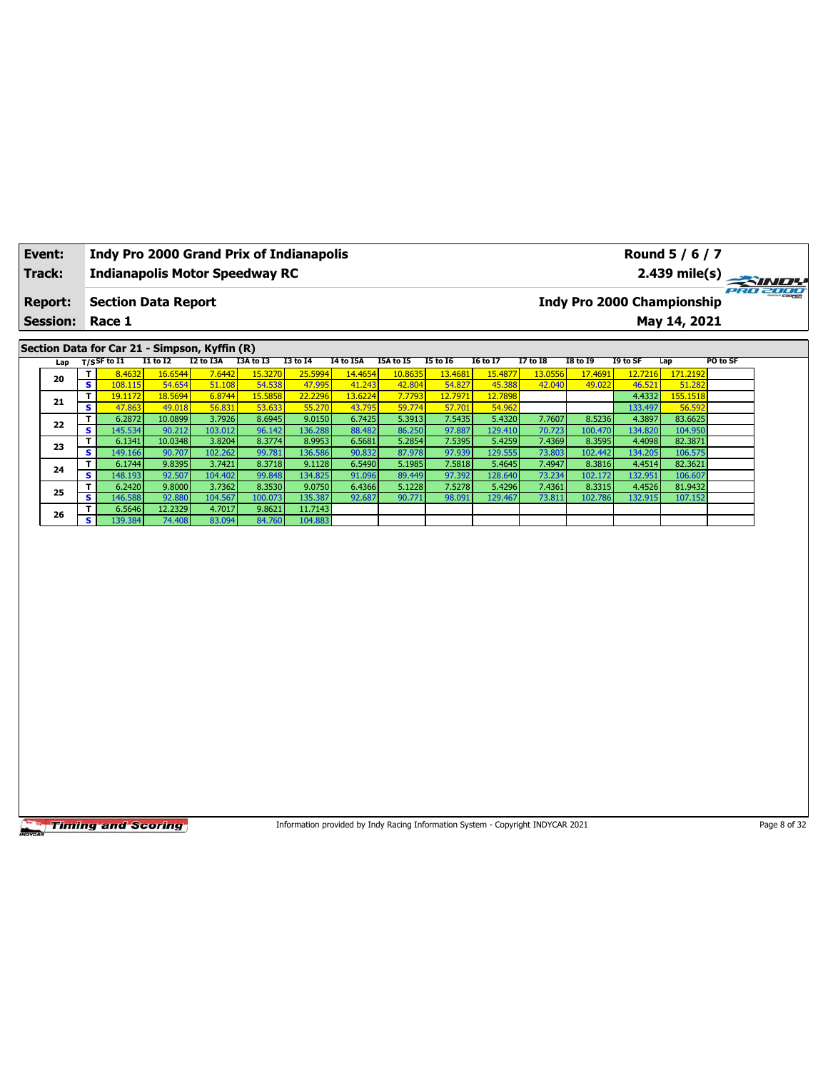| **Event:** | **Indy Pro 2000 Grand Prix of Indianapolis** | **Round 5 / 6 / 7** |
|---|---|---|
| **Track:** | **Indianapolis Motor Speedway RC** | **2.439 mile(s)** |
| **Report:** | **Section Data Report** | **Indy Pro 2000 Championship** |
| **Session:** | **Race 1** | **May 14, 2021** |

## Section Data for Car 21 - Simpson, Kyffin (R)

| Lap | T/S | SF to I1 | I1 to I2 | I2 to I3A | I3A to I3 | I3 to I4 | I4 to I5A | I5A to I5 | I5 to I6 | I6 to I7 | I7 to I8 | I8 to I9 | I9 to SF | Lap | PO to SF |
|---|---|---|---|---|---|---|---|---|---|---|---|---|---|---|---|
| 20 | T | 8.4632 | 16.6544 | 7.6442 | 15.3270 | 25.5994 | 14.4654 | 10.8635 | 13.4681 | 15.4877 | 13.0556 | 17.4691 | 12.7216 | 171.2192 | |
| | S | 108.115 | 54.654 | 51.108 | 54.538 | 47.995 | 41.243 | 42.804 | 54.827 | 45.388 | 42.040 | 49.022 | 46.521 | 51.282 | |
| 21 | T | 19.1172 | 18.5694 | 6.8744 | 15.5858 | 22.2296 | 13.6224 | 7.7793 | 12.7971 | 12.7898 | | | 4.4332 | 155.1518 | |
| | S | 47.863 | 49.018 | 56.831 | 53.633 | 55.270 | 43.795 | 59.774 | 57.701 | 54.962 | | | 133.497 | 56.592 | |
| 22 | T | 6.2872 | 10.0899 | 3.7926 | 8.6945 | 9.0150 | 6.7425 | 5.3913 | 7.5435 | 5.4320 | 7.7607 | 8.5236 | 4.3897 | 83.6625 | |
| | S | 145.534 | 90.212 | 103.012 | 96.142 | 136.288 | 88.482 | 86.250 | 97.887 | 129.410 | 70.723 | 100.470 | 134.820 | 104.950 | |
| 23 | T | 6.1341 | 10.0348 | 3.8204 | 8.3774 | 8.9953 | 6.5681 | 5.2854 | 7.5395 | 5.4259 | 7.4369 | 8.3595 | 4.4098 | 82.3871 | |
| | S | 149.166 | 90.707 | 102.262 | 99.781 | 136.586 | 90.832 | 87.978 | 97.939 | 129.555 | 73.803 | 102.442 | 134.205 | 106.575 | |
| 24 | T | 6.1744 | 9.8395 | 3.7421 | 8.3718 | 9.1128 | 6.5490 | 5.1985 | 7.5818 | 5.4645 | 7.4947 | 8.3816 | 4.4514 | 82.3621 | |
| | S | 148.193 | 92.507 | 104.402 | 99.848 | 134.825 | 91.096 | 89.449 | 97.392 | 128.640 | 73.234 | 102.172 | 132.951 | 106.607 | |
| 25 | T | 6.2420 | 9.8000 | 3.7362 | 8.3530 | 9.0750 | 6.4366 | 5.1228 | 7.5278 | 5.4296 | 7.4361 | 8.3315 | 4.4526 | 81.9432 | |
| | S | 146.588 | 92.880 | 104.567 | 100.073 | 135.387 | 92.687 | 90.771 | 98.091 | 129.467 | 73.811 | 102.786 | 132.915 | 107.152 | |
| 26 | T | 6.5646 | 12.2329 | 4.7017 | 9.8621 | 11.7143 | | | | | | | | | |
| | S | 139.384 | 74.408 | 83.094 | 84.760 | 104.883 | | | | | | | | | |

Information provided by Indy Racing Information System - Copyright INDYCAR 2021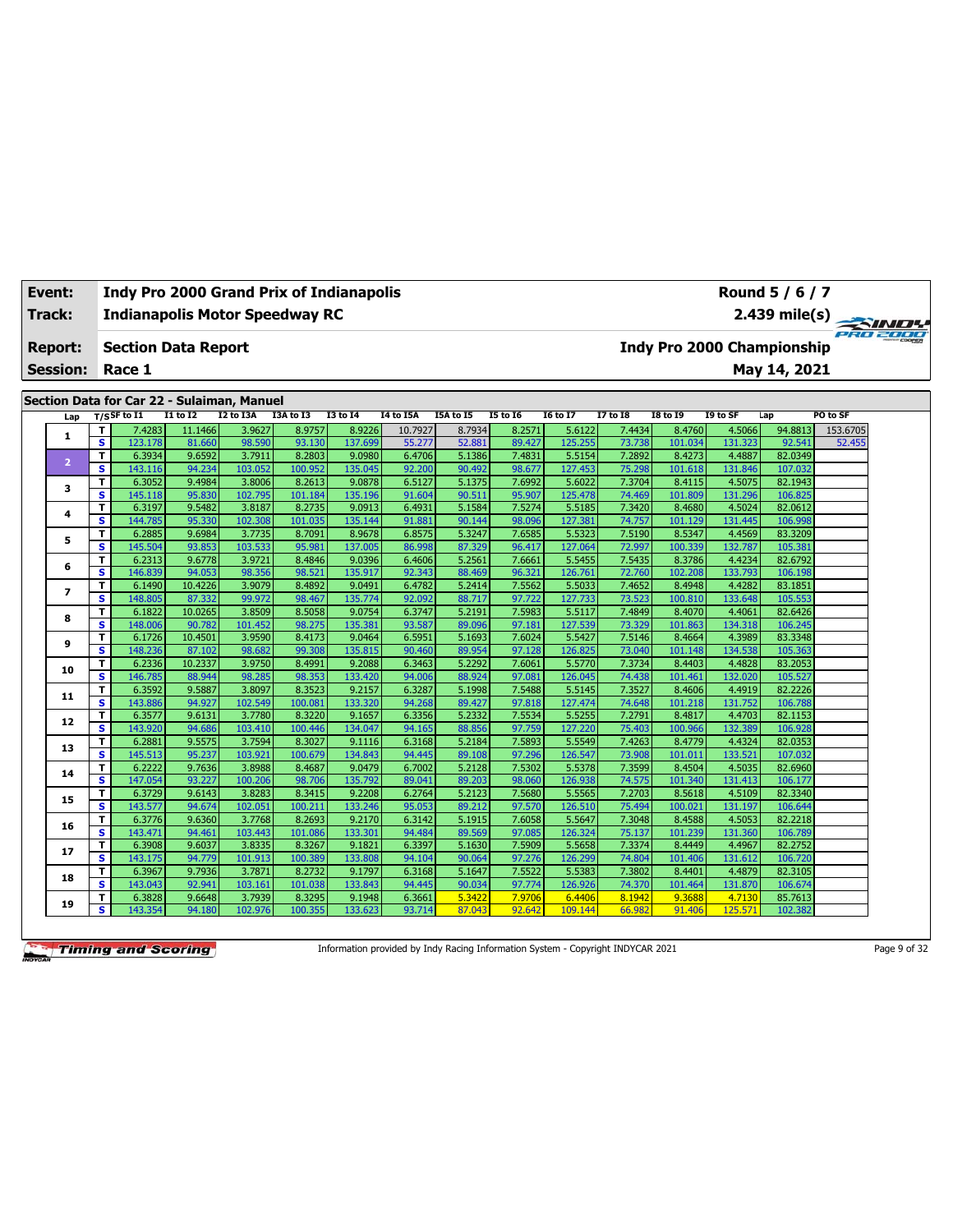| Event: | Indy Pro 2000 Grand Prix of Indianapolis | Round 5 / 6 / 7 |
|---|---|---|
| Track: | Indianapolis Motor Speedway RC | 2.439 mile(s) |
| Report: | Section Data Report | Indy Pro 2000 Championship |
| Session: | Race 1 | May 14, 2021 |

## Section Data for Car 22 - Sulaiman, Manuel

| Lap | T/S | SF to I1 | I1 to I2 | I2 to I3A | I3A to I3 | I3 to I4 | I4 to I5A | I5A to I5 | I5 to I6 | I6 to I7 | I7 to I8 | I8 to I9 | I9 to SF | Lap | PO to SF |
|---|---|---|---|---|---|---|---|---|---|---|---|---|---|---|---|
| 1 | T | 7.4283 | 11.1466 | 3.9627 | 8.9757 | 8.9226 | 10.7927 | 8.7934 | 8.2571 | 5.6122 | 7.4434 | 8.4760 | 4.5066 | 94.8813 | 153.6705 |
| | S | 123.178 | 81.660 | 98.590 | 93.130 | 137.699 | 55.277 | 52.881 | 89.427 | 125.255 | 73.738 | 101.034 | 131.323 | 92.541 | 52.455 |
| 2 | T | 6.3934 | 9.6592 | 3.7911 | 8.2803 | 9.0980 | 6.4706 | 5.1386 | 7.4831 | 5.5154 | 7.2892 | 8.4273 | 4.4887 | 82.0349 | |
| | S | 143.116 | 94.234 | 103.052 | 100.952 | 135.045 | 92.200 | 90.492 | 98.677 | 127.453 | 75.298 | 101.618 | 131.846 | 107.032 | |
| 3 | T | 6.3052 | 9.4984 | 3.8006 | 8.2613 | 9.0878 | 6.5127 | 5.1375 | 7.6992 | 5.6022 | 7.3704 | 8.4115 | 4.5075 | 82.1943 | |
| | S | 145.118 | 95.830 | 102.795 | 101.184 | 135.196 | 91.604 | 90.511 | 95.907 | 125.478 | 74.469 | 101.809 | 131.296 | 106.825 | |
| 4 | T | 6.3197 | 9.5482 | 3.8187 | 8.2735 | 9.0913 | 6.4931 | 5.1584 | 7.5274 | 5.5185 | 7.3420 | 8.4680 | 4.5024 | 82.0612 | |
| | S | 144.785 | 95.330 | 102.308 | 101.035 | 135.144 | 91.881 | 90.144 | 98.096 | 127.381 | 74.757 | 101.129 | 131.445 | 106.998 | |
| 5 | T | 6.2885 | 9.6984 | 3.7735 | 8.7091 | 8.9678 | 6.8575 | 5.3247 | 7.6585 | 5.5323 | 7.5190 | 8.5347 | 4.4569 | 83.3209 | |
| | S | 145.504 | 93.853 | 103.533 | 95.981 | 137.005 | 86.998 | 87.329 | 96.417 | 127.064 | 72.997 | 100.339 | 132.787 | 105.381 | |
| 6 | T | 6.2313 | 9.6778 | 3.9721 | 8.4846 | 9.0396 | 6.4606 | 5.2561 | 7.6661 | 5.5455 | 7.5435 | 8.3786 | 4.4234 | 82.6792 | |
| | S | 146.839 | 94.053 | 98.356 | 98.521 | 135.917 | 92.343 | 88.469 | 96.321 | 126.761 | 72.760 | 102.208 | 133.793 | 106.198 | |
| 7 | T | 6.1490 | 10.4226 | 3.9079 | 8.4892 | 9.0491 | 6.4782 | 5.2414 | 7.5562 | 5.5033 | 7.4652 | 8.4948 | 4.4282 | 83.1851 | |
| | S | 148.805 | 87.332 | 99.972 | 98.467 | 135.774 | 92.092 | 88.717 | 97.722 | 127.733 | 73.523 | 100.810 | 133.648 | 105.553 | |
| 8 | T | 6.1822 | 10.0265 | 3.8509 | 8.5058 | 9.0754 | 6.3747 | 5.2191 | 7.5983 | 5.5117 | 7.4849 | 8.4070 | 4.4061 | 82.6426 | |
| | S | 148.006 | 90.782 | 101.452 | 98.275 | 135.381 | 93.587 | 89.096 | 97.181 | 127.539 | 73.329 | 101.863 | 134.318 | 106.245 | |
| 9 | T | 6.1726 | 10.4501 | 3.9590 | 8.4173 | 9.0464 | 6.5951 | 5.1693 | 7.6024 | 5.5427 | 7.5146 | 8.4664 | 4.3989 | 83.3348 | |
| | S | 148.236 | 87.102 | 98.682 | 99.308 | 135.815 | 90.460 | 89.954 | 97.128 | 126.825 | 73.040 | 101.148 | 134.538 | 105.363 | |
| 10 | T | 6.2336 | 10.2337 | 3.9750 | 8.4991 | 9.2088 | 6.3463 | 5.2292 | 7.6061 | 5.5770 | 7.3734 | 8.4403 | 4.4828 | 83.2053 | |
| | S | 146.785 | 88.944 | 98.285 | 98.353 | 133.420 | 94.006 | 88.924 | 97.081 | 126.045 | 74.438 | 101.461 | 132.020 | 105.527 | |
| 11 | T | 6.3592 | 9.5887 | 3.8097 | 8.3523 | 9.2157 | 6.3287 | 5.1998 | 7.5488 | 5.5145 | 7.3527 | 8.4606 | 4.4919 | 82.2226 | |
| | S | 143.886 | 94.927 | 102.549 | 100.081 | 133.320 | 94.268 | 89.427 | 97.818 | 127.474 | 74.648 | 101.218 | 131.752 | 106.788 | |
| 12 | T | 6.3577 | 9.6131 | 3.7780 | 8.3220 | 9.1657 | 6.3356 | 5.2332 | 7.5534 | 5.5255 | 7.2791 | 8.4817 | 4.4703 | 82.1153 | |
| | S | 143.920 | 94.686 | 103.410 | 100.446 | 134.047 | 94.165 | 88.856 | 97.759 | 127.220 | 75.403 | 100.966 | 132.389 | 106.928 | |
| 13 | T | 6.2881 | 9.5575 | 3.7594 | 8.3027 | 9.1116 | 6.3168 | 5.2184 | 7.5893 | 5.5549 | 7.4263 | 8.4779 | 4.4324 | 82.0353 | |
| | S | 145.513 | 95.237 | 103.921 | 100.679 | 134.843 | 94.445 | 89.108 | 97.296 | 126.547 | 73.908 | 101.011 | 133.521 | 107.032 | |
| 14 | T | 6.2222 | 9.7636 | 3.8988 | 8.4687 | 9.0479 | 6.7002 | 5.2128 | 7.5302 | 5.5378 | 7.3599 | 8.4504 | 4.5035 | 82.6960 | |
| | S | 147.054 | 93.227 | 100.206 | 98.706 | 135.792 | 89.041 | 89.203 | 98.060 | 126.938 | 74.575 | 101.340 | 131.413 | 106.177 | |
| 15 | T | 6.3729 | 9.6143 | 3.8283 | 8.3415 | 9.2208 | 6.2764 | 5.2123 | 7.5680 | 5.5565 | 7.2703 | 8.5618 | 4.5109 | 82.3340 | |
| | S | 143.577 | 94.674 | 102.051 | 100.211 | 133.246 | 95.053 | 89.212 | 97.570 | 126.510 | 75.494 | 100.021 | 131.197 | 106.644 | |
| 16 | T | 6.3776 | 9.6360 | 3.7768 | 8.2693 | 9.2170 | 6.3142 | 5.1915 | 7.6058 | 5.5647 | 7.3048 | 8.4588 | 4.5053 | 82.2218 | |
| | S | 143.471 | 94.461 | 103.443 | 101.086 | 133.301 | 94.484 | 89.569 | 97.085 | 126.324 | 75.137 | 101.239 | 131.360 | 106.789 | |
| 17 | T | 6.3908 | 9.6037 | 3.8335 | 8.3267 | 9.1821 | 6.3397 | 5.1630 | 7.5909 | 5.5658 | 7.3374 | 8.4449 | 4.4967 | 82.2752 | |
| | S | 143.175 | 94.779 | 101.913 | 100.389 | 133.808 | 94.104 | 90.064 | 97.276 | 126.299 | 74.804 | 101.406 | 131.612 | 106.720 | |
| 18 | T | 6.3967 | 9.7936 | 3.7871 | 8.2732 | 9.1797 | 6.3168 | 5.1647 | 7.5522 | 5.5383 | 7.3802 | 8.4401 | 4.4879 | 82.3105 | |
| | S | 143.043 | 92.941 | 103.161 | 101.038 | 133.843 | 94.445 | 90.034 | 97.774 | 126.926 | 74.370 | 101.464 | 131.870 | 106.674 | |
| 19 | T | 6.3828 | 9.6648 | 3.7939 | 8.3295 | 9.1948 | 6.3661 | 5.3422 | 7.9706 | 6.4406 | 8.1942 | 9.3688 | 4.7130 | 85.7613 | |
| | S | 143.354 | 94.180 | 102.976 | 100.355 | 133.623 | 93.714 | 87.043 | 92.642 | 109.144 | 66.982 | 91.406 | 125.571 | 102.382 | |

Information provided by Indy Racing Information System - Copyright INDYCAR 2021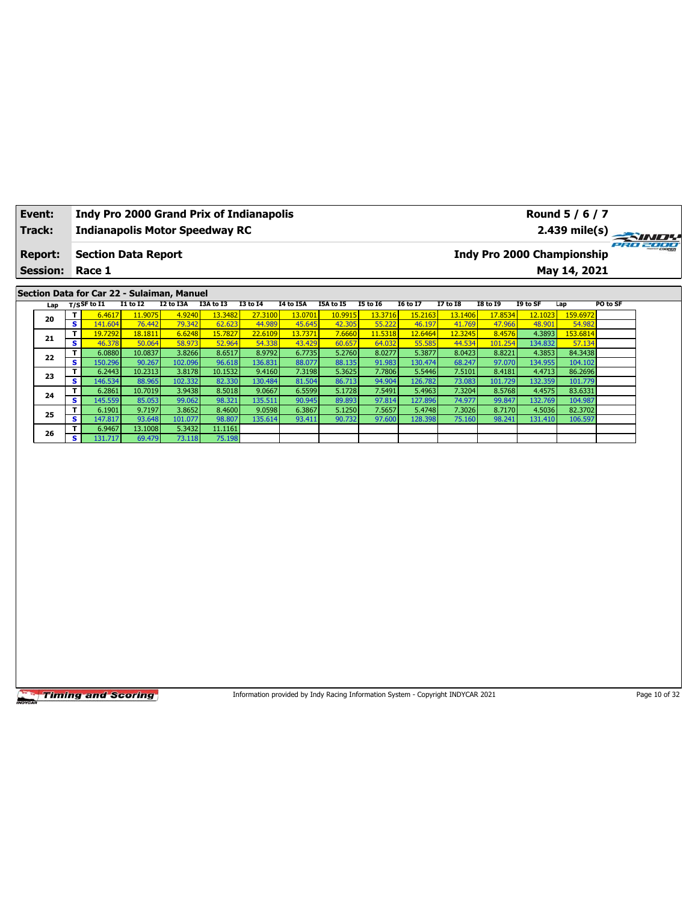| **Event:** | **Indy Pro 2000 Grand Prix of Indianapolis** | **Round 5 / 6 / 7** |
|---|---|---|
| **Track:** | **Indianapolis Motor Speedway RC** | **2.439 mile(s)** |
| **Report:** | **Section Data Report** | **Indy Pro 2000 Championship** |
| **Session:** | **Race 1** | **May 14, 2021** |

**Section Data for Car 22 - Sulaiman, Manuel**

| Lap | T/S | SF to I1 | I1 to I2 | I2 to I3A | I3A to I3 | I3 to I4 | I4 to I5A | I5A to I5 | I5 to I6 | I6 to I7 | I7 to I8 | I8 to I9 | I9 to SF | Lap | PO to SF |
|---|---|---|---|---|---|---|---|---|---|---|---|---|---|---|---|
| 20 | T | 6.4617 | 11.9075 | 4.9240 | 13.3482 | 27.3100 | 13.0701 | 10.9915 | 13.3716 | 15.2163 | 13.1406 | 17.8534 | 12.1023 | 159.6972 | |
| | S | 141.604 | 76.442 | 79.342 | 62.623 | 44.989 | 45.645 | 42.305 | 55.222 | 46.197 | 41.769 | 47.966 | 48.901 | 54.982 | |
| 21 | T | 19.7292 | 18.1811 | 6.6248 | 15.7827 | 22.6109 | 13.7371 | 7.6660 | 11.5318 | 12.6464 | 12.3245 | 8.4576 | 4.3893 | 153.6814 | |
| | S | 46.378 | 50.064 | 58.973 | 52.964 | 54.338 | 43.429 | 60.657 | 64.032 | 55.585 | 44.534 | 101.254 | 134.832 | 57.134 | |
| 22 | T | 6.0880 | 10.0837 | 3.8266 | 8.6517 | 8.9792 | 6.7735 | 5.2760 | 8.0277 | 5.3877 | 8.0423 | 8.8221 | 4.3853 | 84.3438 | |
| | S | 150.296 | 90.267 | 102.096 | 96.618 | 136.831 | 88.077 | 88.135 | 91.983 | 130.474 | 68.247 | 97.070 | 134.955 | 104.102 | |
| 23 | T | 6.2443 | 10.2313 | 3.8178 | 10.1532 | 9.4160 | 7.3198 | 5.3625 | 7.7806 | 5.5446 | 7.5101 | 8.4181 | 4.4713 | 86.2696 | |
| | S | 146.534 | 88.965 | 102.332 | 82.330 | 130.484 | 81.504 | 86.713 | 94.904 | 126.782 | 73.083 | 101.729 | 132.359 | 101.779 | |
| 24 | T | 6.2861 | 10.7019 | 3.9438 | 8.5018 | 9.0667 | 6.5599 | 5.1728 | 7.5491 | 5.4963 | 7.3204 | 8.5768 | 4.4575 | 83.6331 | |
| | S | 145.559 | 85.053 | 99.062 | 98.321 | 135.511 | 90.945 | 89.893 | 97.814 | 127.896 | 74.977 | 99.847 | 132.769 | 104.987 | |
| 25 | T | 6.1901 | 9.7197 | 3.8652 | 8.4600 | 9.0598 | 6.3867 | 5.1250 | 7.5657 | 5.4748 | 7.3026 | 8.7170 | 4.5036 | 82.3702 | |
| | S | 147.817 | 93.648 | 101.077 | 98.807 | 135.614 | 93.411 | 90.732 | 97.600 | 128.398 | 75.160 | 98.241 | 131.410 | 106.597 | |
| 26 | T | 6.9467 | 13.1008 | 5.3432 | 11.1161 | | | | | | | | | | |
| | S | 131.717 | 69.479 | 73.118 | 75.198 | | | | | | | | | | |

Information provided by Indy Racing Information System - Copyright INDYCAR 2021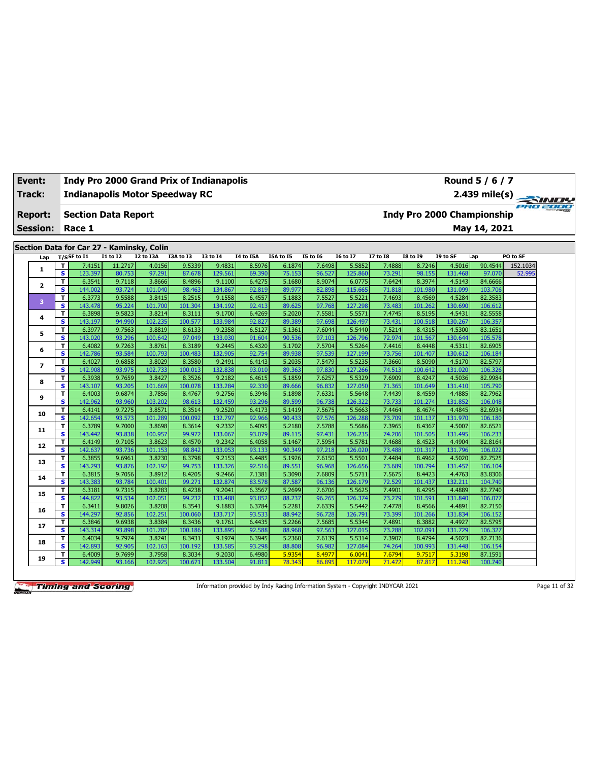| Event: | Indy Pro 2000 Grand Prix of Indianapolis | Round 5 / 6 / 7 |
|---|---|---|
| Track: | Indianapolis Motor Speedway RC | 2.439 mile(s) |
| Report: | Section Data Report | Indy Pro 2000 Championship |
| Session: | Race 1 | May 14, 2021 |

## Section Data for Car 27 - Kaminsky, Colin

| Lap | T/S | SF to I1 | I1 to I2 | I2 to I3A | I3A to I3 | I3 to I4 | I4 to I5A | I5A to I5 | I5 to I6 | I6 to I7 | I7 to I8 | I8 to I9 | I9 to SF | Lap | PO to SF |
|---|---|---|---|---|---|---|---|---|---|---|---|---|---|---|---|
| 1 | T | 7.4151 | 11.2717 | 4.0156 | 9.5339 | 9.4831 | 8.5976 | 6.1874 | 7.6498 | 5.5852 | 7.4888 | 8.7246 | 4.5016 | 90.4544 | 152.1034 |
| | S | 123.397 | 80.753 | 97.291 | 87.678 | 129.561 | 69.390 | 75.153 | 96.527 | 125.860 | 73.291 | 98.155 | 131.468 | 97.070 | 52.995 |
| 2 | T | 6.3541 | 9.7118 | 3.8666 | 8.4896 | 9.1100 | 6.4275 | 5.1680 | 8.9074 | 6.0775 | 7.6424 | 8.3974 | 4.5143 | 84.6666 | |
| | S | 144.002 | 93.724 | 101.040 | 98.463 | 134.867 | 92.819 | 89.977 | 82.898 | 115.665 | 71.818 | 101.980 | 131.099 | 103.706 | |
| 3 | T | 6.3773 | 9.5588 | 3.8415 | 8.2515 | 9.1558 | 6.4557 | 5.1883 | 7.5527 | 5.5221 | 7.4693 | 8.4569 | 4.5284 | 82.3583 | |
| | S | 143.478 | 95.224 | 101.700 | 101.304 | 134.192 | 92.413 | 89.625 | 97.768 | 127.298 | 73.483 | 101.262 | 130.690 | 106.612 | |
| 4 | T | 6.3898 | 9.5823 | 3.8214 | 8.3111 | 9.1700 | 6.4269 | 5.2020 | 7.5581 | 5.5571 | 7.4745 | 8.5195 | 4.5431 | 82.5558 | |
| | S | 143.197 | 94.990 | 102.235 | 100.577 | 133.984 | 92.827 | 89.389 | 97.698 | 126.497 | 73.431 | 100.518 | 130.267 | 106.357 | |
| 5 | T | 6.3977 | 9.7563 | 3.8819 | 8.6133 | 9.2358 | 6.5127 | 5.1361 | 7.6044 | 5.5440 | 7.5214 | 8.4315 | 4.5300 | 83.1651 | |
| | S | 143.020 | 93.296 | 100.642 | 97.049 | 133.030 | 91.604 | 90.536 | 97.103 | 126.796 | 72.974 | 101.567 | 130.644 | 105.578 | |
| 6 | T | 6.4082 | 9.7263 | 3.8761 | 8.3189 | 9.2445 | 6.4320 | 5.1702 | 7.5704 | 5.5264 | 7.4416 | 8.4448 | 4.5311 | 82.6905 | |
| | S | 142.786 | 93.584 | 100.793 | 100.483 | 132.905 | 92.754 | 89.938 | 97.539 | 127.199 | 73.756 | 101.407 | 130.612 | 106.184 | |
| 7 | T | 6.4027 | 9.6858 | 3.8029 | 8.3580 | 9.2491 | 6.4143 | 5.2035 | 7.5479 | 5.5235 | 7.3660 | 8.5090 | 4.5170 | 82.5797 | |
| | S | 142.908 | 93.975 | 102.733 | 100.013 | 132.838 | 93.010 | 89.363 | 97.830 | 127.266 | 74.513 | 100.642 | 131.020 | 106.326 | |
| 8 | T | 6.3938 | 9.7659 | 3.8427 | 8.3526 | 9.2182 | 6.4615 | 5.1859 | 7.6257 | 5.5329 | 7.6909 | 8.4247 | 4.5036 | 82.9984 | |
| | S | 143.107 | 93.205 | 101.669 | 100.078 | 133.284 | 92.330 | 89.666 | 96.832 | 127.050 | 71.365 | 101.649 | 131.410 | 105.790 | |
| 9 | T | 6.4003 | 9.6874 | 3.7856 | 8.4767 | 9.2756 | 6.3946 | 5.1898 | 7.6331 | 5.5648 | 7.4439 | 8.4559 | 4.4885 | 82.7962 | |
| | S | 142.962 | 93.960 | 103.202 | 98.613 | 132.459 | 93.296 | 89.599 | 96.738 | 126.322 | 73.733 | 101.274 | 131.852 | 106.048 | |
| 10 | T | 6.4141 | 9.7275 | 3.8571 | 8.3514 | 9.2520 | 6.4173 | 5.1419 | 7.5675 | 5.5663 | 7.4464 | 8.4674 | 4.4845 | 82.6934 | |
| | S | 142.654 | 93.573 | 101.289 | 100.092 | 132.797 | 92.966 | 90.433 | 97.576 | 126.288 | 73.709 | 101.137 | 131.970 | 106.180 | |
| 11 | T | 6.3789 | 9.7000 | 3.8698 | 8.3614 | 9.2332 | 6.4095 | 5.2180 | 7.5788 | 5.5686 | 7.3965 | 8.4367 | 4.5007 | 82.6521 | |
| | S | 143.442 | 93.838 | 100.957 | 99.972 | 133.067 | 93.079 | 89.115 | 97.431 | 126.235 | 74.206 | 101.505 | 131.495 | 106.233 | |
| 12 | T | 6.4149 | 9.7105 | 3.8623 | 8.4570 | 9.2342 | 6.4058 | 5.1467 | 7.5954 | 5.5781 | 7.4688 | 8.4523 | 4.4904 | 82.8164 | |
| | S | 142.637 | 93.736 | 101.153 | 98.842 | 133.053 | 93.133 | 90.349 | 97.218 | 126.020 | 73.488 | 101.317 | 131.796 | 106.022 | |
| 13 | T | 6.3855 | 9.6961 | 3.8230 | 8.3798 | 9.2153 | 6.4485 | 5.1926 | 7.6150 | 5.5501 | 7.4484 | 8.4962 | 4.5020 | 82.7525 | |
| | S | 143.293 | 93.876 | 102.192 | 99.753 | 133.326 | 92.516 | 89.551 | 96.968 | 126.656 | 73.689 | 100.794 | 131.457 | 106.104 | |
| 14 | T | 6.3815 | 9.7056 | 3.8912 | 8.4205 | 9.2466 | 7.1381 | 5.3090 | 7.6809 | 5.5711 | 7.5675 | 8.4423 | 4.4763 | 83.8306 | |
| | S | 143.383 | 93.784 | 100.401 | 99.271 | 132.874 | 83.578 | 87.587 | 96.136 | 126.179 | 72.529 | 101.437 | 132.211 | 104.740 | |
| 15 | T | 6.3181 | 9.7315 | 3.8283 | 8.4238 | 9.2041 | 6.3567 | 5.2699 | 7.6706 | 5.5625 | 7.4901 | 8.4295 | 4.4889 | 82.7740 | |
| | S | 144.822 | 93.534 | 102.051 | 99.232 | 133.488 | 93.852 | 88.237 | 96.265 | 126.374 | 73.279 | 101.591 | 131.840 | 106.077 | |
| 16 | T | 6.3411 | 9.8026 | 3.8208 | 8.3541 | 9.1883 | 6.3784 | 5.2281 | 7.6339 | 5.5442 | 7.4778 | 8.4566 | 4.4891 | 82.7150 | |
| | S | 144.297 | 92.856 | 102.251 | 100.060 | 133.717 | 93.533 | 88.942 | 96.728 | 126.791 | 73.399 | 101.266 | 131.834 | 106.152 | |
| 17 | T | 6.3846 | 9.6938 | 3.8384 | 8.3436 | 9.1761 | 6.4435 | 5.2266 | 7.5685 | 5.5344 | 7.4891 | 8.3882 | 4.4927 | 82.5795 | |
| | S | 143.314 | 93.898 | 101.782 | 100.186 | 133.895 | 92.588 | 88.968 | 97.563 | 127.015 | 73.288 | 102.091 | 131.729 | 106.327 | |
| 18 | T | 6.4034 | 9.7974 | 3.8241 | 8.3431 | 9.1974 | 6.3945 | 5.2360 | 7.6139 | 5.5314 | 7.3907 | 8.4794 | 4.5023 | 82.7136 | |
| | S | 142.893 | 92.905 | 102.163 | 100.192 | 133.585 | 93.298 | 88.808 | 96.982 | 127.084 | 74.264 | 100.993 | 131.448 | 106.154 | |
| 19 | T | 6.4009 | 9.7699 | 3.7958 | 8.3034 | 9.2030 | 6.4980 | 5.9354 | 8.4977 | 6.0041 | 7.6794 | 9.7517 | 5.3198 | 87.1591 | |
| | S | 142.949 | 93.166 | 102.925 | 100.671 | 133.504 | 91.811 | 78.343 | 86.895 | 117.079 | 71.472 | 87.817 | 111.248 | 100.740 | |

Information provided by Indy Racing Information System - Copyright INDYCAR 2021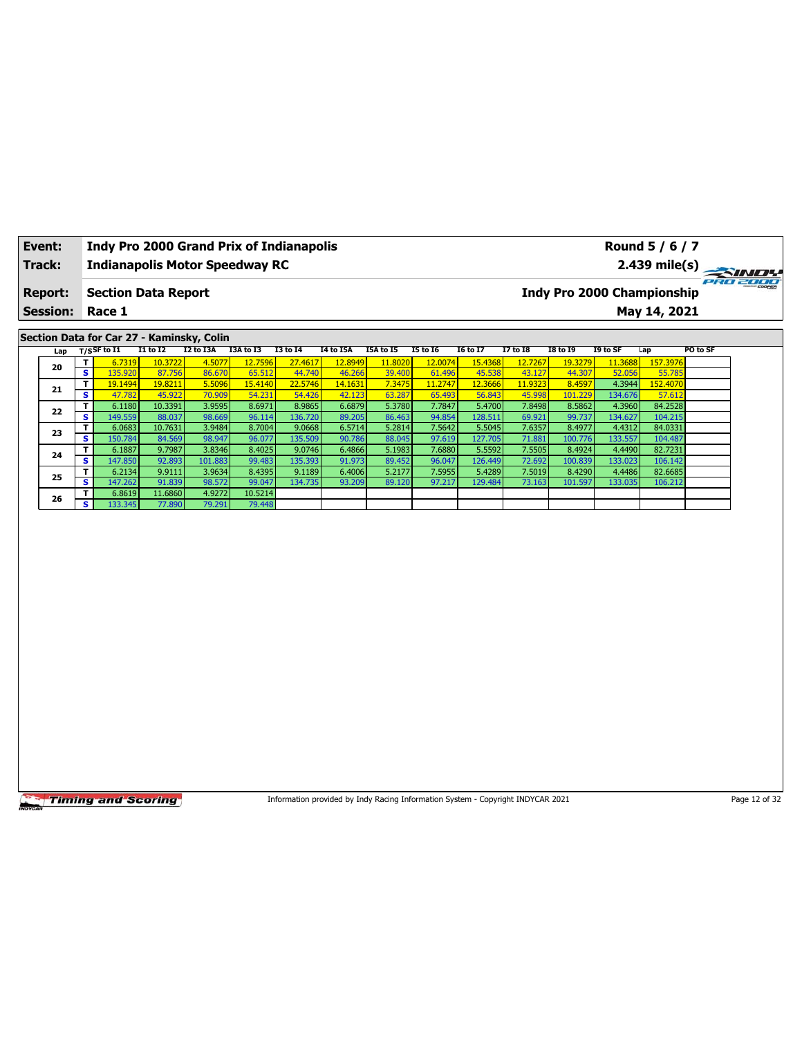| **Event:** | **Indy Pro 2000 Grand Prix of Indianapolis** | **Round 5 / 6 / 7** |
|---|---|---|
| **Track:** | **Indianapolis Motor Speedway RC** | **2.439 mile(s)** |
| **Report:** | **Section Data Report** | **Indy Pro 2000 Championship** |
| **Session:** | **Race 1** | **May 14, 2021** |

**Section Data for Car 27 - Kaminsky, Colin**

| Lap | T/S | SF to I1 | I1 to I2 | I2 to I3A | I3A to I3 | I3 to I4 | I4 to I5A | I5A to I5 | I5 to I6 | I6 to I7 | I7 to I8 | I8 to I9 | I9 to SF | Lap | PO to SF |
|---|---|---|---|---|---|---|---|---|---|---|---|---|---|---|---|
| 20 | T | 6.7319 | 10.3722 | 4.5077 | 12.7596 | 27.4617 | 12.8949 | 11.8020 | 12.0074 | 15.4368 | 12.7267 | 19.3279 | 11.3688 | 157.3976 | |
| | S | 135.920 | 87.756 | 86.670 | 65.512 | 44.740 | 46.266 | 39.400 | 61.496 | 45.538 | 43.127 | 44.307 | 52.056 | 55.785 | |
| 21 | T | 19.1494 | 19.8211 | 5.5096 | 15.4140 | 22.5746 | 14.1631 | 7.3475 | 11.2747 | 12.3666 | 11.9323 | 8.4597 | 4.3944 | 152.4070 | |
| | S | 47.782 | 45.922 | 70.909 | 54.231 | 54.426 | 42.123 | 63.287 | 65.493 | 56.843 | 45.998 | 101.229 | 134.676 | 57.612 | |
| 22 | T | 6.1180 | 10.3391 | 3.9595 | 8.6971 | 8.9865 | 6.6879 | 5.3780 | 7.7847 | 5.4700 | 7.8498 | 8.5862 | 4.3960 | 84.2528 | |
| | S | 149.559 | 88.037 | 98.669 | 96.114 | 136.720 | 89.205 | 86.463 | 94.854 | 128.511 | 69.921 | 99.737 | 134.627 | 104.215 | |
| 23 | T | 6.0683 | 10.7631 | 3.9484 | 8.7004 | 9.0668 | 6.5714 | 5.2814 | 7.5642 | 5.5045 | 7.6357 | 8.4977 | 4.4312 | 84.0331 | |
| | S | 150.784 | 84.569 | 98.947 | 96.077 | 135.509 | 90.786 | 88.045 | 97.619 | 127.705 | 71.881 | 100.776 | 133.557 | 104.487 | |
| 24 | T | 6.1887 | 9.7987 | 3.8346 | 8.4025 | 9.0746 | 6.4866 | 5.1983 | 7.6880 | 5.5592 | 7.5505 | 8.4924 | 4.4490 | 82.7231 | |
| | S | 147.850 | 92.893 | 101.883 | 99.483 | 135.393 | 91.973 | 89.452 | 96.047 | 126.449 | 72.692 | 100.839 | 133.023 | 106.142 | |
| 25 | T | 6.2134 | 9.9111 | 3.9634 | 8.4395 | 9.1189 | 6.4006 | 5.2177 | 7.5955 | 5.4289 | 7.5019 | 8.4290 | 4.4486 | 82.6685 | |
| | S | 147.262 | 91.839 | 98.572 | 99.047 | 134.735 | 93.209 | 89.120 | 97.217 | 129.484 | 73.163 | 101.597 | 133.035 | 106.212 | |
| 26 | T | 6.8619 | 11.6860 | 4.9272 | 10.5214 | | | | | | | | | | |
| | S | 133.345 | 77.890 | 79.291 | 79.448 | | | | | | | | | | |

Information provided by Indy Racing Information System - Copyright INDYCAR 2021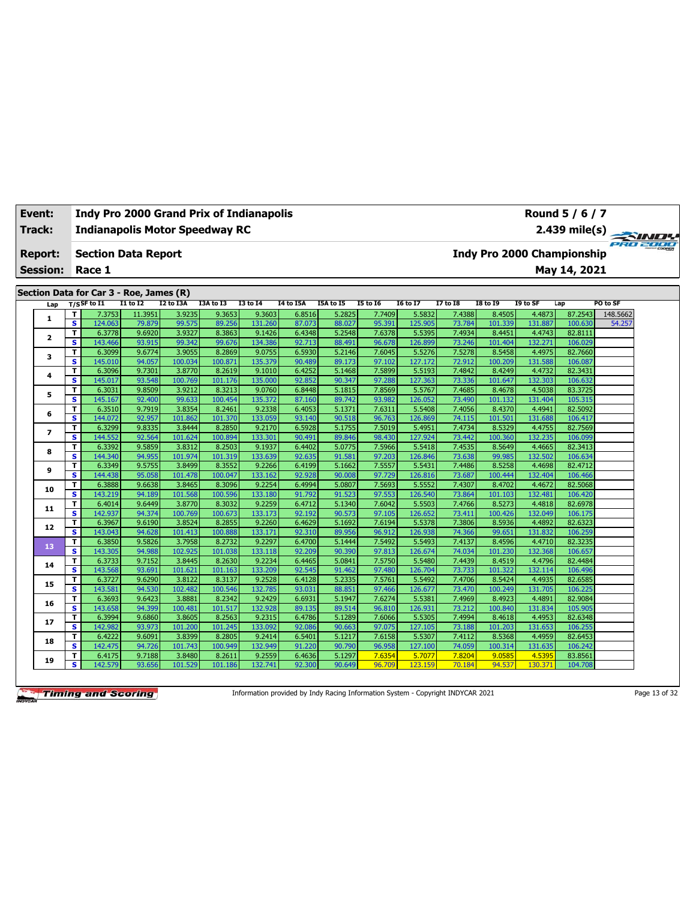| Event: | Indy Pro 2000 Grand Prix of Indianapolis | Round 5 / 6 / 7 |
|---|---|---|
| Track: | Indianapolis Motor Speedway RC | 2.439 mile(s) |
| Report: | Section Data Report | Indy Pro 2000 Championship |
| Session: | Race 1 | May 14, 2021 |

## Section Data for Car 3 - Roe, James (R)

| Lap | T/S | SF to I1 | I1 to I2 | I2 to I3A | I3A to I3 | I3 to I4 | I4 to I5A | I5A to I5 | I5 to I6 | I6 to I7 | I7 to I8 | I8 to I9 | I9 to SF | Lap | PO to SF |
|---|---|---|---|---|---|---|---|---|---|---|---|---|---|---|---|
| 1 | T | 7.3753 | 11.3951 | 3.9235 | 9.3653 | 9.3603 | 6.8516 | 5.2825 | 7.7409 | 5.5832 | 7.4388 | 8.4505 | 4.4873 | 87.2543 | 148.5662 |
| | S | 124.063 | 79.879 | 99.575 | 89.256 | 131.260 | 87.073 | 88.027 | 95.391 | 125.905 | 73.784 | 101.339 | 131.887 | 100.630 | 54.257 |
| 2 | T | 6.3778 | 9.6920 | 3.9327 | 8.3863 | 9.1426 | 6.4348 | 5.2548 | 7.6378 | 5.5395 | 7.4934 | 8.4451 | 4.4743 | 82.8111 | |
| | S | 143.466 | 93.915 | 99.342 | 99.676 | 134.386 | 92.713 | 88.491 | 96.678 | 126.899 | 73.246 | 101.404 | 132.271 | 106.029 | |
| 3 | T | 6.3099 | 9.6774 | 3.9055 | 8.2869 | 9.0755 | 6.5930 | 5.2146 | 7.6045 | 5.5276 | 7.5278 | 8.5458 | 4.4975 | 82.7660 | |
| | S | 145.010 | 94.057 | 100.034 | 100.871 | 135.379 | 90.489 | 89.173 | 97.102 | 127.172 | 72.912 | 100.209 | 131.588 | 106.087 | |
| 4 | T | 6.3096 | 9.7301 | 3.8770 | 8.2619 | 9.1010 | 6.4252 | 5.1468 | 7.5899 | 5.5193 | 7.4842 | 8.4249 | 4.4732 | 82.3431 | |
| | S | 145.017 | 93.548 | 100.769 | 101.176 | 135.000 | 92.852 | 90.347 | 97.288 | 127.363 | 73.336 | 101.647 | 132.303 | 106.632 | |
| 5 | T | 6.3031 | 9.8509 | 3.9212 | 8.3213 | 9.0760 | 6.8448 | 5.1815 | 7.8569 | 5.5767 | 7.4685 | 8.4678 | 4.5038 | 83.3725 | |
| | S | 145.167 | 92.400 | 99.633 | 100.454 | 135.372 | 87.160 | 89.742 | 93.982 | 126.052 | 73.490 | 101.132 | 131.404 | 105.315 | |
| 6 | T | 6.3510 | 9.7919 | 3.8354 | 8.2461 | 9.2338 | 6.4053 | 5.1371 | 7.6311 | 5.5408 | 7.4056 | 8.4370 | 4.4941 | 82.5092 | |
| | S | 144.072 | 92.957 | 101.862 | 101.370 | 133.059 | 93.140 | 90.518 | 96.763 | 126.869 | 74.115 | 101.501 | 131.688 | 106.417 | |
| 7 | T | 6.3299 | 9.8335 | 3.8444 | 8.2850 | 9.2170 | 6.5928 | 5.1755 | 7.5019 | 5.4951 | 7.4734 | 8.5329 | 4.4755 | 82.7569 | |
| | S | 144.552 | 92.564 | 101.624 | 100.894 | 133.301 | 90.491 | 89.846 | 98.430 | 127.924 | 73.442 | 100.360 | 132.235 | 106.099 | |
| 8 | T | 6.3392 | 9.5859 | 3.8312 | 8.2503 | 9.1937 | 6.4402 | 5.0775 | 7.5966 | 5.5418 | 7.4535 | 8.5649 | 4.4665 | 82.3413 | |
| | S | 144.340 | 94.955 | 101.974 | 101.319 | 133.639 | 92.635 | 91.581 | 97.203 | 126.846 | 73.638 | 99.985 | 132.502 | 106.634 | |
| 9 | T | 6.3349 | 9.5755 | 3.8499 | 8.3552 | 9.2266 | 6.4199 | 5.1662 | 7.5557 | 5.5431 | 7.4486 | 8.5258 | 4.4698 | 82.4712 | |
| | S | 144.438 | 95.058 | 101.478 | 100.047 | 133.162 | 92.928 | 90.008 | 97.729 | 126.816 | 73.687 | 100.444 | 132.404 | 106.466 | |
| 10 | T | 6.3888 | 9.6638 | 3.8465 | 8.3096 | 9.2254 | 6.4994 | 5.0807 | 7.5693 | 5.5552 | 7.4307 | 8.4702 | 4.4672 | 82.5068 | |
| | S | 143.219 | 94.189 | 101.568 | 100.596 | 133.180 | 91.792 | 91.523 | 97.553 | 126.540 | 73.864 | 101.103 | 132.481 | 106.420 | |
| 11 | T | 6.4014 | 9.6449 | 3.8770 | 8.3032 | 9.2259 | 6.4712 | 5.1340 | 7.6042 | 5.5503 | 7.4766 | 8.5273 | 4.4818 | 82.6978 | |
| | S | 142.937 | 94.374 | 100.769 | 100.673 | 133.173 | 92.192 | 90.573 | 97.105 | 126.652 | 73.411 | 100.426 | 132.049 | 106.175 | |
| 12 | T | 6.3967 | 9.6190 | 3.8524 | 8.2855 | 9.2260 | 6.4629 | 5.1692 | 7.6194 | 5.5378 | 7.3806 | 8.5936 | 4.4892 | 82.6323 | |
| | S | 143.043 | 94.628 | 101.413 | 100.888 | 133.171 | 92.310 | 89.956 | 96.912 | 126.938 | 74.366 | 99.651 | 131.832 | 106.259 | |
| 13 | T | 6.3850 | 9.5826 | 3.7958 | 8.2732 | 9.2297 | 6.4700 | 5.1444 | 7.5492 | 5.5493 | 7.4137 | 8.4596 | 4.4710 | 82.3235 | |
| | S | 143.305 | 94.988 | 102.925 | 101.038 | 133.118 | 92.209 | 90.390 | 97.813 | 126.674 | 74.034 | 101.230 | 132.368 | 106.657 | |
| 14 | T | 6.3733 | 9.7152 | 3.8445 | 8.2630 | 9.2234 | 6.4465 | 5.0841 | 7.5750 | 5.5480 | 7.4439 | 8.4519 | 4.4796 | 82.4484 | |
| | S | 143.568 | 93.691 | 101.621 | 101.163 | 133.209 | 92.545 | 91.462 | 97.480 | 126.704 | 73.733 | 101.322 | 132.114 | 106.496 | |
| 15 | T | 6.3727 | 9.6290 | 3.8122 | 8.3137 | 9.2528 | 6.4128 | 5.2335 | 7.5761 | 5.5492 | 7.4706 | 8.5424 | 4.4935 | 82.6585 | |
| | S | 143.581 | 94.530 | 102.482 | 100.546 | 132.785 | 93.031 | 88.851 | 97.466 | 126.677 | 73.470 | 100.249 | 131.705 | 106.225 | |
| 16 | T | 6.3693 | 9.6423 | 3.8881 | 8.2342 | 9.2429 | 6.6931 | 5.1947 | 7.6274 | 5.5381 | 7.4969 | 8.4923 | 4.4891 | 82.9084 | |
| | S | 143.658 | 94.399 | 100.481 | 101.517 | 132.928 | 89.135 | 89.514 | 96.810 | 126.931 | 73.212 | 100.840 | 131.834 | 105.905 | |
| 17 | T | 6.3994 | 9.6860 | 3.8605 | 8.2563 | 9.2315 | 6.4786 | 5.1289 | 7.6066 | 5.5305 | 7.4994 | 8.4618 | 4.4953 | 82.6348 | |
| | S | 142.982 | 93.973 | 101.200 | 101.245 | 133.092 | 92.086 | 90.663 | 97.075 | 127.105 | 73.188 | 101.203 | 131.653 | 106.255 | |
| 18 | T | 6.4222 | 9.6091 | 3.8399 | 8.2805 | 9.2414 | 6.5401 | 5.1217 | 7.6158 | 5.5307 | 7.4112 | 8.5368 | 4.4959 | 82.6453 | |
| | S | 142.475 | 94.726 | 101.743 | 100.949 | 132.949 | 91.220 | 90.790 | 96.958 | 127.100 | 74.059 | 100.314 | 131.635 | 106.242 | |
| 19 | T | 6.4175 | 9.7188 | 3.8480 | 8.2611 | 9.2559 | 6.4636 | 5.1297 | 7.6354 | 5.7077 | 7.8204 | 9.0585 | 4.5395 | 83.8561 | |
| | S | 142.579 | 93.656 | 101.529 | 101.186 | 132.741 | 92.300 | 90.649 | 96.709 | 123.159 | 70.184 | 94.537 | 130.371 | 104.708 | |

Information provided by Indy Racing Information System - Copyright INDYCAR 2021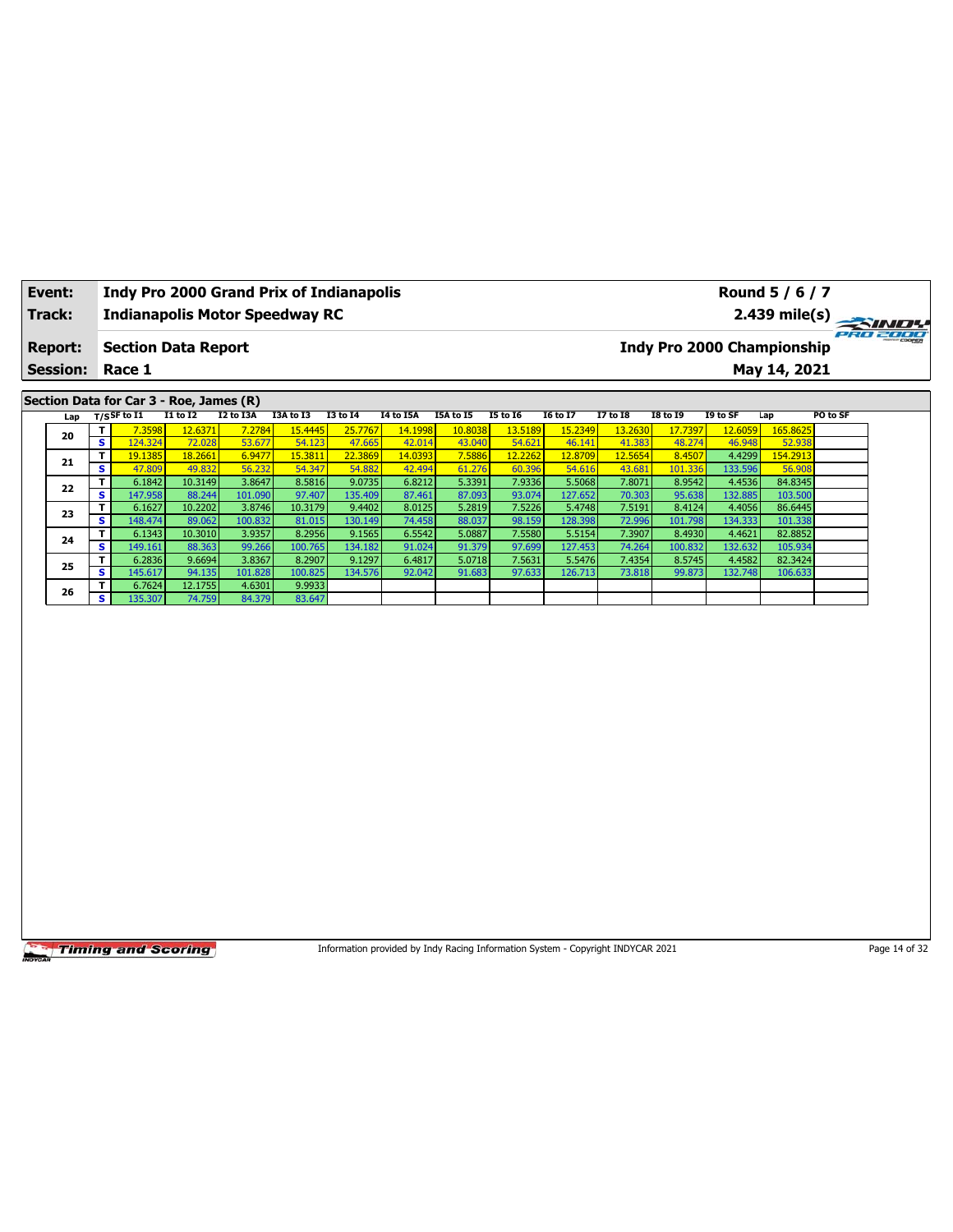| Event: | Indy Pro 2000 Grand Prix of Indianapolis | Round 5 / 6 / 7 |
|---|---|---|
| Track: | Indianapolis Motor Speedway RC | 2.439 mile(s) |
| Report: | Section Data Report | Indy Pro 2000 Championship |
| Session: | Race 1 | May 14, 2021 |

## Section Data for Car 3 - Roe, James (R)

| Lap | T/S | SF to I1 | I1 to I2 | I2 to I3A | I3A to I3 | I3 to I4 | I4 to I5A | I5A to I5 | I5 to I6 | I6 to I7 | I7 to I8 | I8 to I9 | I9 to SF | Lap | PO to SF |
|---|---|---|---|---|---|---|---|---|---|---|---|---|---|---|---|
| 20 | T | 7.3598 | 12.6371 | 7.2784 | 15.4445 | 25.7767 | 14.1998 | 10.8038 | 13.5189 | 15.2349 | 13.2630 | 17.7397 | 12.6059 | 165.8625 | |
| | S | 124.324 | 72.028 | 53.677 | 54.123 | 47.665 | 42.014 | 43.040 | 54.621 | 46.141 | 41.383 | 48.274 | 46.948 | 52.938 | |
| 21 | T | 19.1385 | 18.2661 | 6.9477 | 15.3811 | 22.3869 | 14.0393 | 7.5886 | 12.2262 | 12.8709 | 12.5654 | 8.4507 | 4.4299 | 154.2913 | |
| | S | 47.809 | 49.832 | 56.232 | 54.347 | 54.882 | 42.494 | 61.276 | 60.396 | 54.616 | 43.681 | 101.336 | 133.596 | 56.908 | |
| 22 | T | 6.1842 | 10.3149 | 3.8647 | 8.5816 | 9.0735 | 6.8212 | 5.3391 | 7.9336 | 5.5068 | 7.8071 | 8.9542 | 4.4536 | 84.8345 | |
| | S | 147.958 | 88.244 | 101.090 | 97.407 | 135.409 | 87.461 | 87.093 | 93.074 | 127.652 | 70.303 | 95.638 | 132.885 | 103.500 | |
| 23 | T | 6.1627 | 10.2202 | 3.8746 | 10.3179 | 9.4402 | 8.0125 | 5.2819 | 7.5226 | 5.4748 | 7.5191 | 8.4124 | 4.4056 | 86.6445 | |
| | S | 148.474 | 89.062 | 100.832 | 81.015 | 130.149 | 74.458 | 88.037 | 98.159 | 128.398 | 72.996 | 101.798 | 134.333 | 101.338 | |
| 24 | T | 6.1343 | 10.3010 | 3.9357 | 8.2956 | 9.1565 | 6.5542 | 5.0887 | 7.5580 | 5.5154 | 7.3907 | 8.4930 | 4.4621 | 82.8852 | |
| | S | 149.161 | 88.363 | 99.266 | 100.765 | 134.182 | 91.024 | 91.379 | 97.699 | 127.453 | 74.264 | 100.832 | 132.632 | 105.934 | |
| 25 | T | 6.2836 | 9.6694 | 3.8367 | 8.2907 | 9.1297 | 6.4817 | 5.0718 | 7.5631 | 5.5476 | 7.4354 | 8.5745 | 4.4582 | 82.3424 | |
| | S | 145.617 | 94.135 | 101.828 | 100.825 | 134.576 | 92.042 | 91.683 | 97.633 | 126.713 | 73.818 | 99.873 | 132.748 | 106.633 | |
| 26 | T | 6.7624 | 12.1755 | 4.6301 | 9.9933 | | | | | | | | | | |
| | S | 135.307 | 74.759 | 84.379 | 83.647 | | | | | | | | | | |

Information provided by Indy Racing Information System - Copyright INDYCAR 2021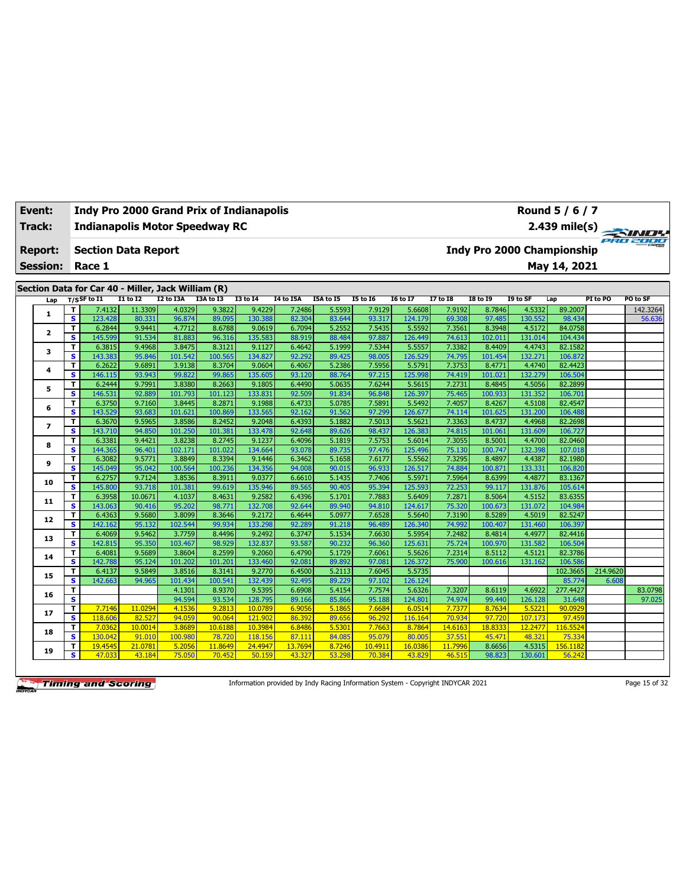| Event: | Indy Pro 2000 Grand Prix of Indianapolis | Round 5 / 6 / 7 |
|---|---|---|
| Track: | Indianapolis Motor Speedway RC | 2.439 mile(s) |
| Report: | Section Data Report | Indy Pro 2000 Championship |
| Session: | Race 1 | May 14, 2021 |

## Section Data for Car 40 - Miller, Jack William (R)

| Lap | T/S | SF to I1 | I1 to I2 | I2 to I3A | I3A to I3 | I3 to I4 | I4 to I5A | I5A to I5 | I5 to I6 | I6 to I7 | I7 to I8 | I8 to I9 | I9 to SF | Lap | PI to PO | PO to SF |
|---|---|---|---|---|---|---|---|---|---|---|---|---|---|---|---|---|
| 1 | T | 7.4132 | 11.3309 | 4.0329 | 9.3822 | 9.4229 | 7.2486 | 5.5593 | 7.9129 | 5.6608 | 7.9192 | 8.7846 | 4.5332 | 89.2007 | | 142.3264 |
| | S | 123.428 | 80.331 | 96.874 | 89.095 | 130.388 | 82.304 | 83.644 | 93.317 | 124.179 | 69.308 | 97.485 | 130.552 | 98.434 | | 56.636 |
| 2 | T | 6.2844 | 9.9441 | 4.7712 | 8.6788 | 9.0619 | 6.7094 | 5.2552 | 7.5435 | 5.5592 | 7.3561 | 8.3948 | 4.5172 | 84.0758 | | |
| | S | 145.599 | 91.534 | 81.883 | 96.316 | 135.583 | 88.919 | 88.484 | 97.887 | 126.449 | 74.613 | 102.011 | 131.014 | 104.434 | | |
| 3 | T | 6.3815 | 9.4968 | 3.8475 | 8.3121 | 9.1127 | 6.4642 | 5.1999 | 7.5344 | 5.5557 | 7.3382 | 8.4409 | 4.4743 | 82.1582 | | |
| | S | 143.383 | 95.846 | 101.542 | 100.565 | 134.827 | 92.292 | 89.425 | 98.005 | 126.529 | 74.795 | 101.454 | 132.271 | 106.872 | | |
| 4 | T | 6.2622 | 9.6891 | 3.9138 | 8.3704 | 9.0604 | 6.4067 | 5.2386 | 7.5956 | 5.5791 | 7.3753 | 8.4771 | 4.4740 | 82.4423 | | |
| | S | 146.115 | 93.943 | 99.822 | 99.865 | 135.605 | 93.120 | 88.764 | 97.215 | 125.998 | 74.419 | 101.021 | 132.279 | 106.504 | | |
| 5 | T | 6.2444 | 9.7991 | 3.8380 | 8.2663 | 9.1805 | 6.4490 | 5.0635 | 7.6244 | 5.5615 | 7.2731 | 8.4845 | 4.5056 | 82.2899 | | |
| | S | 146.531 | 92.889 | 101.793 | 101.123 | 133.831 | 92.509 | 91.834 | 96.848 | 126.397 | 75.465 | 100.933 | 131.352 | 106.701 | | |
| 6 | T | 6.3750 | 9.7160 | 3.8445 | 8.2871 | 9.1988 | 6.4733 | 5.0785 | 7.5891 | 5.5492 | 7.4057 | 8.4267 | 4.5108 | 82.4547 | | |
| | S | 143.529 | 93.683 | 101.621 | 100.869 | 133.565 | 92.162 | 91.562 | 97.299 | 126.677 | 74.114 | 101.625 | 131.200 | 106.488 | | |
| 7 | T | 6.3670 | 9.5965 | 3.8586 | 8.2452 | 9.2048 | 6.4393 | 5.1882 | 7.5013 | 5.5621 | 7.3363 | 8.4737 | 4.4968 | 82.2698 | | |
| | S | 143.710 | 94.850 | 101.250 | 101.381 | 133.478 | 92.648 | 89.626 | 98.437 | 126.383 | 74.815 | 101.061 | 131.609 | 106.727 | | |
| 8 | T | 6.3381 | 9.4421 | 3.8238 | 8.2745 | 9.1237 | 6.4096 | 5.1819 | 7.5753 | 5.6014 | 7.3055 | 8.5001 | 4.4700 | 82.0460 | | |
| | S | 144.365 | 96.401 | 102.171 | 101.022 | 134.664 | 93.078 | 89.735 | 97.476 | 125.496 | 75.130 | 100.747 | 132.398 | 107.018 | | |
| 9 | T | 6.3082 | 9.5771 | 3.8849 | 8.3394 | 9.1446 | 6.3462 | 5.1658 | 7.6177 | 5.5562 | 7.3295 | 8.4897 | 4.4387 | 82.1980 | | |
| | S | 145.049 | 95.042 | 100.564 | 100.236 | 134.356 | 94.008 | 90.015 | 96.933 | 126.517 | 74.884 | 100.871 | 133.331 | 106.820 | | |
| 10 | T | 6.2757 | 9.7124 | 3.8536 | 8.3911 | 9.0377 | 6.6610 | 5.1435 | 7.7406 | 5.5971 | 7.5964 | 8.6399 | 4.4877 | 83.1367 | | |
| | S | 145.800 | 93.718 | 101.381 | 99.619 | 135.946 | 89.565 | 90.405 | 95.394 | 125.593 | 72.253 | 99.117 | 131.876 | 105.614 | | |
| 11 | T | 6.3958 | 10.0671 | 4.1037 | 8.4631 | 9.2582 | 6.4396 | 5.1701 | 7.7883 | 5.6409 | 7.2871 | 8.5064 | 4.5152 | 83.6355 | | |
| | S | 143.063 | 90.416 | 95.202 | 98.771 | 132.708 | 92.644 | 89.940 | 94.810 | 124.617 | 75.320 | 100.673 | 131.072 | 104.984 | | |
| 12 | T | 6.4363 | 9.5680 | 3.8099 | 8.3646 | 9.2172 | 6.4644 | 5.0977 | 7.6528 | 5.5640 | 7.3190 | 8.5289 | 4.5019 | 82.5247 | | |
| | S | 142.162 | 95.132 | 102.544 | 99.934 | 133.298 | 92.289 | 91.218 | 96.489 | 126.340 | 74.992 | 100.407 | 131.460 | 106.397 | | |
| 13 | T | 6.4069 | 9.5462 | 3.7759 | 8.4496 | 9.2492 | 6.3747 | 5.1534 | 7.6630 | 5.5954 | 7.2482 | 8.4814 | 4.4977 | 82.4416 | | |
| | S | 142.815 | 95.350 | 103.467 | 98.929 | 132.837 | 93.587 | 90.232 | 96.360 | 125.631 | 75.724 | 100.970 | 131.582 | 106.504 | | |
| 14 | T | 6.4081 | 9.5689 | 3.8604 | 8.2599 | 9.2060 | 6.4790 | 5.1729 | 7.6061 | 5.5626 | 7.2314 | 8.5112 | 4.5121 | 82.3786 | | |
| | S | 142.788 | 95.124 | 101.202 | 101.201 | 133.460 | 92.081 | 89.892 | 97.081 | 126.372 | 75.900 | 100.616 | 131.162 | 106.586 | | |
| 15 | T | 6.4137 | 9.5849 | 3.8516 | 8.3141 | 9.2770 | 6.4500 | 5.2113 | 7.6045 | 5.5735 | | | | 102.3665 | 214.9620 | |
| | S | 142.663 | 94.965 | 101.434 | 100.541 | 132.439 | 92.495 | 89.229 | 97.102 | 126.124 | | | | 85.774 | 6.608 | |
| 16 | T | | | 4.1301 | 8.9370 | 9.5395 | 6.6908 | 5.4154 | 7.7574 | 5.6326 | 7.3207 | 8.6119 | 4.6922 | 277.4427 | | 83.0798 |
| | S | | | 94.594 | 93.534 | 128.795 | 89.166 | 85.866 | 95.188 | 124.801 | 74.974 | 99.440 | 126.128 | 31.648 | | 97.025 |
| 17 | T | 7.7146 | 11.0294 | 4.1536 | 9.2813 | 10.0789 | 6.9056 | 5.1865 | 7.6684 | 6.0514 | 7.7377 | 8.7634 | 5.5221 | 90.0929 | | |
| | S | 118.606 | 82.527 | 94.059 | 90.064 | 121.902 | 86.392 | 89.656 | 96.292 | 116.164 | 70.934 | 97.720 | 107.173 | 97.459 | | |
| 18 | T | 7.0362 | 10.0014 | 3.8689 | 10.6188 | 10.3984 | 6.8486 | 5.5301 | 7.7663 | 8.7864 | 14.6163 | 18.8333 | 12.2477 | 116.5524 | | |
| | S | 130.042 | 91.010 | 100.980 | 78.720 | 118.156 | 87.111 | 84.085 | 95.079 | 80.005 | 37.551 | 45.471 | 48.321 | 75.334 | | |
| 19 | T | 19.4545 | 21.0781 | 5.2056 | 11.8649 | 24.4947 | 13.7694 | 8.7246 | 10.4911 | 16.0386 | 11.7996 | 8.6656 | 4.5315 | 156.1182 | | |
| | S | 47.033 | 43.184 | 75.050 | 70.452 | 50.159 | 43.327 | 53.298 | 70.384 | 43.829 | 46.515 | 98.823 | 130.601 | 56.242 | | |

Information provided by Indy Racing Information System - Copyright INDYCAR 2021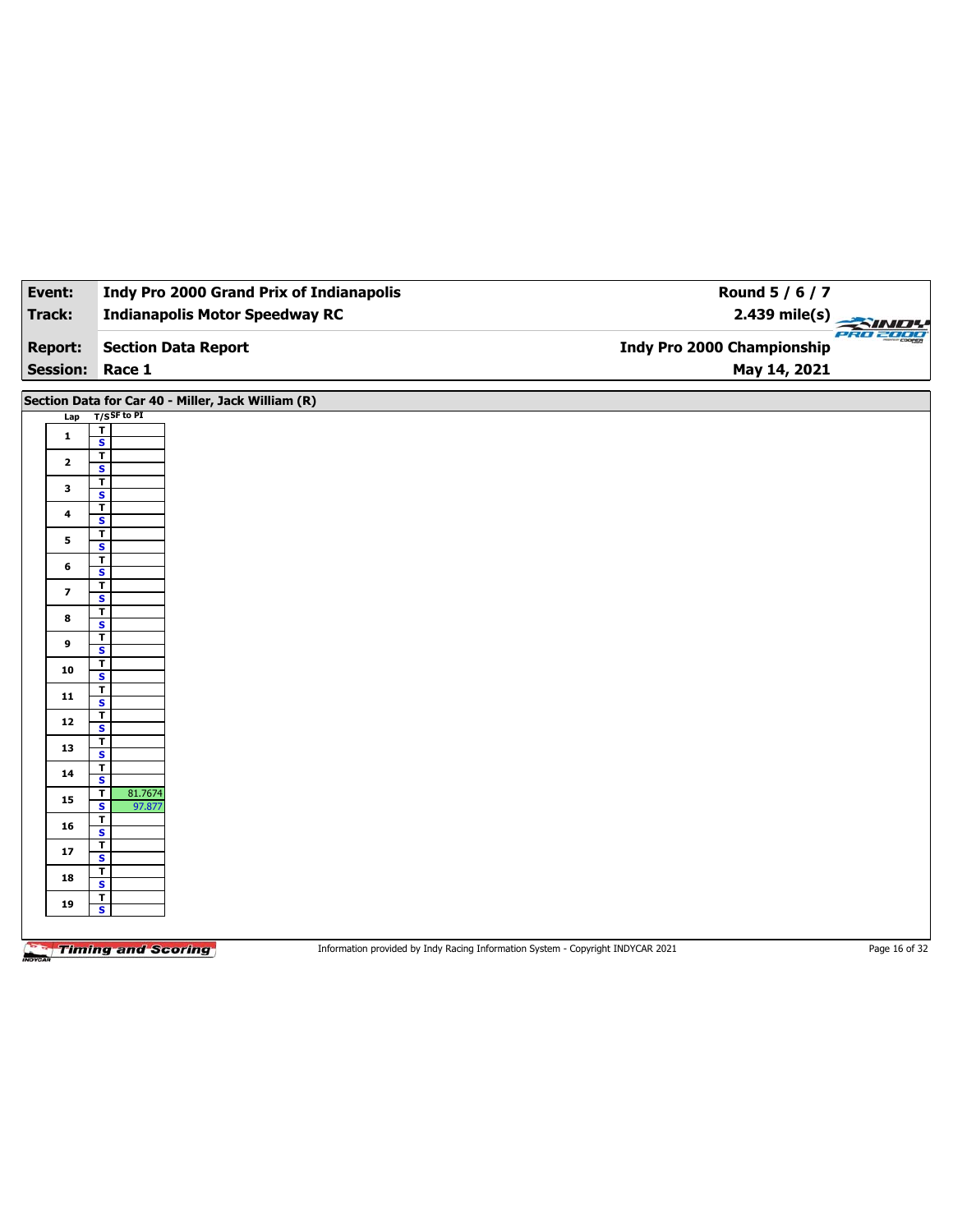| Event: | Indy Pro 2000 Grand Prix of Indianapolis | Round 5 / 6 / 7 |
|---|---|---|
| Track: | Indianapolis Motor Speedway RC | 2.439 mile(s) |
| Report: | Section Data Report | Indy Pro 2000 Championship |
| Session: | Race 1 | May 14, 2021 |

## Section Data for Car 40 - Miller, Jack William (R)

| Lap | T/S | SF to PI |
|---|---|---|
| 1 | T | |
| | S | |
| 2 | T | |
| | S | |
| 3 | T | |
| | S | |
| 4 | T | |
| | S | |
| 5 | T | |
| | S | |
| 6 | T | |
| | S | |
| 7 | T | |
| | S | |
| 8 | T | |
| | S | |
| 9 | T | |
| | S | |
| 10 | T | |
| | S | |
| 11 | T | |
| | S | |
| 12 | T | |
| | S | |
| 13 | T | |
| | S | |
| 14 | T | |
| | S | |
| 15 | T | 81.7674 |
| | S | 97.877 |
| 16 | T | |
| | S | |
| 17 | T | |
| | S | |
| 18 | T | |
| | S | |
| 19 | T | |
| | S | |

Information provided by Indy Racing Information System - Copyright INDYCAR 2021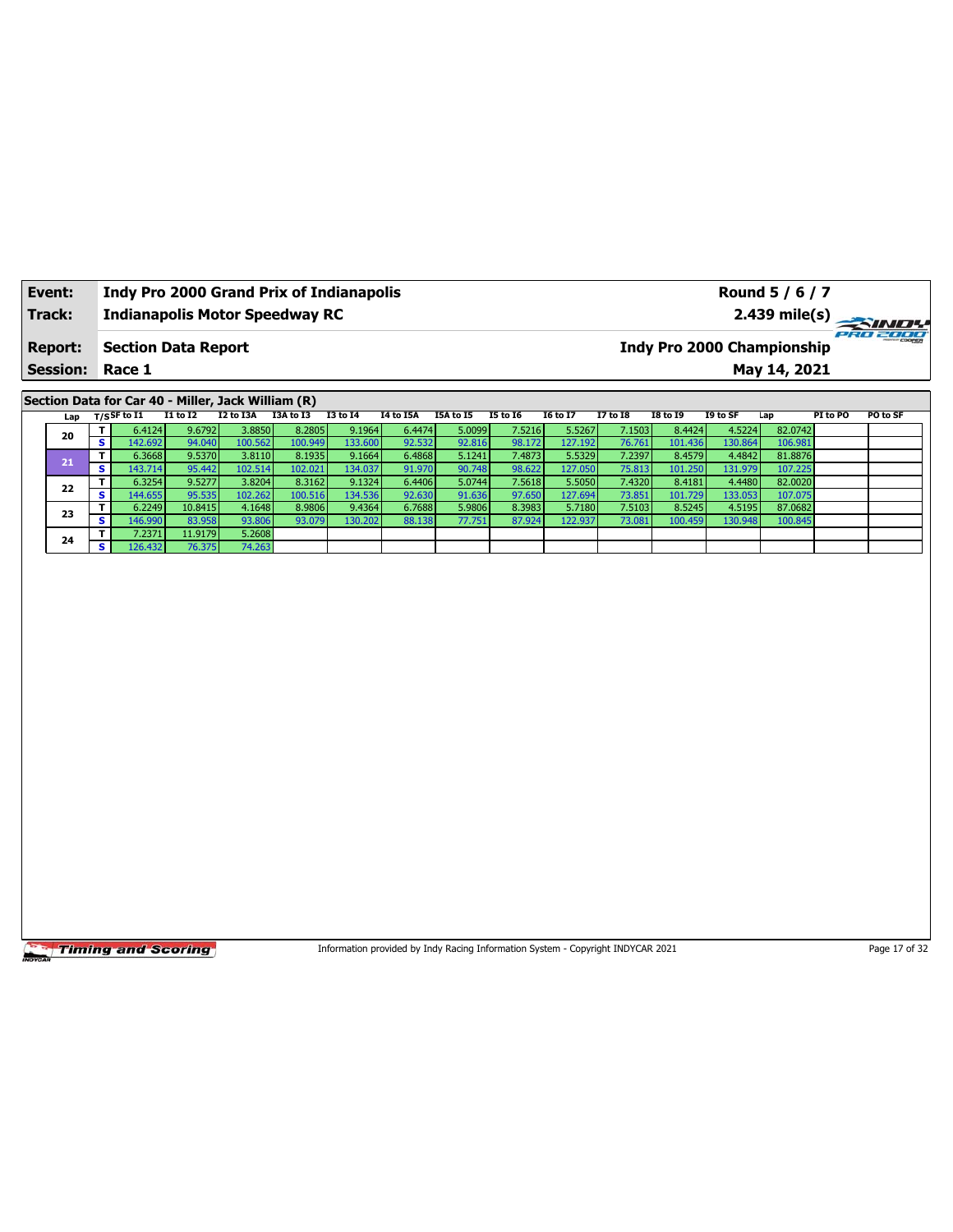| Event: | Indy Pro 2000 Grand Prix of Indianapolis | Round 5 / 6 / 7 |
|---|---|---|
| Track: | Indianapolis Motor Speedway RC | 2.439 mile(s) |
| Report: | Section Data Report | Indy Pro 2000 Championship |
| Session: | Race 1 | May 14, 2021 |

## Section Data for Car 40 - Miller, Jack William (R)

| Lap | T/S | SF to I1 | I1 to I2 | I2 to I3A | I3A to I3 | I3 to I4 | I4 to I5A | I5A to I5 | I5 to I6 | I6 to I7 | I7 to I8 | I8 to I9 | I9 to SF | Lap | PI to PO | PO to SF |
|---|---|---|---|---|---|---|---|---|---|---|---|---|---|---|---|---|
| 20 | T | 6.4124 | 9.6792 | 3.8850 | 8.2805 | 9.1964 | 6.4474 | 5.0099 | 7.5216 | 5.5267 | 7.1503 | 8.4424 | 4.5224 | 82.0742 | | |
| | S | 142.692 | 94.040 | 100.562 | 100.949 | 133.600 | 92.532 | 92.816 | 98.172 | 127.192 | 76.761 | 101.436 | 130.864 | 106.981 | | |
| 21 | T | 6.3668 | 9.5370 | 3.8110 | 8.1935 | 9.1664 | 6.4868 | 5.1241 | 7.4873 | 5.5329 | 7.2397 | 8.4579 | 4.4842 | 81.8876 | | |
| | S | 143.714 | 95.442 | 102.514 | 102.021 | 134.037 | 91.970 | 90.748 | 98.622 | 127.050 | 75.813 | 101.250 | 131.979 | 107.225 | | |
| 22 | T | 6.3254 | 9.5277 | 3.8204 | 8.3162 | 9.1324 | 6.4406 | 5.0744 | 7.5618 | 5.5050 | 7.4320 | 8.4181 | 4.4480 | 82.0020 | | |
| | S | 144.655 | 95.535 | 102.262 | 100.516 | 134.536 | 92.630 | 91.636 | 97.650 | 127.694 | 73.851 | 101.729 | 133.053 | 107.075 | | |
| 23 | T | 6.2249 | 10.8415 | 4.1648 | 8.9806 | 9.4364 | 6.7688 | 5.9806 | 8.3983 | 5.7180 | 7.5103 | 8.5245 | 4.5195 | 87.0682 | | |
| | S | 146.990 | 83.958 | 93.806 | 93.079 | 130.202 | 88.138 | 77.751 | 87.924 | 122.937 | 73.081 | 100.459 | 130.948 | 100.845 | | |
| 24 | T | 7.2371 | 11.9179 | 5.2608 | | | | | | | | | | | | |
| | S | 126.432 | 76.375 | 74.263 | | | | | | | | | | | | |

Information provided by Indy Racing Information System - Copyright INDYCAR 2021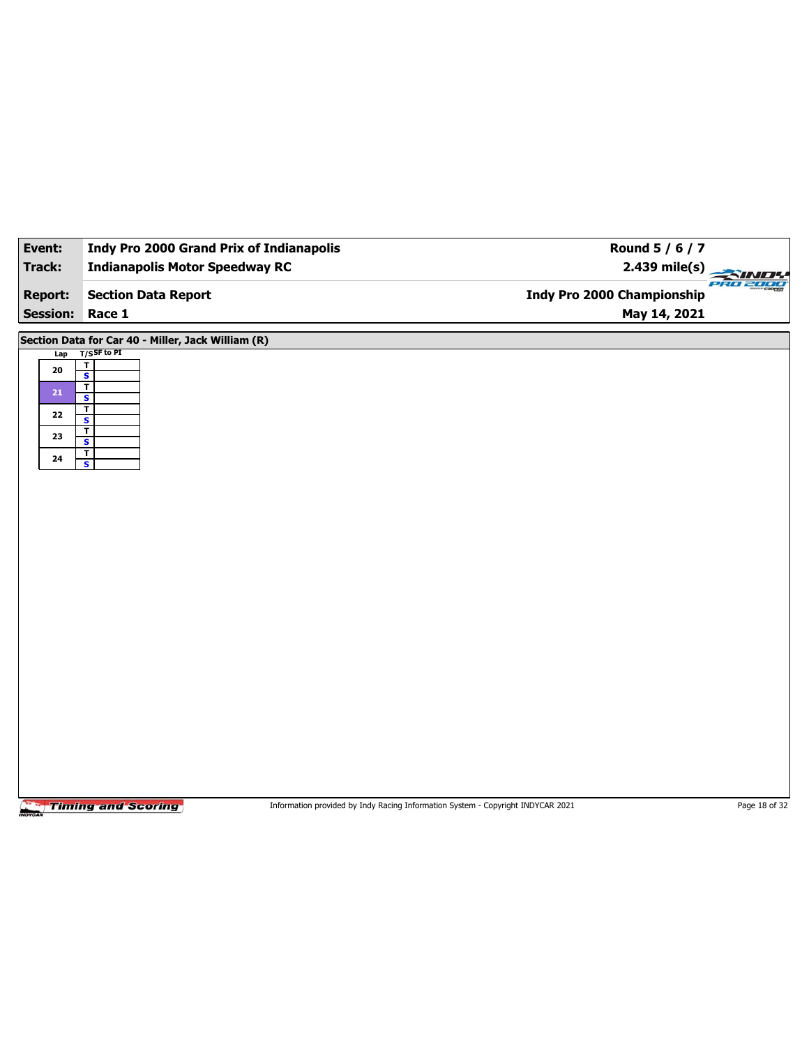| **Event:** | **Indy Pro 2000 Grand Prix of Indianapolis** | **Round 5 / 6 / 7** |
|---|---|---|
| **Track:** | **Indianapolis Motor Speedway RC** | **2.439 mile(s)** |
| **Report:** | **Section Data Report** | **Indy Pro 2000 Championship** |
| **Session:** | **Race 1** | **May 14, 2021** |

**Section Data for Car 40 - Miller, Jack William (R)**

| Lap | T/S | SF to PI |
|---|---|---|
| 20 | T | |
| | S | |
| 21 | T | |
| | S | |
| 22 | T | |
| | S | |
| 23 | T | |
| | S | |
| 24 | T | |
| | S | |

Information provided by Indy Racing Information System - Copyright INDYCAR 2021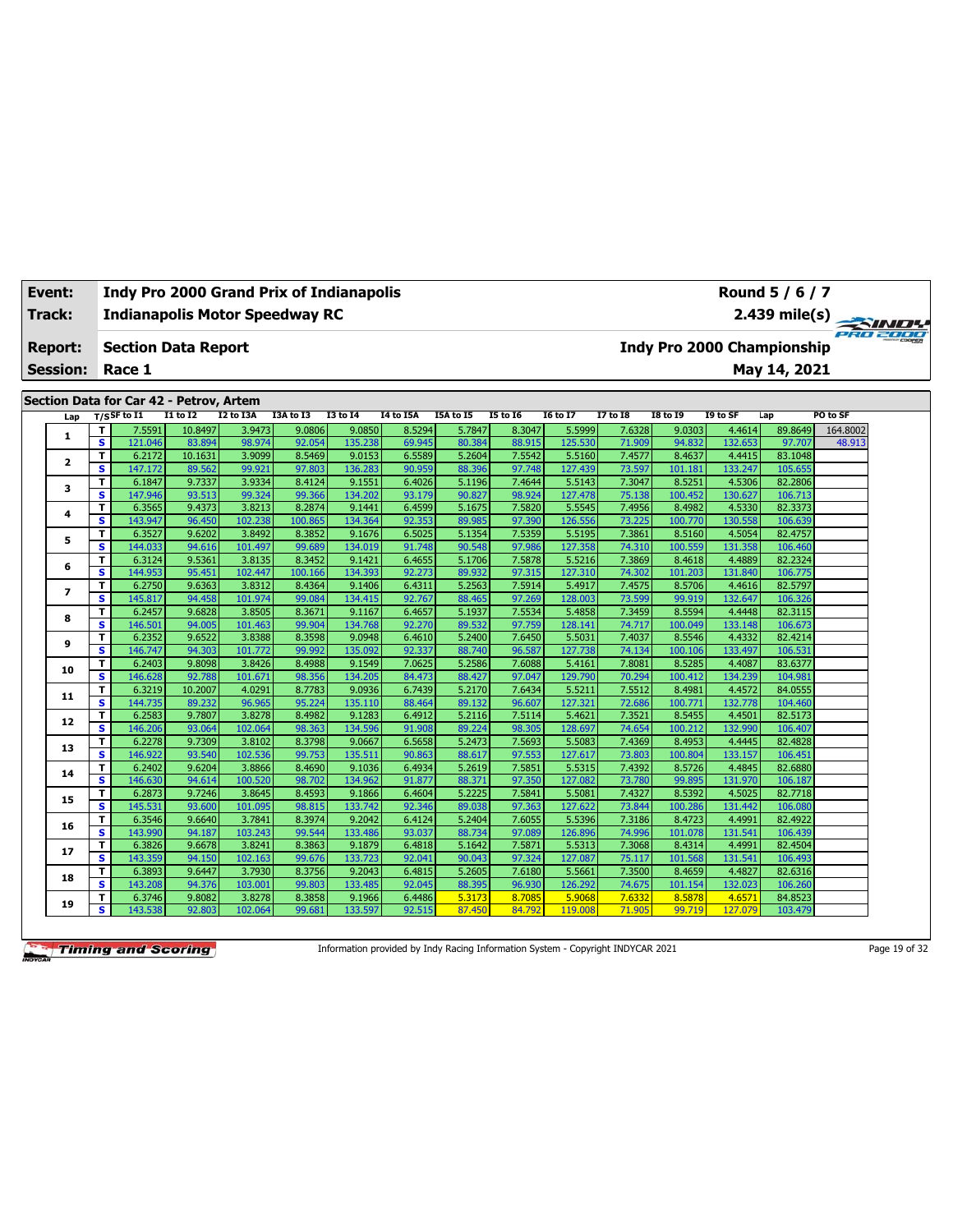| Event: | Indy Pro 2000 Grand Prix of Indianapolis | Round 5 / 6 / 7 |
|---|---|---|
| Track: | Indianapolis Motor Speedway RC | 2.439 mile(s) |
| Report: | Section Data Report | Indy Pro 2000 Championship |
| Session: | Race 1 | May 14, 2021 |

## Section Data for Car 42 - Petrov, Artem

| Lap | T/S | SF to I1 | I1 to I2 | I2 to I3A | I3A to I3 | I3 to I4 | I4 to I5A | I5A to I5 | I5 to I6 | I6 to I7 | I7 to I8 | I8 to I9 | I9 to SF | Lap | PO to SF |
|---|---|---|---|---|---|---|---|---|---|---|---|---|---|---|---|
| 1 | T | 7.5591 | 10.8497 | 3.9473 | 9.0806 | 9.0850 | 8.5294 | 5.7847 | 8.3047 | 5.5999 | 7.6328 | 9.0303 | 4.4614 | 89.8649 | 164.8002 |
| | S | 121.046 | 83.894 | 98.974 | 92.054 | 135.238 | 69.945 | 80.384 | 88.915 | 125.530 | 71.909 | 94.832 | 132.653 | 97.707 | 48.913 |
| 2 | T | 6.2172 | 10.1631 | 3.9099 | 8.5469 | 9.0153 | 6.5589 | 5.2604 | 7.5542 | 5.5160 | 7.4577 | 8.4637 | 4.4415 | 83.1048 | |
| | S | 147.172 | 89.562 | 99.921 | 97.803 | 136.283 | 90.959 | 88.396 | 97.748 | 127.439 | 73.597 | 101.181 | 133.247 | 105.655 | |
| 3 | T | 6.1847 | 9.7337 | 3.9334 | 8.4124 | 9.1551 | 6.4026 | 5.1196 | 7.4644 | 5.5143 | 7.3047 | 8.5251 | 4.5306 | 82.2806 | |
| | S | 147.946 | 93.513 | 99.324 | 99.366 | 134.202 | 93.179 | 90.827 | 98.924 | 127.478 | 75.138 | 100.452 | 130.627 | 106.713 | |
| 4 | T | 6.3565 | 9.4373 | 3.8213 | 8.2874 | 9.1441 | 6.4599 | 5.1675 | 7.5820 | 5.5545 | 7.4956 | 8.4982 | 4.5330 | 82.3373 | |
| | S | 143.947 | 96.450 | 102.238 | 100.865 | 134.364 | 92.353 | 89.985 | 97.390 | 126.556 | 73.225 | 100.770 | 130.558 | 106.639 | |
| 5 | T | 6.3527 | 9.6202 | 3.8492 | 8.3852 | 9.1676 | 6.5025 | 5.1354 | 7.5359 | 5.5195 | 7.3861 | 8.5160 | 4.5054 | 82.4757 | |
| | S | 144.033 | 94.616 | 101.497 | 99.689 | 134.019 | 91.748 | 90.548 | 97.986 | 127.358 | 74.310 | 100.559 | 131.358 | 106.460 | |
| 6 | T | 6.3124 | 9.5361 | 3.8135 | 8.3452 | 9.1421 | 6.4655 | 5.1706 | 7.5878 | 5.5216 | 7.3869 | 8.4618 | 4.4889 | 82.2324 | |
| | S | 144.953 | 95.451 | 102.447 | 100.166 | 134.393 | 92.273 | 89.932 | 97.315 | 127.310 | 74.302 | 101.203 | 131.840 | 106.775 | |
| 7 | T | 6.2750 | 9.6363 | 3.8312 | 8.4364 | 9.1406 | 6.4311 | 5.2563 | 7.5914 | 5.4917 | 7.4575 | 8.5706 | 4.4616 | 82.5797 | |
| | S | 145.817 | 94.458 | 101.974 | 99.084 | 134.415 | 92.767 | 88.465 | 97.269 | 128.003 | 73.599 | 99.919 | 132.647 | 106.326 | |
| 8 | T | 6.2457 | 9.6828 | 3.8505 | 8.3671 | 9.1167 | 6.4657 | 5.1937 | 7.5534 | 5.4858 | 7.3459 | 8.5594 | 4.4448 | 82.3115 | |
| | S | 146.501 | 94.005 | 101.463 | 99.904 | 134.768 | 92.270 | 89.532 | 97.759 | 128.141 | 74.717 | 100.049 | 133.148 | 106.673 | |
| 9 | T | 6.2352 | 9.6522 | 3.8388 | 8.3598 | 9.0948 | 6.4610 | 5.2400 | 7.6450 | 5.5031 | 7.4037 | 8.5546 | 4.4332 | 82.4214 | |
| | S | 146.747 | 94.303 | 101.772 | 99.992 | 135.092 | 92.337 | 88.740 | 96.587 | 127.738 | 74.134 | 100.106 | 133.497 | 106.531 | |
| 10 | T | 6.2403 | 9.8098 | 3.8426 | 8.4988 | 9.1549 | 7.0625 | 5.2586 | 7.6088 | 5.4161 | 7.8081 | 8.5285 | 4.4087 | 83.6377 | |
| | S | 146.628 | 92.788 | 101.671 | 98.356 | 134.205 | 84.473 | 88.427 | 97.047 | 129.790 | 70.294 | 100.412 | 134.239 | 104.981 | |
| 11 | T | 6.3219 | 10.2007 | 4.0291 | 8.7783 | 9.0936 | 6.7439 | 5.2170 | 7.6434 | 5.5211 | 7.5512 | 8.4981 | 4.4572 | 84.0555 | |
| | S | 144.735 | 89.232 | 96.965 | 95.224 | 135.110 | 88.464 | 89.132 | 96.607 | 127.321 | 72.686 | 100.771 | 132.778 | 104.460 | |
| 12 | T | 6.2583 | 9.7807 | 3.8278 | 8.4982 | 9.1283 | 6.4912 | 5.2116 | 7.5114 | 5.4621 | 7.3521 | 8.5455 | 4.4501 | 82.5173 | |
| | S | 146.206 | 93.064 | 102.064 | 98.363 | 134.596 | 91.908 | 89.224 | 98.305 | 128.697 | 74.654 | 100.212 | 132.990 | 106.407 | |
| 13 | T | 6.2278 | 9.7309 | 3.8102 | 8.3798 | 9.0667 | 6.5658 | 5.2473 | 7.5693 | 5.5083 | 7.4369 | 8.4953 | 4.4445 | 82.4828 | |
| | S | 146.922 | 93.540 | 102.536 | 99.753 | 135.511 | 90.863 | 88.617 | 97.553 | 127.617 | 73.803 | 100.804 | 133.157 | 106.451 | |
| 14 | T | 6.2402 | 9.6204 | 3.8866 | 8.4690 | 9.1036 | 6.4934 | 5.2619 | 7.5851 | 5.5315 | 7.4392 | 8.5726 | 4.4845 | 82.6880 | |
| | S | 146.630 | 94.614 | 100.520 | 98.702 | 134.962 | 91.877 | 88.371 | 97.350 | 127.082 | 73.780 | 99.895 | 131.970 | 106.187 | |
| 15 | T | 6.2873 | 9.7246 | 3.8645 | 8.4593 | 9.1866 | 6.4604 | 5.2225 | 7.5841 | 5.5081 | 7.4327 | 8.5392 | 4.5025 | 82.7718 | |
| | S | 145.531 | 93.600 | 101.095 | 98.815 | 133.742 | 92.346 | 89.038 | 97.363 | 127.622 | 73.844 | 100.286 | 131.442 | 106.080 | |
| 16 | T | 6.3546 | 9.6640 | 3.7841 | 8.3974 | 9.2042 | 6.4124 | 5.2404 | 7.6055 | 5.5396 | 7.3186 | 8.4723 | 4.4991 | 82.4922 | |
| | S | 143.990 | 94.187 | 103.243 | 99.544 | 133.486 | 93.037 | 88.734 | 97.089 | 126.896 | 74.996 | 101.078 | 131.541 | 106.439 | |
| 17 | T | 6.3826 | 9.6678 | 3.8241 | 8.3863 | 9.1879 | 6.4818 | 5.1642 | 7.5871 | 5.5313 | 7.3068 | 8.4314 | 4.4991 | 82.4504 | |
| | S | 143.359 | 94.150 | 102.163 | 99.676 | 133.723 | 92.041 | 90.043 | 97.324 | 127.087 | 75.117 | 101.568 | 131.541 | 106.493 | |
| 18 | T | 6.3893 | 9.6447 | 3.7930 | 8.3756 | 9.2043 | 6.4815 | 5.2605 | 7.6180 | 5.5661 | 7.3500 | 8.4659 | 4.4827 | 82.6316 | |
| | S | 143.208 | 94.376 | 103.001 | 99.803 | 133.485 | 92.045 | 88.395 | 96.930 | 126.292 | 74.675 | 101.154 | 132.023 | 106.260 | |
| 19 | T | 6.3746 | 9.8082 | 3.8278 | 8.3858 | 9.1966 | 6.4486 | 5.3173 | 8.7085 | 5.9068 | 7.6332 | 8.5878 | 4.6571 | 84.8523 | |
| | S | 143.538 | 92.803 | 102.064 | 99.681 | 133.597 | 92.515 | 87.450 | 84.792 | 119.008 | 71.905 | 99.719 | 127.079 | 103.479 | |

Information provided by Indy Racing Information System - Copyright INDYCAR 2021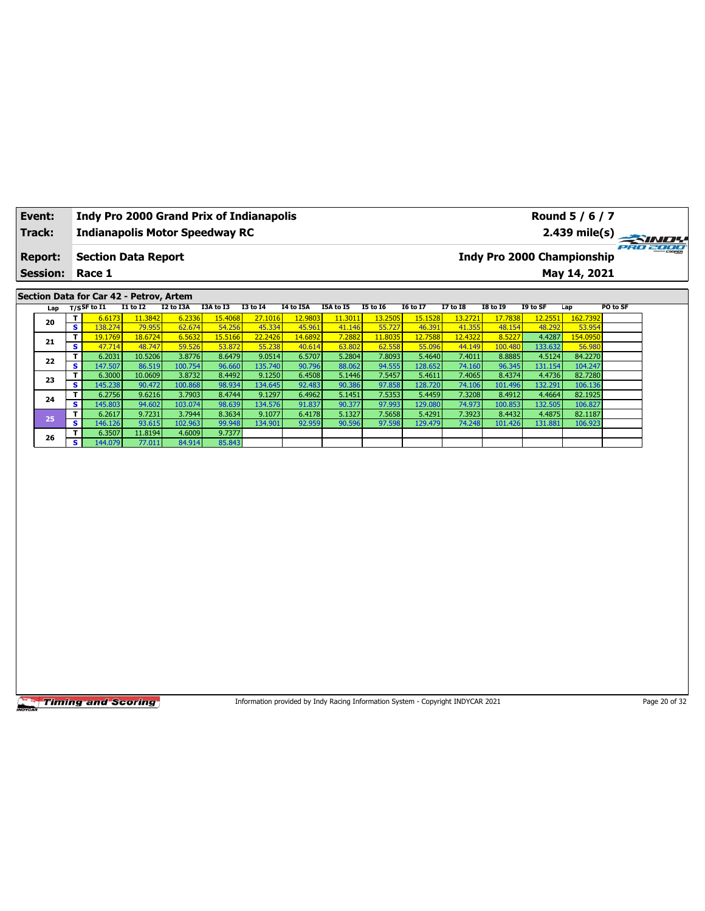| **Event:** | **Indy Pro 2000 Grand Prix of Indianapolis** | **Round 5 / 6 / 7** |
|---|---|---|
| **Track:** | **Indianapolis Motor Speedway RC** | **2.439 mile(s)** |
| **Report:** | **Section Data Report** | **Indy Pro 2000 Championship** |
| **Session:** | **Race 1** | **May 14, 2021** |

## Section Data for Car 42 - Petrov, Artem

| Lap | T/S | SF to I1 | I1 to I2 | I2 to I3A | I3A to I3 | I3 to I4 | I4 to I5A | I5A to I5 | I5 to I6 | I6 to I7 | I7 to I8 | I8 to I9 | I9 to SF | Lap | PO to SF |
|---|---|---|---|---|---|---|---|---|---|---|---|---|---|---|---|
| 20 | T | 6.6173 | 11.3842 | 6.2336 | 15.4068 | 27.1016 | 12.9803 | 11.3011 | 13.2505 | 15.1528 | 13.2721 | 17.7838 | 12.2551 | 162.7392 | |
| | S | 138.274 | 79.955 | 62.674 | 54.256 | 45.334 | 45.961 | 41.146 | 55.727 | 46.391 | 41.355 | 48.154 | 48.292 | 53.954 | |
| 21 | T | 19.1769 | 18.6724 | 6.5632 | 15.5166 | 22.2426 | 14.6892 | 7.2882 | 11.8035 | 12.7588 | 12.4322 | 8.5227 | 4.4287 | 154.0950 | |
| | S | 47.714 | 48.747 | 59.526 | 53.872 | 55.238 | 40.614 | 63.802 | 62.558 | 55.096 | 44.149 | 100.480 | 133.632 | 56.980 | |
| 22 | T | 6.2031 | 10.5206 | 3.8776 | 8.6479 | 9.0514 | 6.5707 | 5.2804 | 7.8093 | 5.4640 | 7.4011 | 8.8885 | 4.5124 | 84.2270 | |
| | S | 147.507 | 86.519 | 100.754 | 96.660 | 135.740 | 90.796 | 88.062 | 94.555 | 128.652 | 74.160 | 96.345 | 131.154 | 104.247 | |
| 23 | T | 6.3000 | 10.0609 | 3.8732 | 8.4492 | 9.1250 | 6.4508 | 5.1446 | 7.5457 | 5.4611 | 7.4065 | 8.4374 | 4.4736 | 82.7280 | |
| | S | 145.238 | 90.472 | 100.868 | 98.934 | 134.645 | 92.483 | 90.386 | 97.858 | 128.720 | 74.106 | 101.496 | 132.291 | 106.136 | |
| 24 | T | 6.2756 | 9.6216 | 3.7903 | 8.4744 | 9.1297 | 6.4962 | 5.1451 | 7.5353 | 5.4459 | 7.3208 | 8.4912 | 4.4664 | 82.1925 | |
| | S | 145.803 | 94.602 | 103.074 | 98.639 | 134.576 | 91.837 | 90.377 | 97.993 | 129.080 | 74.973 | 100.853 | 132.505 | 106.827 | |
| 25 | T | 6.2617 | 9.7231 | 3.7944 | 8.3634 | 9.1077 | 6.4178 | 5.1327 | 7.5658 | 5.4291 | 7.3923 | 8.4432 | 4.4875 | 82.1187 | |
| | S | 146.126 | 93.615 | 102.963 | 99.948 | 134.901 | 92.959 | 90.596 | 97.598 | 129.479 | 74.248 | 101.426 | 131.881 | 106.923 | |
| 26 | T | 6.3507 | 11.8194 | 4.6009 | 9.7377 | | | | | | | | | | |
| | S | 144.079 | 77.011 | 84.914 | 85.843 | | | | | | | | | | |

Information provided by Indy Racing Information System - Copyright INDYCAR 2021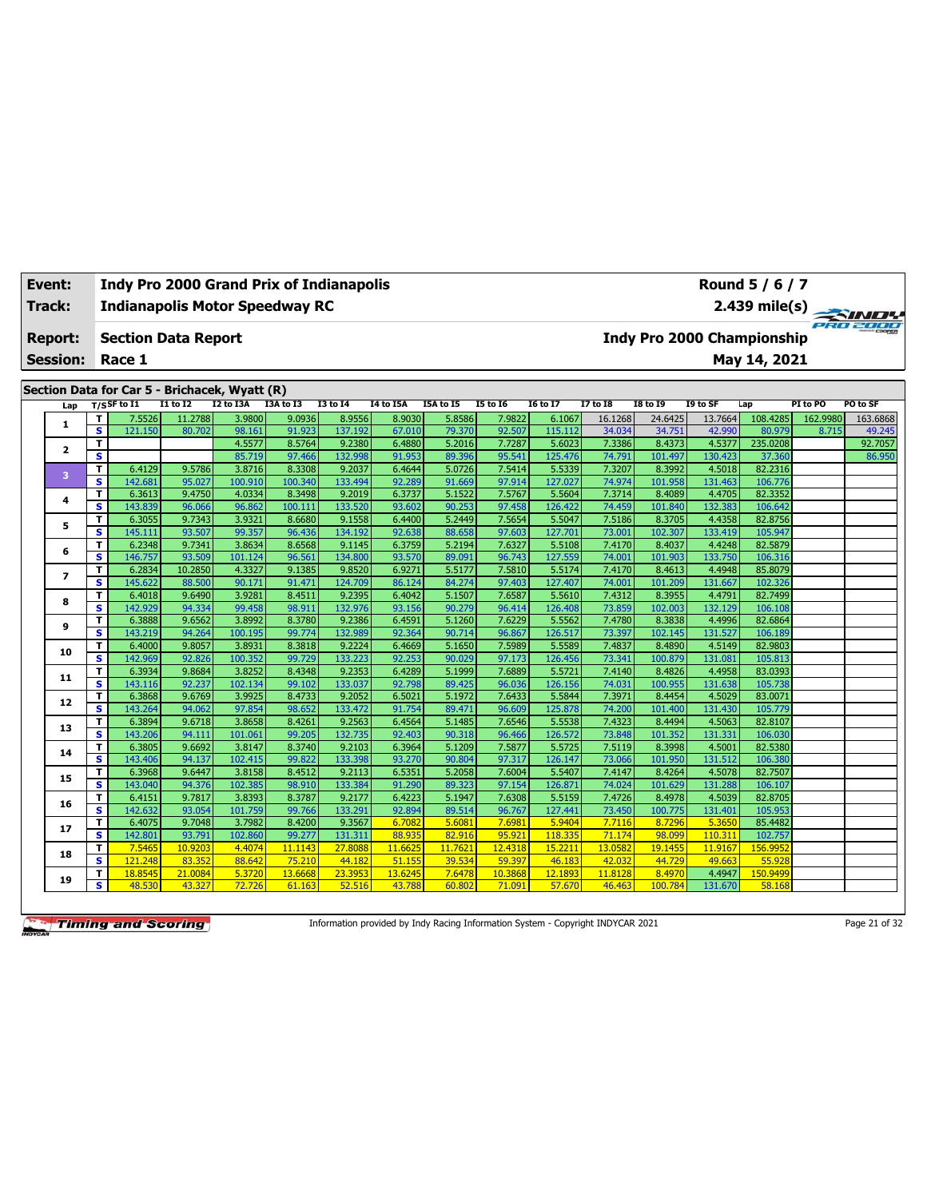| Event: | Indy Pro 2000 Grand Prix of Indianapolis | Round 5 / 6 / 7 |
|---|---|---|
| Track: | Indianapolis Motor Speedway RC | 2.439 mile(s) |
| Report: | Section Data Report | Indy Pro 2000 Championship |
| Session: | Race 1 | May 14, 2021 |

## Section Data for Car 5 - Brichacek, Wyatt (R)

| Lap | T/S | SF to I1 | I1 to I2 | I2 to I3A | I3A to I3 | I3 to I4 | I4 to I5A | I5A to I5 | I5 to I6 | I6 to I7 | I7 to I8 | I8 to I9 | I9 to SF | Lap | PI to PO | PO to SF |
|---|---|---|---|---|---|---|---|---|---|---|---|---|---|---|---|---|
| 1 | T | 7.5526 | 11.2788 | 3.9800 | 9.0936 | 8.9556 | 8.9030 | 8.8586 | 7.9822 | 6.1067 | 16.1268 | 24.6425 | 13.7664 | 108.4285 | 162.9980 | 163.6868 |
| | S | 121.150 | 80.702 | 98.161 | 91.923 | 137.192 | 67.010 | 79.370 | 92.507 | 115.112 | 34.034 | 34.751 | 42.990 | 80.979 | 8.715 | 49.245 |
| 2 | T | | | 4.5577 | 8.5764 | 9.2380 | 6.4880 | 5.2016 | 7.7287 | 5.6023 | 7.3386 | 8.4373 | 4.5377 | 235.0208 | | 92.7057 |
| | S | | | 85.719 | 97.466 | 132.998 | 91.953 | 89.396 | 95.541 | 125.476 | 74.791 | 101.497 | 130.423 | 37.360 | | 86.950 |
| 3 | T | 6.4129 | 9.5786 | 3.8716 | 8.3308 | 9.2037 | 6.4644 | 5.0726 | 7.5414 | 5.5339 | 7.3207 | 8.3992 | 4.5018 | 82.2316 | | |
| | S | 142.681 | 95.027 | 100.910 | 100.340 | 133.494 | 92.289 | 91.669 | 97.914 | 127.027 | 74.974 | 101.958 | 131.463 | 106.776 | | |
| 4 | T | 6.3613 | 9.4750 | 4.0334 | 8.3498 | 9.2019 | 6.3737 | 5.1522 | 7.5767 | 5.5604 | 7.3714 | 8.4089 | 4.4705 | 82.3352 | | |
| | S | 143.839 | 96.066 | 96.862 | 100.111 | 133.520 | 93.602 | 90.253 | 97.458 | 126.422 | 74.459 | 101.840 | 132.383 | 106.642 | | |
| 5 | T | 6.3055 | 9.7343 | 3.9321 | 8.6680 | 9.1558 | 6.4400 | 5.2449 | 7.5654 | 5.5047 | 7.5186 | 8.3705 | 4.4358 | 82.8756 | | |
| | S | 145.111 | 93.507 | 99.357 | 96.436 | 134.192 | 92.638 | 88.658 | 97.603 | 127.701 | 73.001 | 102.307 | 133.419 | 105.947 | | |
| 6 | T | 6.2348 | 9.7341 | 3.8634 | 8.6568 | 9.1145 | 6.3759 | 5.2194 | 7.6327 | 5.5108 | 7.4170 | 8.4037 | 4.4248 | 82.5879 | | |
| | S | 146.757 | 93.509 | 101.124 | 96.561 | 134.800 | 93.570 | 89.091 | 96.743 | 127.559 | 74.001 | 101.903 | 133.750 | 106.316 | | |
| 7 | T | 6.2834 | 10.2850 | 4.3327 | 9.1385 | 9.8520 | 6.9271 | 5.5177 | 7.5810 | 5.5174 | 7.4170 | 8.4613 | 4.4948 | 85.8079 | | |
| | S | 145.622 | 88.500 | 90.171 | 91.471 | 124.709 | 86.124 | 84.274 | 97.403 | 127.407 | 74.001 | 101.209 | 131.667 | 102.326 | | |
| 8 | T | 6.4018 | 9.6490 | 3.9281 | 8.4511 | 9.2395 | 6.4042 | 5.1507 | 7.6587 | 5.5610 | 7.4312 | 8.3955 | 4.4791 | 82.7499 | | |
| | S | 142.929 | 94.334 | 99.458 | 98.911 | 132.976 | 93.156 | 90.279 | 96.414 | 126.408 | 73.859 | 102.003 | 132.129 | 106.108 | | |
| 9 | T | 6.3888 | 9.6562 | 3.8992 | 8.3780 | 9.2386 | 6.4591 | 5.1260 | 7.6229 | 5.5562 | 7.4780 | 8.3838 | 4.4996 | 82.6864 | | |
| | S | 143.219 | 94.264 | 100.195 | 99.774 | 132.989 | 92.364 | 90.714 | 96.867 | 126.517 | 73.397 | 102.145 | 131.527 | 106.189 | | |
| 10 | T | 6.4000 | 9.8057 | 3.8931 | 8.3818 | 9.2224 | 6.4669 | 5.1650 | 7.5989 | 5.5589 | 7.4837 | 8.4890 | 4.5149 | 82.9803 | | |
| | S | 142.969 | 92.826 | 100.352 | 99.729 | 133.223 | 92.253 | 90.029 | 97.173 | 126.456 | 73.341 | 100.879 | 131.081 | 105.813 | | |
| 11 | T | 6.3934 | 9.8684 | 3.8252 | 8.4348 | 9.2353 | 6.4289 | 5.1999 | 7.6889 | 5.5721 | 7.4140 | 8.4826 | 4.4958 | 83.0393 | | |
| | S | 143.116 | 92.237 | 102.134 | 99.102 | 133.037 | 92.798 | 89.425 | 96.036 | 126.156 | 74.031 | 100.955 | 131.638 | 105.738 | | |
| 12 | T | 6.3868 | 9.6769 | 3.9925 | 8.4733 | 9.2052 | 6.5021 | 5.1972 | 7.6433 | 5.5844 | 7.3971 | 8.4454 | 4.5029 | 83.0071 | | |
| | S | 143.264 | 94.062 | 97.854 | 98.652 | 133.472 | 91.754 | 89.471 | 96.609 | 125.878 | 74.200 | 101.400 | 131.430 | 105.779 | | |
| 13 | T | 6.3894 | 9.6718 | 3.8658 | 8.4261 | 9.2563 | 6.4564 | 5.1485 | 7.6546 | 5.5538 | 7.4323 | 8.4494 | 4.5063 | 82.8107 | | |
| | S | 143.206 | 94.111 | 101.061 | 99.205 | 132.735 | 92.403 | 90.318 | 96.466 | 126.572 | 73.848 | 101.352 | 131.331 | 106.030 | | |
| 14 | T | 6.3805 | 9.6692 | 3.8147 | 8.3740 | 9.2103 | 6.3964 | 5.1209 | 7.5877 | 5.5725 | 7.5119 | 8.3998 | 4.5001 | 82.5380 | | |
| | S | 143.406 | 94.137 | 102.415 | 99.822 | 133.398 | 93.270 | 90.804 | 97.317 | 126.147 | 73.066 | 101.950 | 131.512 | 106.380 | | |
| 15 | T | 6.3968 | 9.6447 | 3.8158 | 8.4512 | 9.2113 | 6.5351 | 5.2058 | 7.6004 | 5.5407 | 7.4147 | 8.4264 | 4.5078 | 82.7507 | | |
| | S | 143.040 | 94.376 | 102.385 | 98.910 | 133.384 | 91.290 | 89.323 | 97.154 | 126.871 | 74.024 | 101.629 | 131.288 | 106.107 | | |
| 16 | T | 6.4151 | 9.7817 | 3.8393 | 8.3787 | 9.2177 | 6.4223 | 5.1947 | 7.6308 | 5.5159 | 7.4726 | 8.4978 | 4.5039 | 82.8705 | | |
| | S | 142.632 | 93.054 | 101.759 | 99.766 | 133.291 | 92.894 | 89.514 | 96.767 | 127.441 | 73.450 | 100.775 | 131.401 | 105.953 | | |
| 17 | T | 6.4075 | 9.7048 | 3.7982 | 8.4200 | 9.3567 | 6.7082 | 5.6081 | 7.6981 | 5.9404 | 7.7116 | 8.7296 | 5.3650 | 85.4482 | | |
| | S | 142.801 | 93.791 | 102.860 | 99.277 | 131.311 | 88.935 | 82.916 | 95.921 | 118.335 | 71.174 | 98.099 | 110.311 | 102.757 | | |
| 18 | T | 7.5465 | 10.9203 | 4.4074 | 11.1143 | 27.8088 | 11.6625 | 11.7621 | 12.4318 | 15.2211 | 13.0582 | 19.1455 | 11.9167 | 156.9952 | | |
| | S | 121.248 | 83.352 | 88.642 | 75.210 | 44.182 | 51.155 | 39.534 | 59.397 | 46.183 | 42.032 | 44.729 | 49.663 | 55.928 | | |
| 19 | T | 18.8545 | 21.0084 | 5.3720 | 13.6668 | 23.3953 | 13.6245 | 7.6478 | 10.3868 | 12.1893 | 11.8128 | 8.4970 | 4.4947 | 150.9499 | | |
| | S | 48.530 | 43.327 | 72.726 | 61.163 | 52.516 | 43.788 | 60.802 | 71.091 | 57.670 | 46.463 | 100.784 | 131.670 | 58.168 | | |

Information provided by Indy Racing Information System - Copyright INDYCAR 2021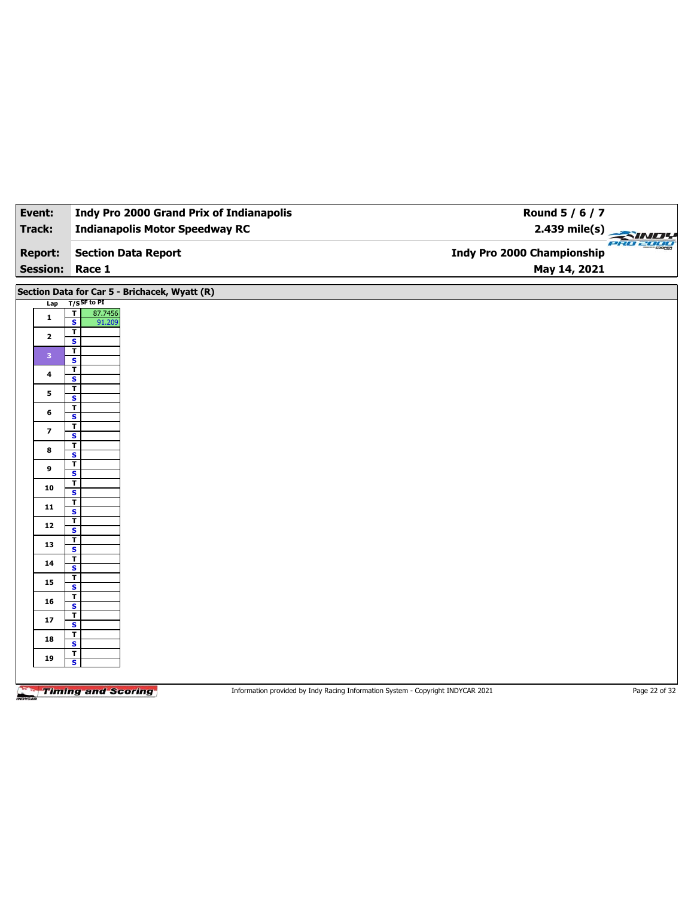| Event: | Indy Pro 2000 Grand Prix of Indianapolis | Round 5 / 6 / 7 |
|---|---|---|
| Track: | Indianapolis Motor Speedway RC | 2.439 mile(s) |
| Report: | Section Data Report | Indy Pro 2000 Championship |
| Session: | Race 1 | May 14, 2021 |

## Section Data for Car 5 - Brichacek, Wyatt (R)

| Lap | T/S | SF to PI |
|---|---|---|
| 1 | T | 87.7456 |
| | S | 91.209 |
| 2 | T | |
| | S | |
| 3 | T | |
| | S | |
| 4 | T | |
| | S | |
| 5 | T | |
| | S | |
| 6 | T | |
| | S | |
| 7 | T | |
| | S | |
| 8 | T | |
| | S | |
| 9 | T | |
| | S | |
| 10 | T | |
| | S | |
| 11 | T | |
| | S | |
| 12 | T | |
| | S | |
| 13 | T | |
| | S | |
| 14 | T | |
| | S | |
| 15 | T | |
| | S | |
| 16 | T | |
| | S | |
| 17 | T | |
| | S | |
| 18 | T | |
| | S | |
| 19 | T | |
| | S | |

Information provided by Indy Racing Information System - Copyright INDYCAR 2021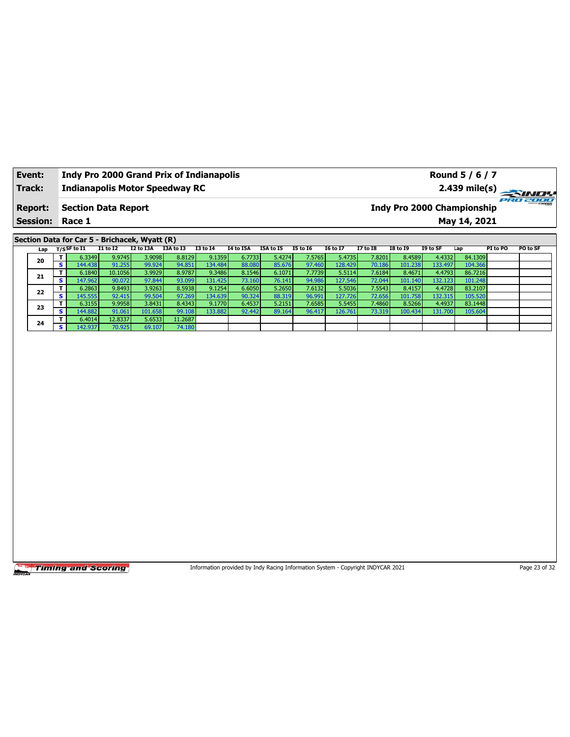| Event: | Indy Pro 2000 Grand Prix of Indianapolis | Round 5 / 6 / 7 |
|---|---|---|
| Track: | Indianapolis Motor Speedway RC | 2.439 mile(s) |
| Report: | Section Data Report | Indy Pro 2000 Championship |
| Session: | Race 1 | May 14, 2021 |

## Section Data for Car 5 - Brichacek, Wyatt (R)

| Lap | T/S | SF to I1 | I1 to I2 | I2 to I3A | I3A to I3 | I3 to I4 | I4 to I5A | I5A to I5 | I5 to I6 | I6 to I7 | I7 to I8 | I8 to I9 | I9 to SF | Lap | PI to PO | PO to SF |
|---|---|---|---|---|---|---|---|---|---|---|---|---|---|---|---|---|
| 20 | T | 6.3349 | 9.9745 | 3.9098 | 8.8129 | 9.1359 | 6.7733 | 5.4274 | 7.5765 | 5.4735 | 7.8201 | 8.4589 | 4.4332 | 84.1309 | | |
| | S | 144.438 | 91.255 | 99.924 | 94.851 | 134.484 | 88.080 | 85.676 | 97.460 | 128.429 | 70.186 | 101.238 | 133.497 | 104.366 | | |
| 21 | T | 6.1840 | 10.1056 | 3.9929 | 8.9787 | 9.3486 | 8.1546 | 6.1071 | 7.7739 | 5.5114 | 7.6184 | 8.4671 | 4.4793 | 86.7216 | | |
| | S | 147.962 | 90.072 | 97.844 | 93.099 | 131.425 | 73.160 | 76.141 | 94.986 | 127.546 | 72.044 | 101.140 | 132.123 | 101.248 | | |
| 22 | T | 6.2863 | 9.8493 | 3.9263 | 8.5938 | 9.1254 | 6.6050 | 5.2650 | 7.6132 | 5.5036 | 7.5543 | 8.4157 | 4.4728 | 83.2107 | | |
| | S | 145.555 | 92.415 | 99.504 | 97.269 | 134.639 | 90.324 | 88.319 | 96.991 | 127.726 | 72.656 | 101.758 | 132.315 | 105.520 | | |
| 23 | T | 6.3155 | 9.9958 | 3.8431 | 8.4343 | 9.1770 | 6.4537 | 5.2151 | 7.6585 | 5.5455 | 7.4860 | 8.5266 | 4.4937 | 83.1448 | | |
| | S | 144.882 | 91.061 | 101.658 | 99.108 | 133.882 | 92.442 | 89.164 | 96.417 | 126.761 | 73.319 | 100.434 | 131.700 | 105.604 | | |
| 24 | T | 6.4014 | 12.8337 | 5.6533 | 11.2687 | | | | | | | | | | | |
| | S | 142.937 | 70.925 | 69.107 | 74.180 | | | | | | | | | | | |

Information provided by Indy Racing Information System - Copyright INDYCAR 2021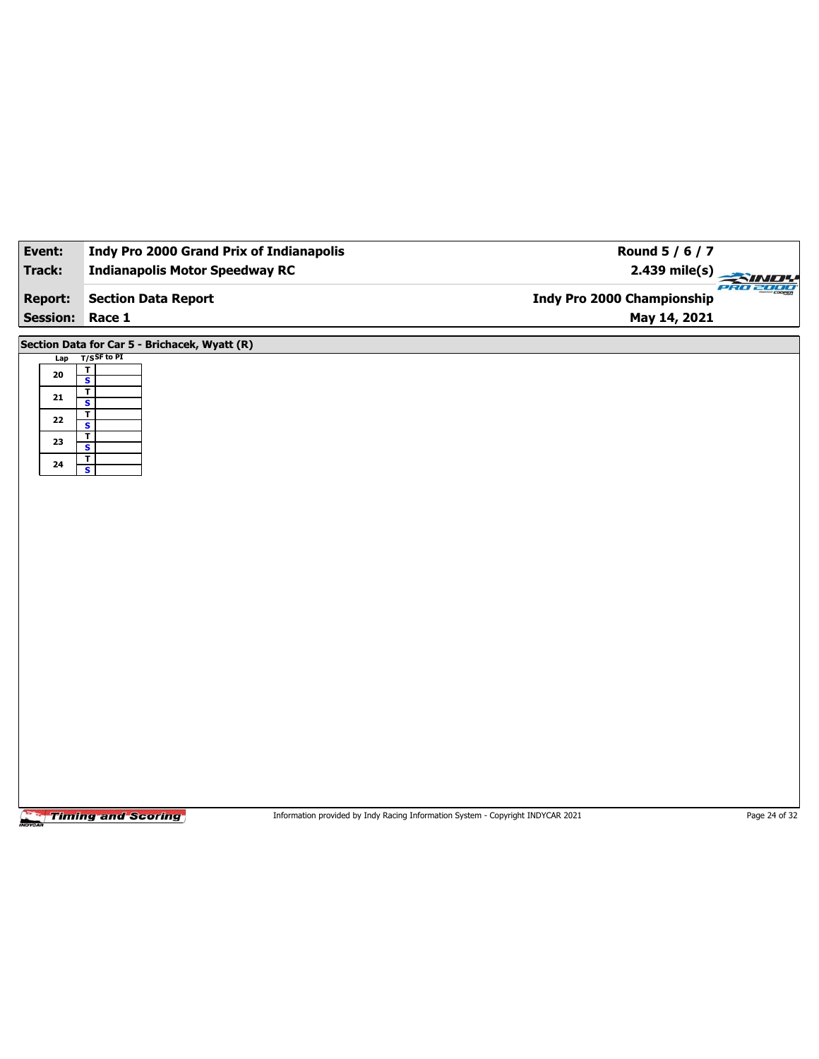| Event: | Indy Pro 2000 Grand Prix of Indianapolis | Round 5 / 6 / 7 |
|---|---|---|
| Track: | Indianapolis Motor Speedway RC | 2.439 mile(s) |
| Report: | Section Data Report | Indy Pro 2000 Championship |
| Session: | Race 1 | May 14, 2021 |

## Section Data for Car 5 - Brichacek, Wyatt (R)

| Lap | T/S | SF to PI |
|---|---|---|
| 20 | T | |
| | S | |
| 21 | T | |
| | S | |
| 22 | T | |
| | S | |
| 23 | T | |
| | S | |
| 24 | T | |
| | S | |

Information provided by Indy Racing Information System - Copyright INDYCAR 2021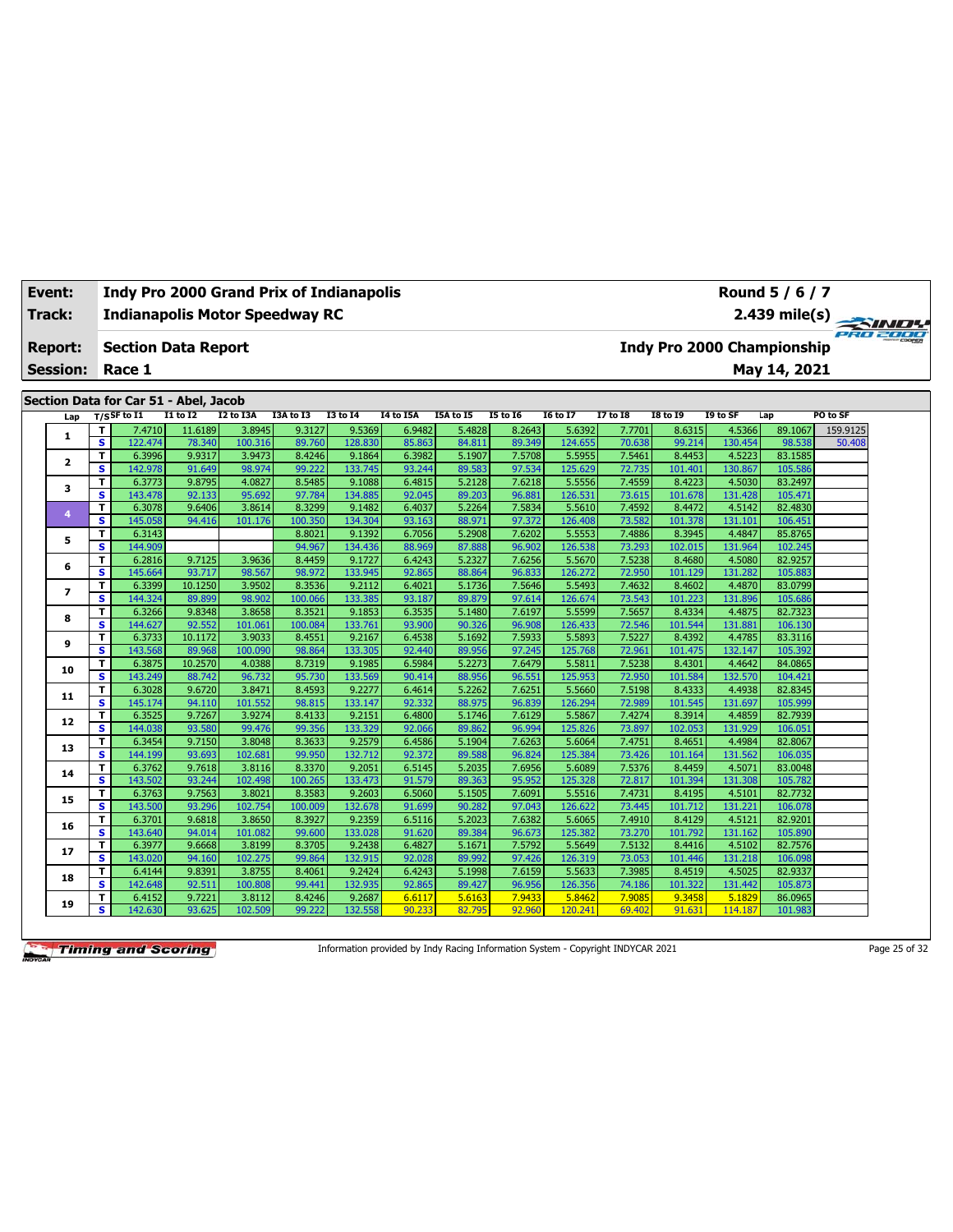| Event: | Indy Pro 2000 Grand Prix of Indianapolis | Round 5 / 6 / 7 |
|---|---|---|
| Track: | Indianapolis Motor Speedway RC | 2.439 mile(s) |
| Report: | Section Data Report | Indy Pro 2000 Championship |
| Session: | Race 1 | May 14, 2021 |

## Section Data for Car 51 - Abel, Jacob

| Lap | T/S | SF to I1 | I1 to I2 | I2 to I3A | I3A to I3 | I3 to I4 | I4 to I5A | I5A to I5 | I5 to I6 | I6 to I7 | I7 to I8 | I8 to I9 | I9 to SF | Lap | PO to SF |
|---|---|---|---|---|---|---|---|---|---|---|---|---|---|---|---|
| 1 | T | 7.4710 | 11.6189 | 3.8945 | 9.3127 | 9.5369 | 6.9482 | 5.4828 | 8.2643 | 5.6392 | 7.7701 | 8.6315 | 4.5366 | 89.1067 | 159.9125 |
| | S | 122.474 | 78.340 | 100.316 | 89.760 | 128.830 | 85.863 | 84.811 | 89.349 | 124.655 | 70.638 | 99.214 | 130.454 | 98.538 | 50.408 |
| 2 | T | 6.3996 | 9.9317 | 3.9473 | 8.4246 | 9.1864 | 6.3982 | 5.1907 | 7.5708 | 5.5955 | 7.5461 | 8.4453 | 4.5223 | 83.1585 | |
| | S | 142.978 | 91.649 | 98.974 | 99.222 | 133.745 | 93.244 | 89.583 | 97.534 | 125.629 | 72.735 | 101.401 | 130.867 | 105.586 | |
| 3 | T | 6.3773 | 9.8795 | 4.0827 | 8.5485 | 9.1088 | 6.4815 | 5.2128 | 7.6218 | 5.5556 | 7.4559 | 8.4223 | 4.5030 | 83.2497 | |
| | S | 143.478 | 92.133 | 95.692 | 97.784 | 134.885 | 92.045 | 89.203 | 96.881 | 126.531 | 73.615 | 101.678 | 131.428 | 105.471 | |
| 4 | T | 6.3078 | 9.6406 | 3.8614 | 8.3299 | 9.1482 | 6.4037 | 5.2264 | 7.5834 | 5.5610 | 7.4592 | 8.4472 | 4.5142 | 82.4830 | |
| | S | 145.058 | 94.416 | 101.176 | 100.350 | 134.304 | 93.163 | 88.971 | 97.372 | 126.408 | 73.582 | 101.378 | 131.101 | 106.451 | |
| 5 | T | 6.3143 | | | 8.8021 | 9.1392 | 6.7056 | 5.2908 | 7.6202 | 5.5553 | 7.4886 | 8.3945 | 4.4847 | 85.8765 | |
| | S | 144.909 | | | 94.967 | 134.436 | 88.969 | 87.888 | 96.902 | 126.538 | 73.293 | 102.015 | 131.964 | 102.245 | |
| 6 | T | 6.2816 | 9.7125 | 3.9636 | 8.4459 | 9.1727 | 6.4243 | 5.2327 | 7.6256 | 5.5670 | 7.5238 | 8.4680 | 4.5080 | 82.9257 | |
| | S | 145.664 | 93.717 | 98.567 | 98.972 | 133.945 | 92.865 | 88.864 | 96.833 | 126.272 | 72.950 | 101.129 | 131.282 | 105.883 | |
| 7 | T | 6.3399 | 10.1250 | 3.9502 | 8.3536 | 9.2112 | 6.4021 | 5.1736 | 7.5646 | 5.5493 | 7.4632 | 8.4602 | 4.4870 | 83.0799 | |
| | S | 144.324 | 89.899 | 98.902 | 100.066 | 133.385 | 93.187 | 89.879 | 97.614 | 126.674 | 73.543 | 101.223 | 131.896 | 105.686 | |
| 8 | T | 6.3266 | 9.8348 | 3.8658 | 8.3521 | 9.1853 | 6.3535 | 5.1480 | 7.6197 | 5.5599 | 7.5657 | 8.4334 | 4.4875 | 82.7323 | |
| | S | 144.627 | 92.552 | 101.061 | 100.084 | 133.761 | 93.900 | 90.326 | 96.908 | 126.433 | 72.546 | 101.544 | 131.881 | 106.130 | |
| 9 | T | 6.3733 | 10.1172 | 3.9033 | 8.4551 | 9.2167 | 6.4538 | 5.1692 | 7.5933 | 5.5893 | 7.5227 | 8.4392 | 4.4785 | 83.3116 | |
| | S | 143.568 | 89.968 | 100.090 | 98.864 | 133.305 | 92.440 | 89.956 | 97.245 | 125.768 | 72.961 | 101.475 | 132.147 | 105.392 | |
| 10 | T | 6.3875 | 10.2570 | 4.0388 | 8.7319 | 9.1985 | 6.5984 | 5.2273 | 7.6479 | 5.5811 | 7.5238 | 8.4301 | 4.4642 | 84.0865 | |
| | S | 143.249 | 88.742 | 96.732 | 95.730 | 133.569 | 90.414 | 88.956 | 96.551 | 125.953 | 72.950 | 101.584 | 132.570 | 104.421 | |
| 11 | T | 6.3028 | 9.6720 | 3.8471 | 8.4593 | 9.2277 | 6.4614 | 5.2262 | 7.6251 | 5.5660 | 7.5198 | 8.4333 | 4.4938 | 82.8345 | |
| | S | 145.174 | 94.110 | 101.552 | 98.815 | 133.147 | 92.332 | 88.975 | 96.839 | 126.294 | 72.989 | 101.545 | 131.697 | 105.999 | |
| 12 | T | 6.3525 | 9.7267 | 3.9274 | 8.4133 | 9.2151 | 6.4800 | 5.1746 | 7.6129 | 5.5867 | 7.4274 | 8.3914 | 4.4859 | 82.7939 | |
| | S | 144.038 | 93.580 | 99.476 | 99.356 | 133.329 | 92.066 | 89.862 | 96.994 | 125.826 | 73.897 | 102.053 | 131.929 | 106.051 | |
| 13 | T | 6.3454 | 9.7150 | 3.8048 | 8.3633 | 9.2579 | 6.4586 | 5.1904 | 7.6263 | 5.6064 | 7.4751 | 8.4651 | 4.4984 | 82.8067 | |
| | S | 144.199 | 93.693 | 102.681 | 99.950 | 132.712 | 92.372 | 89.588 | 96.824 | 125.384 | 73.426 | 101.164 | 131.562 | 106.035 | |
| 14 | T | 6.3762 | 9.7618 | 3.8116 | 8.3370 | 9.2051 | 6.5145 | 5.2035 | 7.6956 | 5.6089 | 7.5376 | 8.4459 | 4.5071 | 83.0048 | |
| | S | 143.502 | 93.244 | 102.498 | 100.265 | 133.473 | 91.579 | 89.363 | 95.952 | 125.328 | 72.817 | 101.394 | 131.308 | 105.782 | |
| 15 | T | 6.3763 | 9.7563 | 3.8021 | 8.3583 | 9.2603 | 6.5060 | 5.1505 | 7.6091 | 5.5516 | 7.4731 | 8.4195 | 4.5101 | 82.7732 | |
| | S | 143.500 | 93.296 | 102.754 | 100.009 | 132.678 | 91.699 | 90.282 | 97.043 | 126.622 | 73.445 | 101.712 | 131.221 | 106.078 | |
| 16 | T | 6.3701 | 9.6818 | 3.8650 | 8.3927 | 9.2359 | 6.5116 | 5.2023 | 7.6382 | 5.6065 | 7.4910 | 8.4129 | 4.5121 | 82.9201 | |
| | S | 143.640 | 94.014 | 101.082 | 99.600 | 133.028 | 91.620 | 89.384 | 96.673 | 125.382 | 73.270 | 101.792 | 131.162 | 105.890 | |
| 17 | T | 6.3977 | 9.6668 | 3.8199 | 8.3705 | 9.2438 | 6.4827 | 5.1671 | 7.5792 | 5.5649 | 7.5132 | 8.4416 | 4.5102 | 82.7576 | |
| | S | 143.020 | 94.160 | 102.275 | 99.864 | 132.915 | 92.028 | 89.992 | 97.426 | 126.319 | 73.053 | 101.446 | 131.218 | 106.098 | |
| 18 | T | 6.4144 | 9.8391 | 3.8755 | 8.4061 | 9.2424 | 6.4243 | 5.1998 | 7.6159 | 5.5633 | 7.3985 | 8.4519 | 4.5025 | 82.9337 | |
| | S | 142.648 | 92.511 | 100.808 | 99.441 | 132.935 | 92.865 | 89.427 | 96.956 | 126.356 | 74.186 | 101.322 | 131.442 | 105.873 | |
| 19 | T | 6.4152 | 9.7221 | 3.8112 | 8.4246 | 9.2687 | 6.6117 | 5.6163 | 7.9433 | 5.8462 | 7.9085 | 9.3458 | 5.1829 | 86.0965 | |
| | S | 142.630 | 93.625 | 102.509 | 99.222 | 132.558 | 90.233 | 82.795 | 92.960 | 120.241 | 69.402 | 91.631 | 114.187 | 101.983 | |

Information provided by Indy Racing Information System - Copyright INDYCAR 2021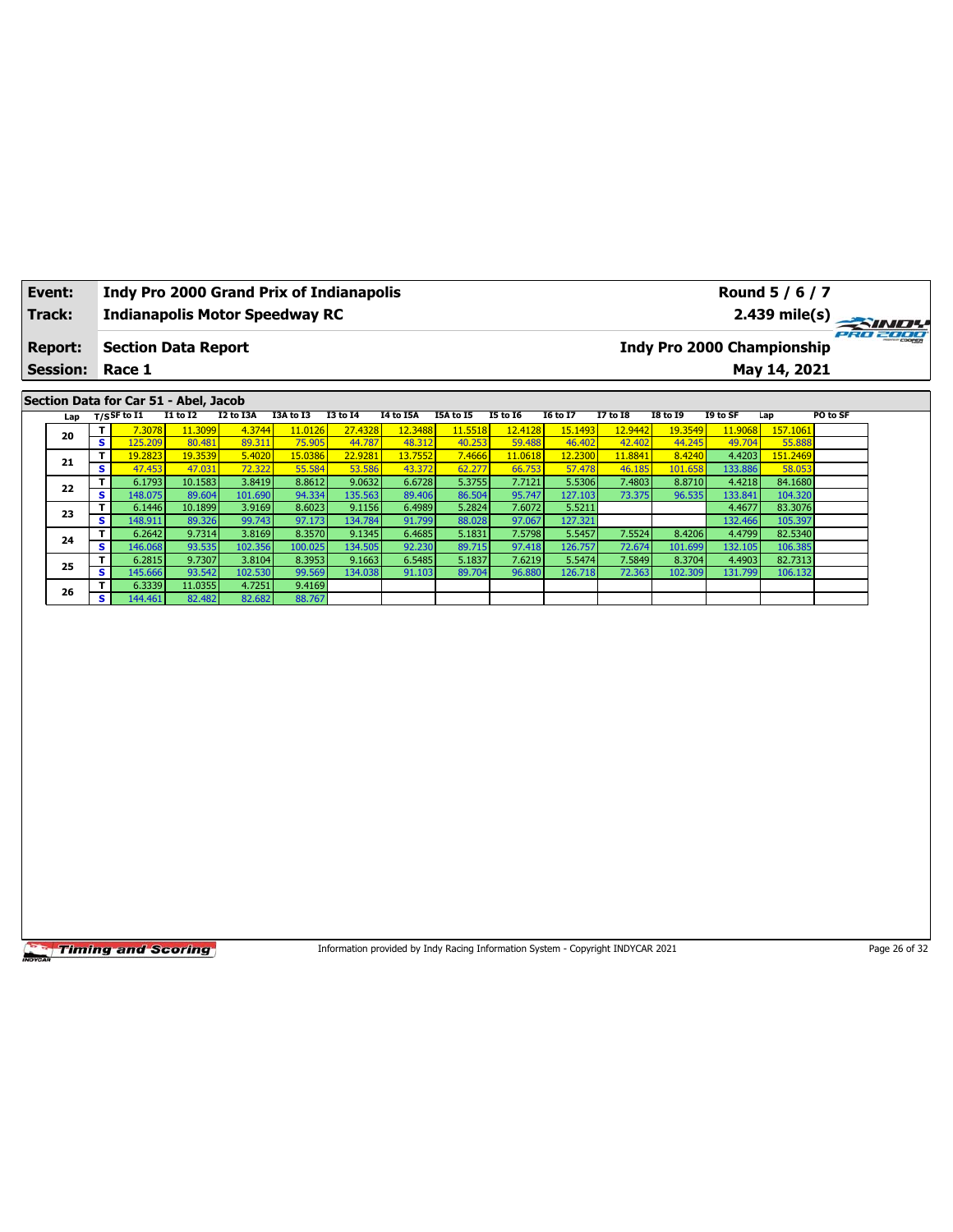| Event: | Indy Pro 2000 Grand Prix of Indianapolis | Round 5 / 6 / 7 |
|---|---|---|
| Track: | Indianapolis Motor Speedway RC | 2.439 mile(s) |
| Report: | Section Data Report | Indy Pro 2000 Championship |
| Session: | Race 1 | May 14, 2021 |

## Section Data for Car 51 - Abel, Jacob

| Lap | T/S | SF to I1 | I1 to I2 | I2 to I3A | I3A to I3 | I3 to I4 | I4 to I5A | I5A to I5 | I5 to I6 | I6 to I7 | I7 to I8 | I8 to I9 | I9 to SF | Lap | PO to SF |
|---|---|---|---|---|---|---|---|---|---|---|---|---|---|---|---|
| 20 | T | 7.3078 | 11.3099 | 4.3744 | 11.0126 | 27.4328 | 12.3488 | 11.5518 | 12.4128 | 15.1493 | 12.9442 | 19.3549 | 11.9068 | 157.1061 | |
| | S | 125.209 | 80.481 | 89.311 | 75.905 | 44.787 | 48.312 | 40.253 | 59.488 | 46.402 | 42.402 | 44.245 | 49.704 | 55.888 | |
| 21 | T | 19.2823 | 19.3539 | 5.4020 | 15.0386 | 22.9281 | 13.7552 | 7.4666 | 11.0618 | 12.2300 | 11.8841 | 8.4240 | 4.4203 | 151.2469 | |
| | S | 47.453 | 47.031 | 72.322 | 55.584 | 53.586 | 43.372 | 62.277 | 66.753 | 57.478 | 46.185 | 101.658 | 133.886 | 58.053 | |
| 22 | T | 6.1793 | 10.1583 | 3.8419 | 8.8612 | 9.0632 | 6.6728 | 5.3755 | 7.7121 | 5.5306 | 7.4803 | 8.8710 | 4.4218 | 84.1680 | |
| | S | 148.075 | 89.604 | 101.690 | 94.334 | 135.563 | 89.406 | 86.504 | 95.747 | 127.103 | 73.375 | 96.535 | 133.841 | 104.320 | |
| 23 | T | 6.1446 | 10.1899 | 3.9169 | 8.6023 | 9.1156 | 6.4989 | 5.2824 | 7.6072 | 5.5211 | | | 4.4677 | 83.3076 | |
| | S | 148.911 | 89.326 | 99.743 | 97.173 | 134.784 | 91.799 | 88.028 | 97.067 | 127.321 | | | 132.466 | 105.397 | |
| 24 | T | 6.2642 | 9.7314 | 3.8169 | 8.3570 | 9.1345 | 6.4685 | 5.1831 | 7.5798 | 5.5457 | 7.5524 | 8.4206 | 4.4799 | 82.5340 | |
| | S | 146.068 | 93.535 | 102.356 | 100.025 | 134.505 | 92.230 | 89.715 | 97.418 | 126.757 | 72.674 | 101.699 | 132.105 | 106.385 | |
| 25 | T | 6.2815 | 9.7307 | 3.8104 | 8.3953 | 9.1663 | 6.5485 | 5.1837 | 7.6219 | 5.5474 | 7.5849 | 8.3704 | 4.4903 | 82.7313 | |
| | S | 145.666 | 93.542 | 102.530 | 99.569 | 134.038 | 91.103 | 89.704 | 96.880 | 126.718 | 72.363 | 102.309 | 131.799 | 106.132 | |
| 26 | T | 6.3339 | 11.0355 | 4.7251 | 9.4169 | | | | | | | | | | |
| | S | 144.461 | 82.482 | 82.682 | 88.767 | | | | | | | | | | |

Information provided by Indy Racing Information System - Copyright INDYCAR 2021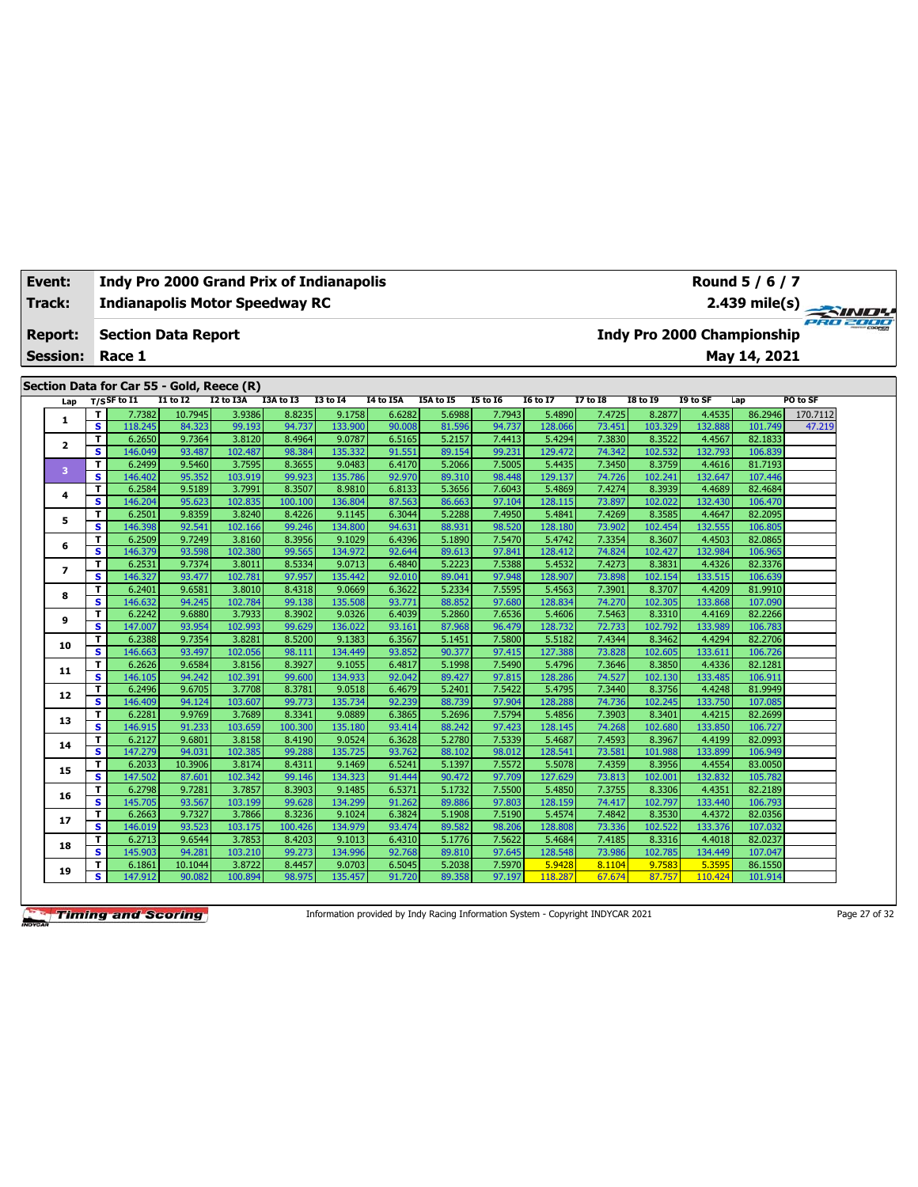| Event: | Indy Pro 2000 Grand Prix of Indianapolis | Round 5 / 6 / 7 |
|---|---|---|
| Track: | Indianapolis Motor Speedway RC | 2.439 mile(s) |
| Report: | Section Data Report | Indy Pro 2000 Championship |
| Session: | Race 1 | May 14, 2021 |

## Section Data for Car 55 - Gold, Reece (R)

| Lap | T/S | SF to I1 | I1 to I2 | I2 to I3A | I3A to I3 | I3 to I4 | I4 to I5A | I5A to I5 | I5 to I6 | I6 to I7 | I7 to I8 | I8 to I9 | I9 to SF | Lap | PO to SF |
|---|---|---|---|---|---|---|---|---|---|---|---|---|---|---|---|
| 1 | T | 7.7382 | 10.7945 | 3.9386 | 8.8235 | 9.1758 | 6.6282 | 5.6988 | 7.7943 | 5.4890 | 7.4725 | 8.2877 | 4.4535 | 86.2946 | 170.7112 |
| | S | 118.245 | 84.323 | 99.193 | 94.737 | 133.900 | 90.008 | 81.596 | 94.737 | 128.066 | 73.451 | 103.329 | 132.888 | 101.749 | 47.219 |
| 2 | T | 6.2650 | 9.7364 | 3.8120 | 8.4964 | 9.0787 | 6.5165 | 5.2157 | 7.4413 | 5.4294 | 7.3830 | 8.3522 | 4.4567 | 82.1833 | |
| | S | 146.049 | 93.487 | 102.487 | 98.384 | 135.332 | 91.551 | 89.154 | 99.231 | 129.472 | 74.342 | 102.532 | 132.793 | 106.839 | |
| 3 | T | 6.2499 | 9.5460 | 3.7595 | 8.3655 | 9.0483 | 6.4170 | 5.2066 | 7.5005 | 5.4435 | 7.3450 | 8.3759 | 4.4616 | 81.7193 | |
| | S | 146.402 | 95.352 | 103.919 | 99.923 | 135.786 | 92.970 | 89.310 | 98.448 | 129.137 | 74.726 | 102.241 | 132.647 | 107.446 | |
| 4 | T | 6.2584 | 9.5189 | 3.7991 | 8.3507 | 8.9810 | 6.8133 | 5.3656 | 7.6043 | 5.4869 | 7.4274 | 8.3939 | 4.4689 | 82.4684 | |
| | S | 146.204 | 95.623 | 102.835 | 100.100 | 136.804 | 87.563 | 86.663 | 97.104 | 128.115 | 73.897 | 102.022 | 132.430 | 106.470 | |
| 5 | T | 6.2501 | 9.8359 | 3.8240 | 8.4226 | 9.1145 | 6.3044 | 5.2288 | 7.4950 | 5.4841 | 7.4269 | 8.3585 | 4.4647 | 82.2095 | |
| | S | 146.398 | 92.541 | 102.166 | 99.246 | 134.800 | 94.631 | 88.931 | 98.520 | 128.180 | 73.902 | 102.454 | 132.555 | 106.805 | |
| 6 | T | 6.2509 | 9.7249 | 3.8160 | 8.3956 | 9.1029 | 6.4396 | 5.1890 | 7.5470 | 5.4742 | 7.3354 | 8.3607 | 4.4503 | 82.0865 | |
| | S | 146.379 | 93.598 | 102.380 | 99.565 | 134.972 | 92.644 | 89.613 | 97.841 | 128.412 | 74.824 | 102.427 | 132.984 | 106.965 | |
| 7 | T | 6.2531 | 9.7374 | 3.8011 | 8.5334 | 9.0713 | 6.4840 | 5.2223 | 7.5388 | 5.4532 | 7.4273 | 8.3831 | 4.4326 | 82.3376 | |
| | S | 146.327 | 93.477 | 102.781 | 97.957 | 135.442 | 92.010 | 89.041 | 97.948 | 128.907 | 73.898 | 102.154 | 133.515 | 106.639 | |
| 8 | T | 6.2401 | 9.6581 | 3.8010 | 8.4318 | 9.0669 | 6.3622 | 5.2334 | 7.5595 | 5.4563 | 7.3901 | 8.3707 | 4.4209 | 81.9910 | |
| | S | 146.632 | 94.245 | 102.784 | 99.138 | 135.508 | 93.771 | 88.852 | 97.680 | 128.834 | 74.270 | 102.305 | 133.868 | 107.090 | |
| 9 | T | 6.2242 | 9.6880 | 3.7933 | 8.3902 | 9.0326 | 6.4039 | 5.2860 | 7.6536 | 5.4606 | 7.5463 | 8.3310 | 4.4169 | 82.2266 | |
| | S | 147.007 | 93.954 | 102.993 | 99.629 | 136.022 | 93.161 | 87.968 | 96.479 | 128.732 | 72.733 | 102.792 | 133.989 | 106.783 | |
| 10 | T | 6.2388 | 9.7354 | 3.8281 | 8.5200 | 9.1383 | 6.3567 | 5.1451 | 7.5800 | 5.5182 | 7.4344 | 8.3462 | 4.4294 | 82.2706 | |
| | S | 146.663 | 93.497 | 102.056 | 98.111 | 134.449 | 93.852 | 90.377 | 97.415 | 127.388 | 73.828 | 102.605 | 133.611 | 106.726 | |
| 11 | T | 6.2626 | 9.6584 | 3.8156 | 8.3927 | 9.1055 | 6.4817 | 5.1998 | 7.5490 | 5.4796 | 7.3646 | 8.3850 | 4.4336 | 82.1281 | |
| | S | 146.105 | 94.242 | 102.391 | 99.600 | 134.933 | 92.042 | 89.427 | 97.815 | 128.286 | 74.527 | 102.130 | 133.485 | 106.911 | |
| 12 | T | 6.2496 | 9.6705 | 3.7708 | 8.3781 | 9.0518 | 6.4679 | 5.2401 | 7.5422 | 5.4795 | 7.3440 | 8.3756 | 4.4248 | 81.9949 | |
| | S | 146.409 | 94.124 | 103.607 | 99.773 | 135.734 | 92.239 | 88.739 | 97.904 | 128.288 | 74.736 | 102.245 | 133.750 | 107.085 | |
| 13 | T | 6.2281 | 9.9769 | 3.7689 | 8.3341 | 9.0889 | 6.3865 | 5.2696 | 7.5794 | 5.4856 | 7.3903 | 8.3401 | 4.4215 | 82.2699 | |
| | S | 146.915 | 91.233 | 103.659 | 100.300 | 135.180 | 93.414 | 88.242 | 97.423 | 128.145 | 74.268 | 102.680 | 133.850 | 106.727 | |
| 14 | T | 6.2127 | 9.6801 | 3.8158 | 8.4190 | 9.0524 | 6.3628 | 5.2780 | 7.5339 | 5.4687 | 7.4593 | 8.3967 | 4.4199 | 82.0993 | |
| | S | 147.279 | 94.031 | 102.385 | 99.288 | 135.725 | 93.762 | 88.102 | 98.012 | 128.541 | 73.581 | 101.988 | 133.899 | 106.949 | |
| 15 | T | 6.2033 | 10.3906 | 3.8174 | 8.4311 | 9.1469 | 6.5241 | 5.1397 | 7.5572 | 5.5078 | 7.4359 | 8.3956 | 4.4554 | 83.0050 | |
| | S | 147.502 | 87.601 | 102.342 | 99.146 | 134.323 | 91.444 | 90.472 | 97.709 | 127.629 | 73.813 | 102.001 | 132.832 | 105.782 | |
| 16 | T | 6.2798 | 9.7281 | 3.7857 | 8.3903 | 9.1485 | 6.5371 | 5.1732 | 7.5500 | 5.4850 | 7.3755 | 8.3306 | 4.4351 | 82.2189 | |
| | S | 145.705 | 93.567 | 103.199 | 99.628 | 134.299 | 91.262 | 89.886 | 97.803 | 128.159 | 74.417 | 102.797 | 133.440 | 106.793 | |
| 17 | T | 6.2663 | 9.7327 | 3.7866 | 8.3236 | 9.1024 | 6.3824 | 5.1908 | 7.5190 | 5.4574 | 7.4842 | 8.3530 | 4.4372 | 82.0356 | |
| | S | 146.019 | 93.523 | 103.175 | 100.426 | 134.979 | 93.474 | 89.582 | 98.206 | 128.808 | 73.336 | 102.522 | 133.376 | 107.032 | |
| 18 | T | 6.2713 | 9.6544 | 3.7853 | 8.4203 | 9.1013 | 6.4310 | 5.1776 | 7.5622 | 5.4684 | 7.4185 | 8.3316 | 4.4018 | 82.0237 | |
| | S | 145.903 | 94.281 | 103.210 | 99.273 | 134.996 | 92.768 | 89.810 | 97.645 | 128.548 | 73.986 | 102.785 | 134.449 | 107.047 | |
| 19 | T | 6.1861 | 10.1044 | 3.8722 | 8.4457 | 9.0703 | 6.5045 | 5.2038 | 7.5970 | 5.9428 | 8.1104 | 9.7583 | 5.3595 | 86.1550 | |
| | S | 147.912 | 90.082 | 100.894 | 98.975 | 135.457 | 91.720 | 89.358 | 97.197 | 118.287 | 67.674 | 87.757 | 110.424 | 101.914 | |

Information provided by Indy Racing Information System - Copyright INDYCAR 2021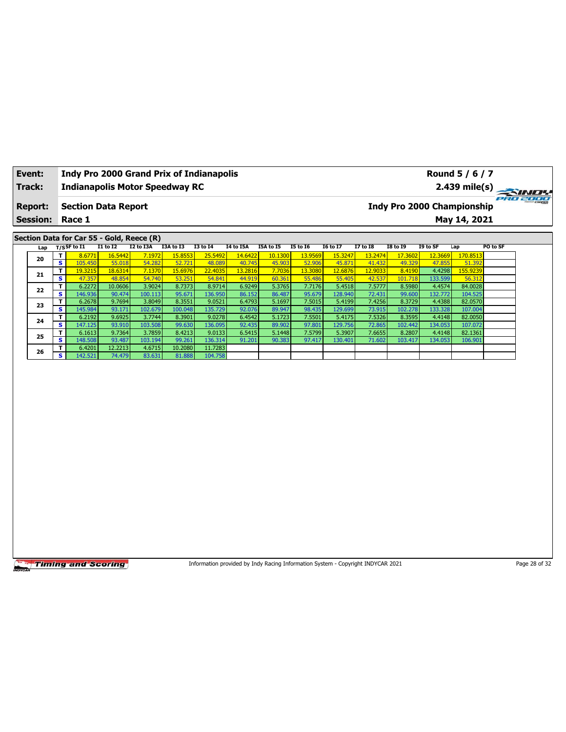**Event:** Indy Pro 2000 Grand Prix of Indianapolis — Round 5 / 6 / 7

**Track:** Indianapolis Motor Speedway RC — 2.439 mile(s)

**Report:** Section Data Report — Indy Pro 2000 Championship

**Session:** Race 1 — May 14, 2021

## Section Data for Car 55 - Gold, Reece (R)

| Lap | T/S | SF to I1 | I1 to I2 | I2 to I3A | I3A to I3 | I3 to I4 | I4 to I5A | I5A to I5 | I5 to I6 | I6 to I7 | I7 to I8 | I8 to I9 | I9 to SF | Lap | PO to SF |
|---|---|---|---|---|---|---|---|---|---|---|---|---|---|---|---|
| 20 | T | 8.6771 | 16.5442 | 7.1972 | 15.8553 | 25.5492 | 14.6422 | 10.1300 | 13.9569 | 15.3247 | 13.2474 | 17.3602 | 12.3669 | 170.8513 | |
| | S | 105.450 | 55.018 | 54.282 | 52.721 | 48.089 | 40.745 | 45.903 | 52.906 | 45.871 | 41.432 | 49.329 | 47.855 | 51.392 | |
| 21 | T | 19.3215 | 18.6314 | 7.1370 | 15.6976 | 22.4035 | 13.2816 | 7.7036 | 13.3080 | 12.6876 | 12.9033 | 8.4190 | 4.4298 | 155.9239 | |
| | S | 47.357 | 48.854 | 54.740 | 53.251 | 54.841 | 44.919 | 60.361 | 55.486 | 55.405 | 42.537 | 101.718 | 133.599 | 56.312 | |
| 22 | T | 6.2272 | 10.0606 | 3.9024 | 8.7373 | 8.9714 | 6.9249 | 5.3765 | 7.7176 | 5.4518 | 7.5777 | 8.5980 | 4.4574 | 84.0028 | |
| | S | 146.936 | 90.474 | 100.113 | 95.671 | 136.950 | 86.152 | 86.487 | 95.679 | 128.940 | 72.431 | 99.600 | 132.772 | 104.525 | |
| 23 | T | 6.2678 | 9.7694 | 3.8049 | 8.3551 | 9.0521 | 6.4793 | 5.1697 | 7.5015 | 5.4199 | 7.4256 | 8.3729 | 4.4388 | 82.0570 | |
| | S | 145.984 | 93.171 | 102.679 | 100.048 | 135.729 | 92.076 | 89.947 | 98.435 | 129.699 | 73.915 | 102.278 | 133.328 | 107.004 | |
| 24 | T | 6.2192 | 9.6925 | 3.7744 | 8.3901 | 9.0278 | 6.4542 | 5.1723 | 7.5501 | 5.4175 | 7.5326 | 8.3595 | 4.4148 | 82.0050 | |
| | S | 147.125 | 93.910 | 103.508 | 99.630 | 136.095 | 92.435 | 89.902 | 97.801 | 129.756 | 72.865 | 102.442 | 134.053 | 107.072 | |
| 25 | T | 6.1613 | 9.7364 | 3.7859 | 8.4213 | 9.0133 | 6.5415 | 5.1448 | 7.5799 | 5.3907 | 7.6655 | 8.2807 | 4.4148 | 82.1361 | |
| | S | 148.508 | 93.487 | 103.194 | 99.261 | 136.314 | 91.201 | 90.383 | 97.417 | 130.401 | 71.602 | 103.417 | 134.053 | 106.901 | |
| 26 | T | 6.4201 | 12.2213 | 4.6715 | 10.2080 | 11.7283 | | | | | | | | | |
| | S | 142.521 | 74.479 | 83.631 | 81.888 | 104.758 | | | | | | | | | |

Information provided by Indy Racing Information System - Copyright INDYCAR 2021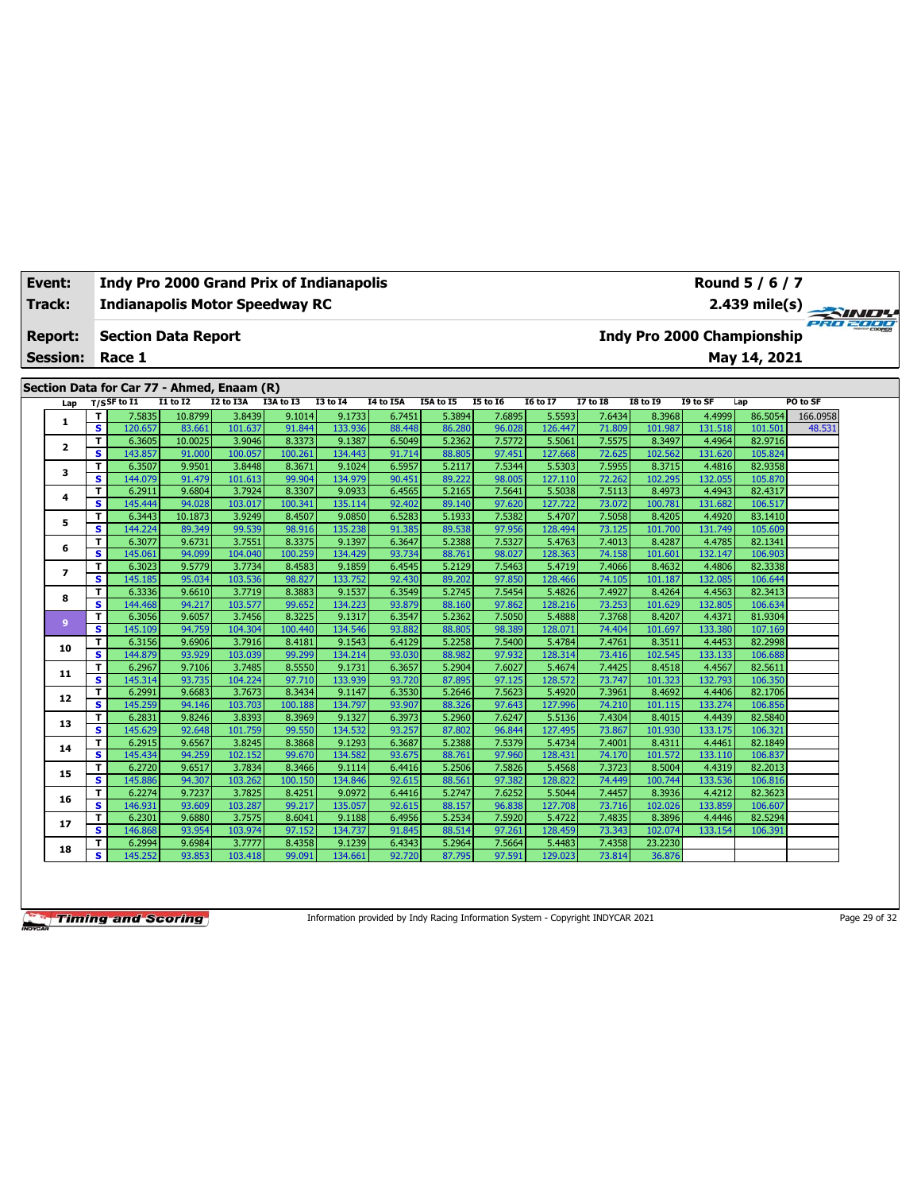| Event: | Indy Pro 2000 Grand Prix of Indianapolis | Round 5 / 6 / 7 |
|---|---|---|
| Track: | Indianapolis Motor Speedway RC | 2.439 mile(s) |
| Report: | Section Data Report | Indy Pro 2000 Championship |
| Session: | Race 1 | May 14, 2021 |

## Section Data for Car 77 - Ahmed, Enaam (R)

| Lap | T/S | SF to I1 | I1 to I2 | I2 to I3A | I3A to I3 | I3 to I4 | I4 to I5A | I5A to I5 | I5 to I6 | I6 to I7 | I7 to I8 | I8 to I9 | I9 to SF | Lap | PO to SF |
|---|---|---|---|---|---|---|---|---|---|---|---|---|---|---|---|
| 1 | T | 7.5835 | 10.8799 | 3.8439 | 9.1014 | 9.1733 | 6.7451 | 5.3894 | 7.6895 | 5.5593 | 7.6434 | 8.3968 | 4.4999 | 86.5054 | 166.0958 |
| | S | 120.657 | 83.661 | 101.637 | 91.844 | 133.936 | 88.448 | 86.280 | 96.028 | 126.447 | 71.809 | 101.987 | 131.518 | 101.501 | 48.531 |
| 2 | T | 6.3605 | 10.0025 | 3.9046 | 8.3373 | 9.1387 | 6.5049 | 5.2362 | 7.5772 | 5.5061 | 7.5575 | 8.3497 | 4.4964 | 82.9716 | |
| | S | 143.857 | 91.000 | 100.057 | 100.261 | 134.443 | 91.714 | 88.805 | 97.451 | 127.668 | 72.625 | 102.562 | 131.620 | 105.824 | |
| 3 | T | 6.3507 | 9.9501 | 3.8448 | 8.3671 | 9.1024 | 6.5957 | 5.2117 | 7.5344 | 5.5303 | 7.5955 | 8.3715 | 4.4816 | 82.9358 | |
| | S | 144.079 | 91.479 | 101.613 | 99.904 | 134.979 | 90.451 | 89.222 | 98.005 | 127.110 | 72.262 | 102.295 | 132.055 | 105.870 | |
| 4 | T | 6.2911 | 9.6804 | 3.7924 | 8.3307 | 9.0933 | 6.4565 | 5.2165 | 7.5641 | 5.5038 | 7.5113 | 8.4973 | 4.4943 | 82.4317 | |
| | S | 145.444 | 94.028 | 103.017 | 100.341 | 135.114 | 92.402 | 89.140 | 97.620 | 127.722 | 73.072 | 100.781 | 131.682 | 106.517 | |
| 5 | T | 6.3443 | 10.1873 | 3.9249 | 8.4507 | 9.0850 | 6.5283 | 5.1933 | 7.5382 | 5.4707 | 7.5058 | 8.4205 | 4.4920 | 83.1410 | |
| | S | 144.224 | 89.349 | 99.539 | 98.916 | 135.238 | 91.385 | 89.538 | 97.956 | 128.494 | 73.125 | 101.700 | 131.749 | 105.609 | |
| 6 | T | 6.3077 | 9.6731 | 3.7551 | 8.3375 | 9.1397 | 6.3647 | 5.2388 | 7.5327 | 5.4763 | 7.4013 | 8.4287 | 4.4785 | 82.1341 | |
| | S | 145.061 | 94.099 | 104.040 | 100.259 | 134.429 | 93.734 | 88.761 | 98.027 | 128.363 | 74.158 | 101.601 | 132.147 | 106.903 | |
| 7 | T | 6.3023 | 9.5779 | 3.7734 | 8.4583 | 9.1859 | 6.4545 | 5.2129 | 7.5463 | 5.4719 | 7.4066 | 8.4632 | 4.4806 | 82.3338 | |
| | S | 145.185 | 95.034 | 103.536 | 98.827 | 133.752 | 92.430 | 89.202 | 97.850 | 128.466 | 74.105 | 101.187 | 132.085 | 106.644 | |
| 8 | T | 6.3336 | 9.6610 | 3.7719 | 8.3883 | 9.1537 | 6.3549 | 5.2745 | 7.5454 | 5.4826 | 7.4927 | 8.4264 | 4.4563 | 82.3413 | |
| | S | 144.468 | 94.217 | 103.577 | 99.652 | 134.223 | 93.879 | 88.160 | 97.862 | 128.216 | 73.253 | 101.629 | 132.805 | 106.634 | |
| 9 | T | 6.3056 | 9.6057 | 3.7456 | 8.3225 | 9.1317 | 6.3547 | 5.2362 | 7.5050 | 5.4888 | 7.3768 | 8.4207 | 4.4371 | 81.9304 | |
| | S | 145.109 | 94.759 | 104.304 | 100.440 | 134.546 | 93.882 | 88.805 | 98.389 | 128.071 | 74.404 | 101.697 | 133.380 | 107.169 | |
| 10 | T | 6.3156 | 9.6906 | 3.7916 | 8.4181 | 9.1543 | 6.4129 | 5.2258 | 7.5400 | 5.4784 | 7.4761 | 8.3511 | 4.4453 | 82.2998 | |
| | S | 144.879 | 93.929 | 103.039 | 99.299 | 134.214 | 93.030 | 88.982 | 97.932 | 128.314 | 73.416 | 102.545 | 133.133 | 106.688 | |
| 11 | T | 6.2967 | 9.7106 | 3.7485 | 8.5550 | 9.1731 | 6.3657 | 5.2904 | 7.6027 | 5.4674 | 7.4425 | 8.4518 | 4.4567 | 82.5611 | |
| | S | 145.314 | 93.735 | 104.224 | 97.710 | 133.939 | 93.720 | 87.895 | 97.125 | 128.572 | 73.747 | 101.323 | 132.793 | 106.350 | |
| 12 | T | 6.2991 | 9.6683 | 3.7673 | 8.3434 | 9.1147 | 6.3530 | 5.2646 | 7.5623 | 5.4920 | 7.3961 | 8.4692 | 4.4406 | 82.1706 | |
| | S | 145.259 | 94.146 | 103.703 | 100.188 | 134.797 | 93.907 | 88.326 | 97.643 | 127.996 | 74.210 | 101.115 | 133.274 | 106.856 | |
| 13 | T | 6.2831 | 9.8246 | 3.8393 | 8.3969 | 9.1327 | 6.3973 | 5.2960 | 7.6247 | 5.5136 | 7.4304 | 8.4015 | 4.4439 | 82.5840 | |
| | S | 145.629 | 92.648 | 101.759 | 99.550 | 134.532 | 93.257 | 87.802 | 96.844 | 127.495 | 73.867 | 101.930 | 133.175 | 106.321 | |
| 14 | T | 6.2915 | 9.6567 | 3.8245 | 8.3868 | 9.1293 | 6.3687 | 5.2388 | 7.5379 | 5.4734 | 7.4001 | 8.4311 | 4.4461 | 82.1849 | |
| | S | 145.434 | 94.259 | 102.152 | 99.670 | 134.582 | 93.675 | 88.761 | 97.960 | 128.431 | 74.170 | 101.572 | 133.110 | 106.837 | |
| 15 | T | 6.2720 | 9.6517 | 3.7834 | 8.3466 | 9.1114 | 6.4416 | 5.2506 | 7.5826 | 5.4568 | 7.3723 | 8.5004 | 4.4319 | 82.2013 | |
| | S | 145.886 | 94.307 | 103.262 | 100.150 | 134.846 | 92.615 | 88.561 | 97.382 | 128.822 | 74.449 | 100.744 | 133.536 | 106.816 | |
| 16 | T | 6.2274 | 9.7237 | 3.7825 | 8.4251 | 9.0972 | 6.4416 | 5.2747 | 7.6252 | 5.5044 | 7.4457 | 8.3936 | 4.4212 | 82.3623 | |
| | S | 146.931 | 93.609 | 103.287 | 99.217 | 135.057 | 92.615 | 88.157 | 96.838 | 127.708 | 73.716 | 102.026 | 133.859 | 106.607 | |
| 17 | T | 6.2301 | 9.6880 | 3.7575 | 8.6041 | 9.1188 | 6.4956 | 5.2534 | 7.5920 | 5.4722 | 7.4835 | 8.3896 | 4.4446 | 82.5294 | |
| | S | 146.868 | 93.954 | 103.974 | 97.152 | 134.737 | 91.845 | 88.514 | 97.261 | 128.459 | 73.343 | 102.074 | 133.154 | 106.391 | |
| 18 | T | 6.2994 | 9.6984 | 3.7777 | 8.4358 | 9.1239 | 6.4343 | 5.2964 | 7.5664 | 5.4483 | 7.4358 | 23.2230 | | | |
| | S | 145.252 | 93.853 | 103.418 | 99.091 | 134.661 | 92.720 | 87.795 | 97.591 | 129.023 | 73.814 | 36.876 | | | |

Information provided by Indy Racing Information System - Copyright INDYCAR 2021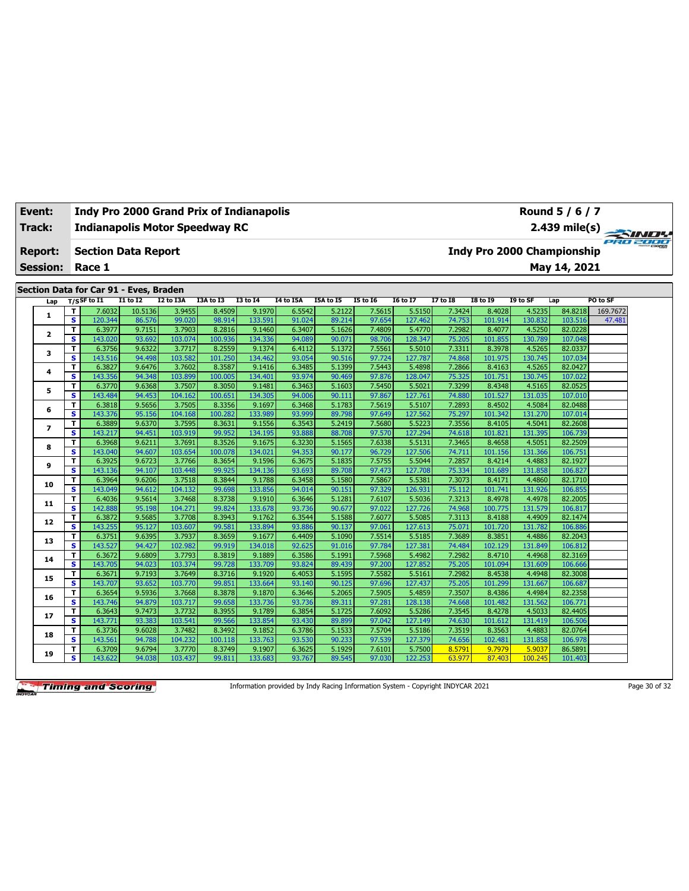| Event: | Indy Pro 2000 Grand Prix of Indianapolis | Round 5 / 6 / 7 |
|---|---|---|
| Track: | Indianapolis Motor Speedway RC | 2.439 mile(s) |
| Report: | Section Data Report | Indy Pro 2000 Championship |
| Session: | Race 1 | May 14, 2021 |

## Section Data for Car 91 - Eves, Braden

| Lap | T/S | SF to I1 | I1 to I2 | I2 to I3A | I3A to I3 | I3 to I4 | I4 to I5A | I5A to I5 | I5 to I6 | I6 to I7 | I7 to I8 | I8 to I9 | I9 to SF | Lap | PO to SF |
|---|---|---|---|---|---|---|---|---|---|---|---|---|---|---|---|
| 1 | T | 7.6032 | 10.5136 | 3.9455 | 8.4509 | 9.1970 | 6.5542 | 5.2122 | 7.5615 | 5.5150 | 7.3424 | 8.4028 | 4.5235 | 84.8218 | 169.7672 |
| | S | 120.344 | 86.576 | 99.020 | 98.914 | 133.591 | 91.024 | 89.214 | 97.654 | 127.462 | 74.753 | 101.914 | 130.832 | 103.516 | 47.481 |
| 2 | T | 6.3977 | 9.7151 | 3.7903 | 8.2816 | 9.1460 | 6.3407 | 5.1626 | 7.4809 | 5.4770 | 7.2982 | 8.4077 | 4.5250 | 82.0228 | |
| | S | 143.020 | 93.692 | 103.074 | 100.936 | 134.336 | 94.089 | 90.071 | 98.706 | 128.347 | 75.205 | 101.855 | 130.789 | 107.048 | |
| 3 | T | 6.3756 | 9.6322 | 3.7717 | 8.2559 | 9.1374 | 6.4112 | 5.1372 | 7.5561 | 5.5010 | 7.3311 | 8.3978 | 4.5265 | 82.0337 | |
| | S | 143.516 | 94.498 | 103.582 | 101.250 | 134.462 | 93.054 | 90.516 | 97.724 | 127.787 | 74.868 | 101.975 | 130.745 | 107.034 | |
| 4 | T | 6.3827 | 9.6476 | 3.7602 | 8.3587 | 9.1416 | 6.3485 | 5.1399 | 7.5443 | 5.4898 | 7.2866 | 8.4163 | 4.5265 | 82.0427 | |
| | S | 143.356 | 94.348 | 103.899 | 100.005 | 134.401 | 93.974 | 90.469 | 97.876 | 128.047 | 75.325 | 101.751 | 130.745 | 107.022 | |
| 5 | T | 6.3770 | 9.6368 | 3.7507 | 8.3050 | 9.1481 | 6.3463 | 5.1603 | 7.5450 | 5.5021 | 7.3299 | 8.4348 | 4.5165 | 82.0525 | |
| | S | 143.484 | 94.453 | 104.162 | 100.651 | 134.305 | 94.006 | 90.111 | 97.867 | 127.761 | 74.880 | 101.527 | 131.035 | 107.010 | |
| 6 | T | 6.3818 | 9.5656 | 3.7505 | 8.3356 | 9.1697 | 6.3468 | 5.1783 | 7.5619 | 5.5107 | 7.2893 | 8.4502 | 4.5084 | 82.0488 | |
| | S | 143.376 | 95.156 | 104.168 | 100.282 | 133.989 | 93.999 | 89.798 | 97.649 | 127.562 | 75.297 | 101.342 | 131.270 | 107.014 | |
| 7 | T | 6.3889 | 9.6370 | 3.7595 | 8.3631 | 9.1556 | 6.3543 | 5.2419 | 7.5680 | 5.5223 | 7.3556 | 8.4105 | 4.5041 | 82.2608 | |
| | S | 143.217 | 94.451 | 103.919 | 99.952 | 134.195 | 93.888 | 88.708 | 97.570 | 127.294 | 74.618 | 101.821 | 131.395 | 106.739 | |
| 8 | T | 6.3968 | 9.6211 | 3.7691 | 8.3526 | 9.1675 | 6.3230 | 5.1565 | 7.6338 | 5.5131 | 7.3465 | 8.4658 | 4.5051 | 82.2509 | |
| | S | 143.040 | 94.607 | 103.654 | 100.078 | 134.021 | 94.353 | 90.177 | 96.729 | 127.506 | 74.711 | 101.156 | 131.366 | 106.751 | |
| 9 | T | 6.3925 | 9.6723 | 3.7766 | 8.3654 | 9.1596 | 6.3675 | 5.1835 | 7.5755 | 5.5044 | 7.2857 | 8.4214 | 4.4883 | 82.1927 | |
| | S | 143.136 | 94.107 | 103.448 | 99.925 | 134.136 | 93.693 | 89.708 | 97.473 | 127.708 | 75.334 | 101.689 | 131.858 | 106.827 | |
| 10 | T | 6.3964 | 9.6206 | 3.7518 | 8.3844 | 9.1788 | 6.3458 | 5.1580 | 7.5867 | 5.5381 | 7.3073 | 8.4171 | 4.4860 | 82.1710 | |
| | S | 143.049 | 94.612 | 104.132 | 99.698 | 133.856 | 94.014 | 90.151 | 97.329 | 126.931 | 75.112 | 101.741 | 131.926 | 106.855 | |
| 11 | T | 6.4036 | 9.5614 | 3.7468 | 8.3738 | 9.1910 | 6.3646 | 5.1281 | 7.6107 | 5.5036 | 7.3213 | 8.4978 | 4.4978 | 82.2005 | |
| | S | 142.888 | 95.198 | 104.271 | 99.824 | 133.678 | 93.736 | 90.677 | 97.022 | 127.726 | 74.968 | 100.775 | 131.579 | 106.817 | |
| 12 | T | 6.3872 | 9.5685 | 3.7708 | 8.3943 | 9.1762 | 6.3544 | 5.1588 | 7.6077 | 5.5085 | 7.3113 | 8.4188 | 4.4909 | 82.1474 | |
| | S | 143.255 | 95.127 | 103.607 | 99.581 | 133.894 | 93.886 | 90.137 | 97.061 | 127.613 | 75.071 | 101.720 | 131.782 | 106.886 | |
| 13 | T | 6.3751 | 9.6395 | 3.7937 | 8.3659 | 9.1677 | 6.4409 | 5.1090 | 7.5514 | 5.5185 | 7.3689 | 8.3851 | 4.4886 | 82.2043 | |
| | S | 143.527 | 94.427 | 102.982 | 99.919 | 134.018 | 92.625 | 91.016 | 97.784 | 127.381 | 74.484 | 102.129 | 131.849 | 106.812 | |
| 14 | T | 6.3672 | 9.6809 | 3.7793 | 8.3819 | 9.1889 | 6.3586 | 5.1991 | 7.5968 | 5.4982 | 7.2982 | 8.4710 | 4.4968 | 82.3169 | |
| | S | 143.705 | 94.023 | 103.374 | 99.728 | 133.709 | 93.824 | 89.439 | 97.200 | 127.852 | 75.205 | 101.094 | 131.609 | 106.666 | |
| 15 | T | 6.3671 | 9.7193 | 3.7649 | 8.3716 | 9.1920 | 6.4053 | 5.1595 | 7.5582 | 5.5161 | 7.2982 | 8.4538 | 4.4948 | 82.3008 | |
| | S | 143.707 | 93.652 | 103.770 | 99.851 | 133.664 | 93.140 | 90.125 | 97.696 | 127.437 | 75.205 | 101.299 | 131.667 | 106.687 | |
| 16 | T | 6.3654 | 9.5936 | 3.7668 | 8.3878 | 9.1870 | 6.3646 | 5.2065 | 7.5905 | 5.4859 | 7.3507 | 8.4386 | 4.4984 | 82.2358 | |
| | S | 143.746 | 94.879 | 103.717 | 99.658 | 133.736 | 93.736 | 89.311 | 97.281 | 128.138 | 74.668 | 101.482 | 131.562 | 106.771 | |
| 17 | T | 6.3643 | 9.7473 | 3.7732 | 8.3955 | 9.1789 | 6.3854 | 5.1725 | 7.6092 | 5.5286 | 7.3545 | 8.4278 | 4.5033 | 82.4405 | |
| | S | 143.771 | 93.383 | 103.541 | 99.566 | 133.854 | 93.430 | 89.899 | 97.042 | 127.149 | 74.630 | 101.612 | 131.419 | 106.506 | |
| 18 | T | 6.3736 | 9.6028 | 3.7482 | 8.3492 | 9.1852 | 6.3786 | 5.1533 | 7.5704 | 5.5186 | 7.3519 | 8.3563 | 4.4883 | 82.0764 | |
| | S | 143.561 | 94.788 | 104.232 | 100.118 | 133.763 | 93.530 | 90.233 | 97.539 | 127.379 | 74.656 | 102.481 | 131.858 | 106.978 | |
| 19 | T | 6.3709 | 9.6794 | 3.7770 | 8.3749 | 9.1907 | 6.3625 | 5.1929 | 7.6101 | 5.7500 | 8.5791 | 9.7979 | 5.9037 | 86.5891 | |
| | S | 143.622 | 94.038 | 103.437 | 99.811 | 133.683 | 93.767 | 89.545 | 97.030 | 122.253 | 63.977 | 87.403 | 100.245 | 101.403 | |

Information provided by Indy Racing Information System - Copyright INDYCAR 2021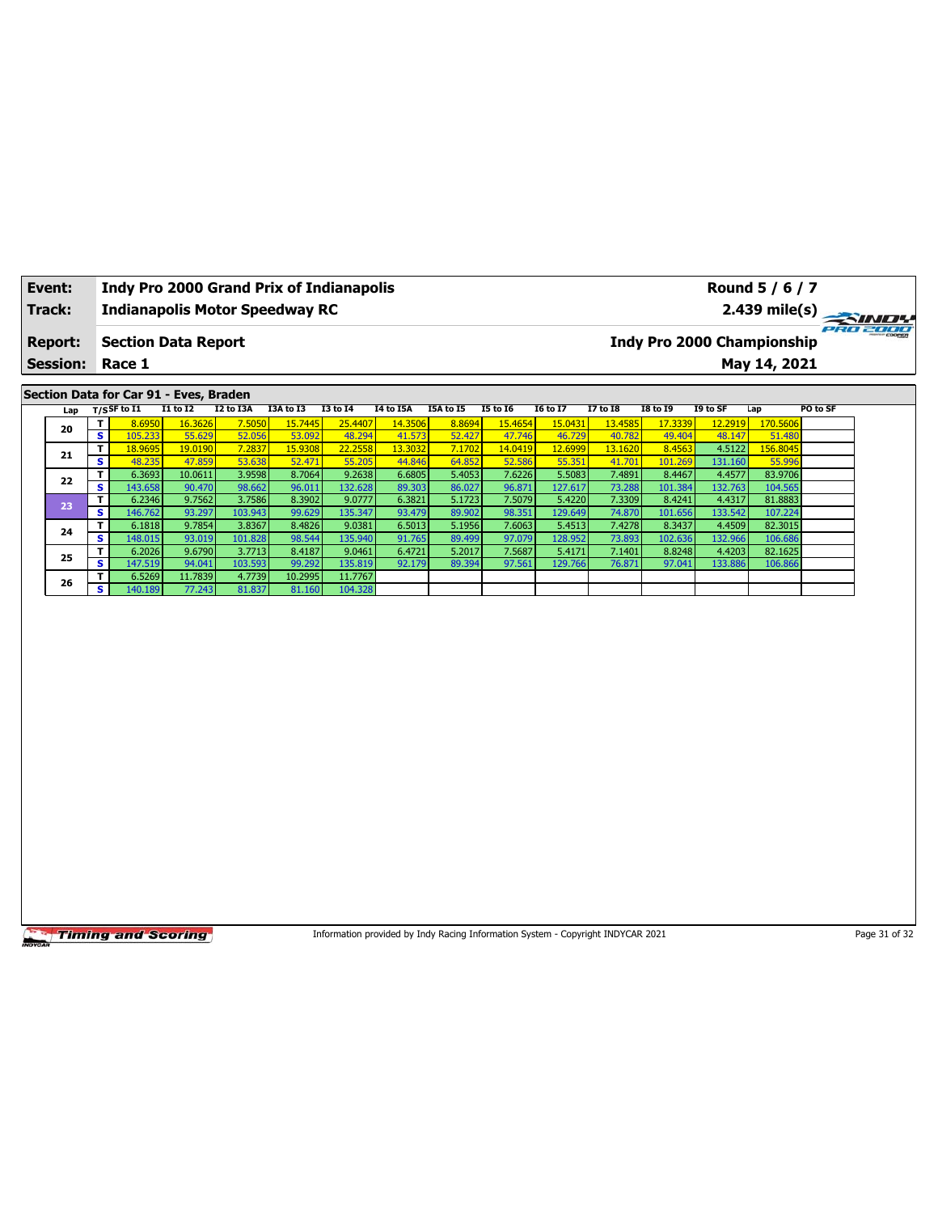| Event: | Indy Pro 2000 Grand Prix of Indianapolis | Round 5 / 6 / 7 |
|---|---|---|
| Track: | Indianapolis Motor Speedway RC | 2.439 mile(s) |
| Report: | Section Data Report | Indy Pro 2000 Championship |
| Session: | Race 1 | May 14, 2021 |

## Section Data for Car 91 - Eves, Braden

| Lap | T/S | SF to I1 | I1 to I2 | I2 to I3A | I3A to I3 | I3 to I4 | I4 to I5A | I5A to I5 | I5 to I6 | I6 to I7 | I7 to I8 | I8 to I9 | I9 to SF | Lap | PO to SF |
|---|---|---|---|---|---|---|---|---|---|---|---|---|---|---|---|
| 20 | T | 8.6950 | 16.3626 | 7.5050 | 15.7445 | 25.4407 | 14.3506 | 8.8694 | 15.4654 | 15.0431 | 13.4585 | 17.3339 | 12.2919 | 170.5606 | |
| | S | 105.233 | 55.629 | 52.056 | 53.092 | 48.294 | 41.573 | 52.427 | 47.746 | 46.729 | 40.782 | 49.404 | 48.147 | 51.480 | |
| 21 | T | 18.9695 | 19.0190 | 7.2837 | 15.9308 | 22.2558 | 13.3032 | 7.1702 | 14.0419 | 12.6999 | 13.1620 | 8.4563 | 4.5122 | 156.8045 | |
| | S | 48.235 | 47.859 | 53.638 | 52.471 | 55.205 | 44.846 | 64.852 | 52.586 | 55.351 | 41.701 | 101.269 | 131.160 | 55.996 | |
| 22 | T | 6.3693 | 10.0611 | 3.9598 | 8.7064 | 9.2638 | 6.6805 | 5.4053 | 7.6226 | 5.5083 | 7.4891 | 8.4467 | 4.4577 | 83.9706 | |
| | S | 143.658 | 90.470 | 98.662 | 96.011 | 132.628 | 89.303 | 86.027 | 96.871 | 127.617 | 73.288 | 101.384 | 132.763 | 104.565 | |
| 23 | T | 6.2346 | 9.7562 | 3.7586 | 8.3902 | 9.0777 | 6.3821 | 5.1723 | 7.5079 | 5.4220 | 7.3309 | 8.4241 | 4.4317 | 81.8883 | |
| | S | 146.762 | 93.297 | 103.943 | 99.629 | 135.347 | 93.479 | 89.902 | 98.351 | 129.649 | 74.870 | 101.656 | 133.542 | 107.224 | |
| 24 | T | 6.1818 | 9.7854 | 3.8367 | 8.4826 | 9.0381 | 6.5013 | 5.1956 | 7.6063 | 5.4513 | 7.4278 | 8.3437 | 4.4509 | 82.3015 | |
| | S | 148.015 | 93.019 | 101.828 | 98.544 | 135.940 | 91.765 | 89.499 | 97.079 | 128.952 | 73.893 | 102.636 | 132.966 | 106.686 | |
| 25 | T | 6.2026 | 9.6790 | 3.7713 | 8.4187 | 9.0461 | 6.4721 | 5.2017 | 7.5687 | 5.4171 | 7.1401 | 8.8248 | 4.4203 | 82.1625 | |
| | S | 147.519 | 94.041 | 103.593 | 99.292 | 135.819 | 92.179 | 89.394 | 97.561 | 129.766 | 76.871 | 97.041 | 133.886 | 106.866 | |
| 26 | T | 6.5269 | 11.7839 | 4.7739 | 10.2995 | 11.7767 | | | | | | | | | |
| | S | 140.189 | 77.243 | 81.837 | 81.160 | 104.328 | | | | | | | | | |

Information provided by Indy Racing Information System - Copyright INDYCAR 2021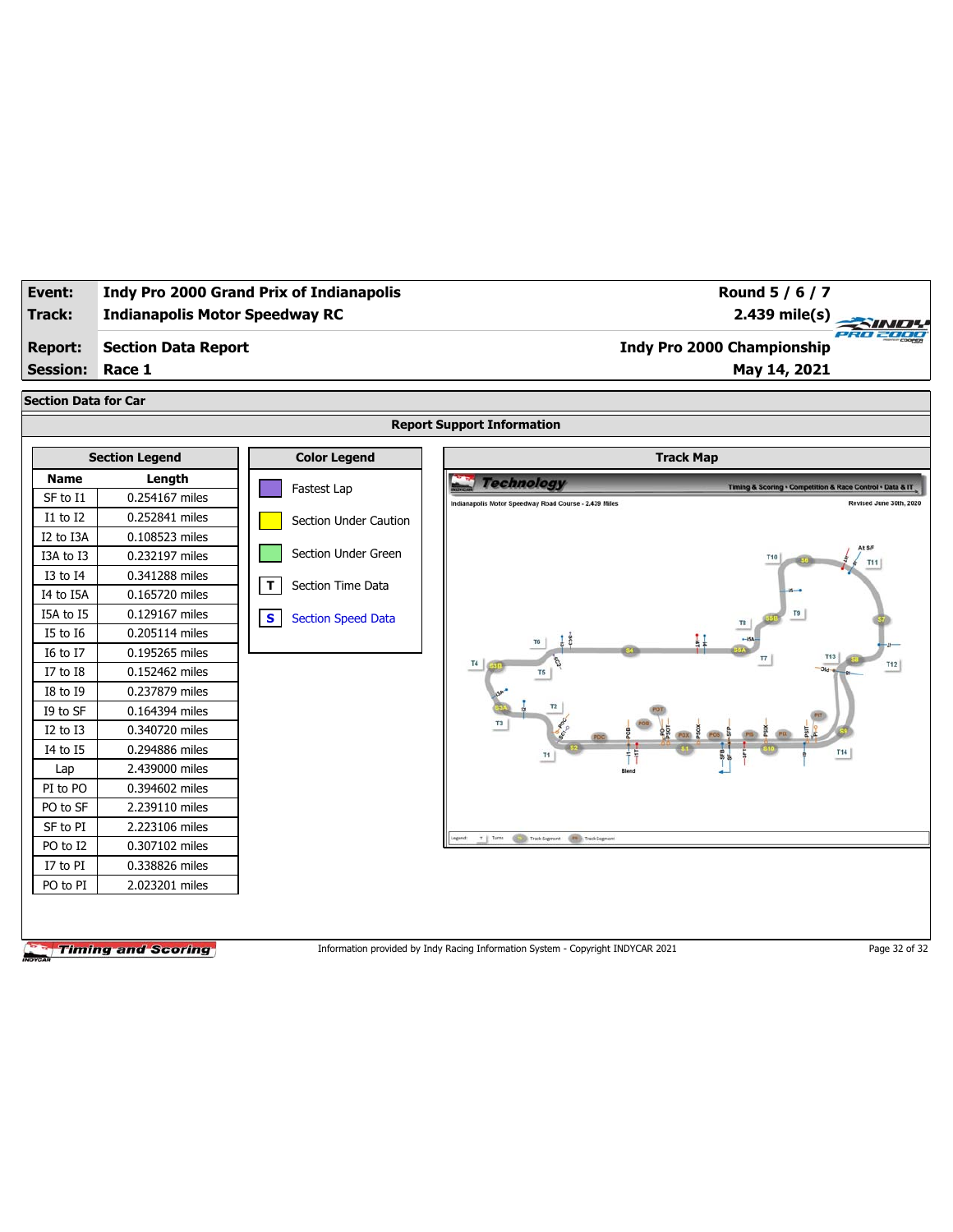| | | | |
|---|---|---|---|
| **Event:** | **Indy Pro 2000 Grand Prix of Indianapolis** | **Round 5 / 6 / 7** | |
| **Track:** | **Indianapolis Motor Speedway RC** | **2.439 mile(s)** | |
| **Report:** | **Section Data Report** | **Indy Pro 2000 Championship** | |
| **Session:** | **Race 1** | **May 14, 2021** | |

**Section Data for Car**

## Report Support Information

### Section Legend

| Name | Length |
|---|---|
| SF to I1 | 0.254167 miles |
| I1 to I2 | 0.252841 miles |
| I2 to I3A | 0.108523 miles |
| I3A to I3 | 0.232197 miles |
| I3 to I4 | 0.341288 miles |
| I4 to I5A | 0.165720 miles |
| I5A to I5 | 0.129167 miles |
| I5 to I6 | 0.205114 miles |
| I6 to I7 | 0.195265 miles |
| I7 to I8 | 0.152462 miles |
| I8 to I9 | 0.237879 miles |
| I9 to SF | 0.164394 miles |
| I2 to I3 | 0.340720 miles |
| I4 to I5 | 0.294886 miles |
| Lap | 2.439000 miles |
| PI to PO | 0.394602 miles |
| PO to SF | 2.239110 miles |
| SF to PI | 2.223106 miles |
| PO to I2 | 0.307102 miles |
| I7 to PI | 0.338826 miles |
| PO to PI | 2.023201 miles |

### Color Legend

- Fastest Lap
- Section Under Caution
- Section Under Green
- T — Section Time Data
- S — Section Speed Data

### Track Map

Technology

Timing & Scoring • Competition & Race Control • Data & IT

Indianapolis Motor Speedway Road Course - 2.439 Miles

Revised June 30th, 2020

Information provided by Indy Racing Information System - Copyright INDYCAR 2021